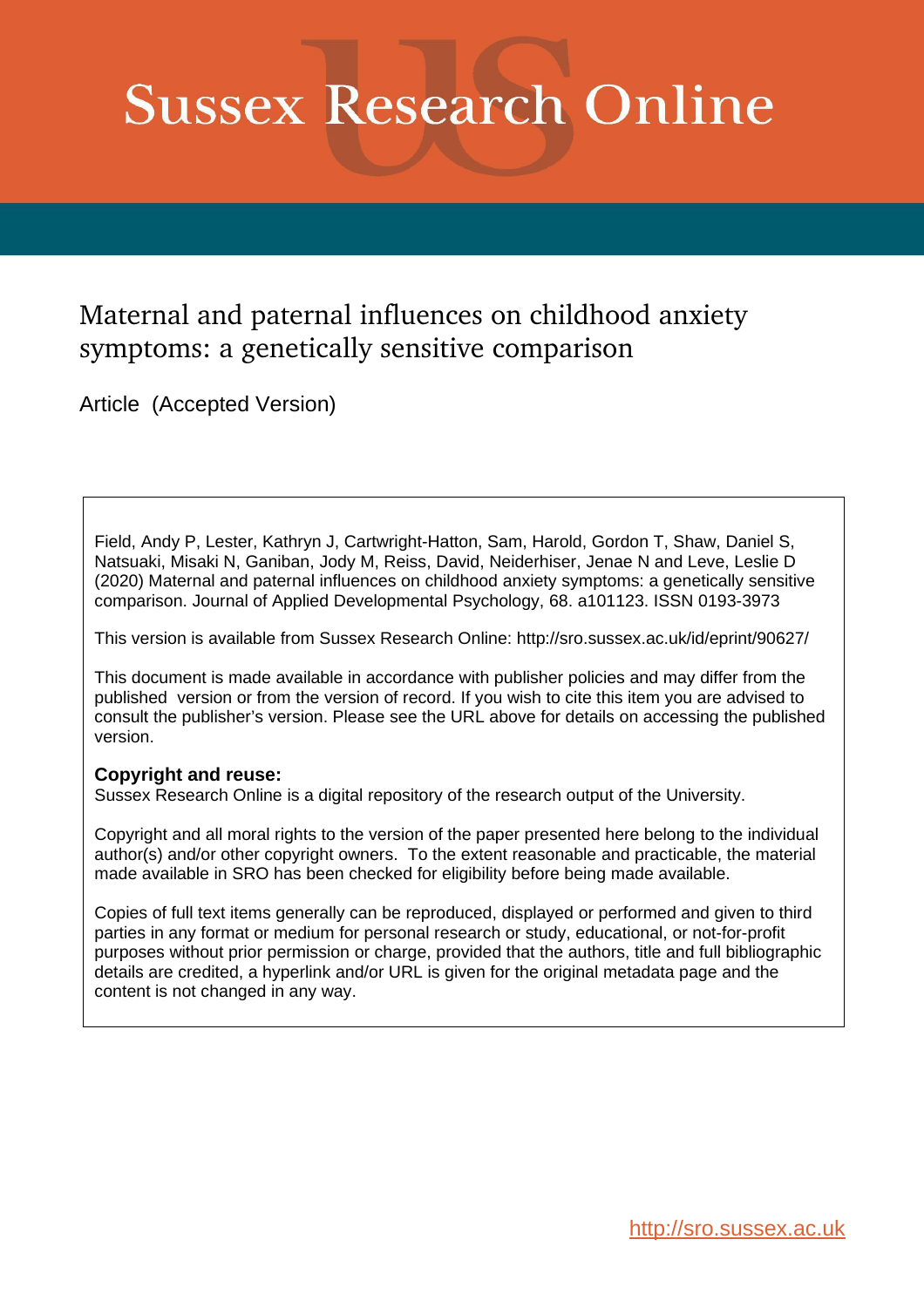# Sussex Research Online

## Maternal and paternal influences on childhood anxiety symptoms: a genetically sensitive comparison

Article (Accepted Version)

Field, Andy P, Lester, Kathryn J, Cartwright-Hatton, Sam, Harold, Gordon T, Shaw, Daniel S, Natsuaki, Misaki N, Ganiban, Jody M, Reiss, David, Neiderhiser, Jenae N and Leve, Leslie D (2020) Maternal and paternal influences on childhood anxiety symptoms: a genetically sensitive comparison. Journal of Applied Developmental Psychology, 68. a101123. ISSN 0193-3973

This version is available from Sussex Research Online: http://sro.sussex.ac.uk/id/eprint/90627/

This document is made available in accordance with publisher policies and may differ from the published version or from the version of record. If you wish to cite this item you are advised to consult the publisher's version. Please see the URL above for details on accessing the published version.

**Copyright and reuse:**
Sussex Research Online is a digital repository of the research output of the University.

Copyright and all moral rights to the version of the paper presented here belong to the individual author(s) and/or other copyright owners. To the extent reasonable and practicable, the material made available in SRO has been checked for eligibility before being made available.

Copies of full text items generally can be reproduced, displayed or performed and given to third parties in any format or medium for personal research or study, educational, or not-for-profit purposes without prior permission or charge, provided that the authors, title and full bibliographic details are credited, a hyperlink and/or URL is given for the original metadata page and the content is not changed in any way.

http://sro.sussex.ac.uk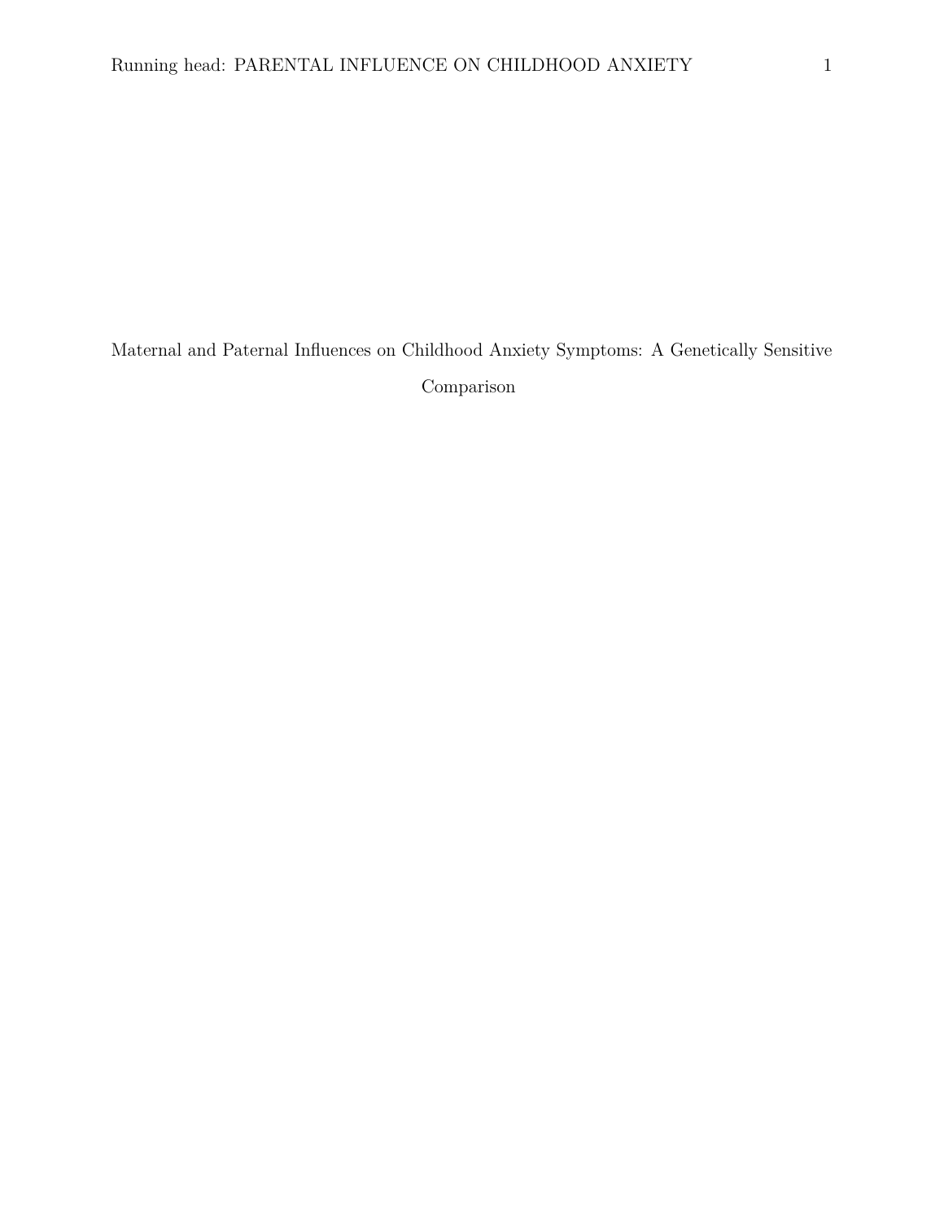# Maternal and Paternal Influences on Childhood Anxiety Symptoms: A Genetically Sensitive Comparison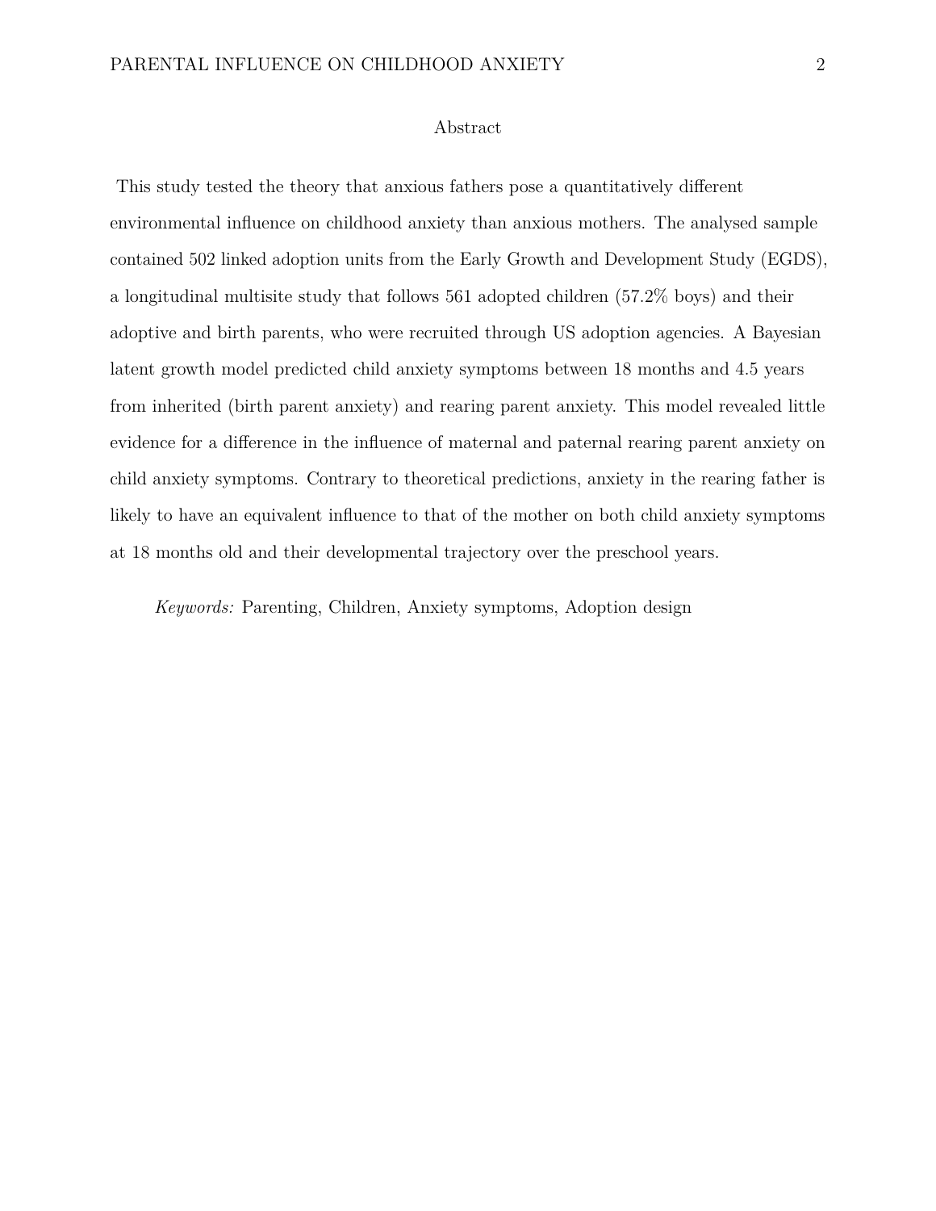# Abstract

This study tested the theory that anxious fathers pose a quantitatively different environmental influence on childhood anxiety than anxious mothers. The analysed sample contained 502 linked adoption units from the Early Growth and Development Study (EGDS), a longitudinal multisite study that follows 561 adopted children (57.2% boys) and their adoptive and birth parents, who were recruited through US adoption agencies. A Bayesian latent growth model predicted child anxiety symptoms between 18 months and 4.5 years from inherited (birth parent anxiety) and rearing parent anxiety. This model revealed little evidence for a difference in the influence of maternal and paternal rearing parent anxiety on child anxiety symptoms. Contrary to theoretical predictions, anxiety in the rearing father is likely to have an equivalent influence to that of the mother on both child anxiety symptoms at 18 months old and their developmental trajectory over the preschool years.

*Keywords:* Parenting, Children, Anxiety symptoms, Adoption design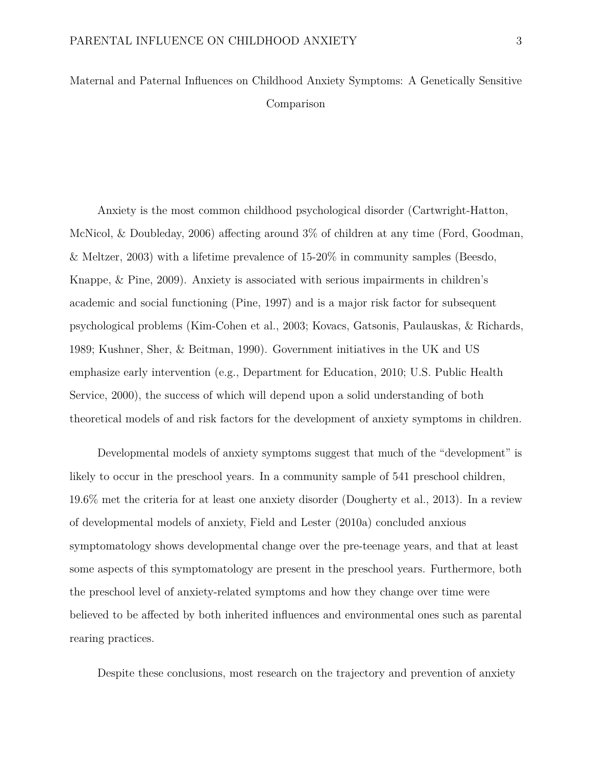# Maternal and Paternal Influences on Childhood Anxiety Symptoms: A Genetically Sensitive Comparison

Anxiety is the most common childhood psychological disorder (Cartwright-Hatton, McNicol, & Doubleday, 2006) affecting around 3% of children at any time (Ford, Goodman, & Meltzer, 2003) with a lifetime prevalence of 15-20% in community samples (Beesdo, Knappe, & Pine, 2009). Anxiety is associated with serious impairments in children's academic and social functioning (Pine, 1997) and is a major risk factor for subsequent psychological problems (Kim-Cohen et al., 2003; Kovacs, Gatsonis, Paulauskas, & Richards, 1989; Kushner, Sher, & Beitman, 1990). Government initiatives in the UK and US emphasize early intervention (e.g., Department for Education, 2010; U.S. Public Health Service, 2000), the success of which will depend upon a solid understanding of both theoretical models of and risk factors for the development of anxiety symptoms in children.

Developmental models of anxiety symptoms suggest that much of the "development" is likely to occur in the preschool years. In a community sample of 541 preschool children, 19.6% met the criteria for at least one anxiety disorder (Dougherty et al., 2013). In a review of developmental models of anxiety, Field and Lester (2010a) concluded anxious symptomatology shows developmental change over the pre-teenage years, and that at least some aspects of this symptomatology are present in the preschool years. Furthermore, both the preschool level of anxiety-related symptoms and how they change over time were believed to be affected by both inherited influences and environmental ones such as parental rearing practices.

Despite these conclusions, most research on the trajectory and prevention of anxiety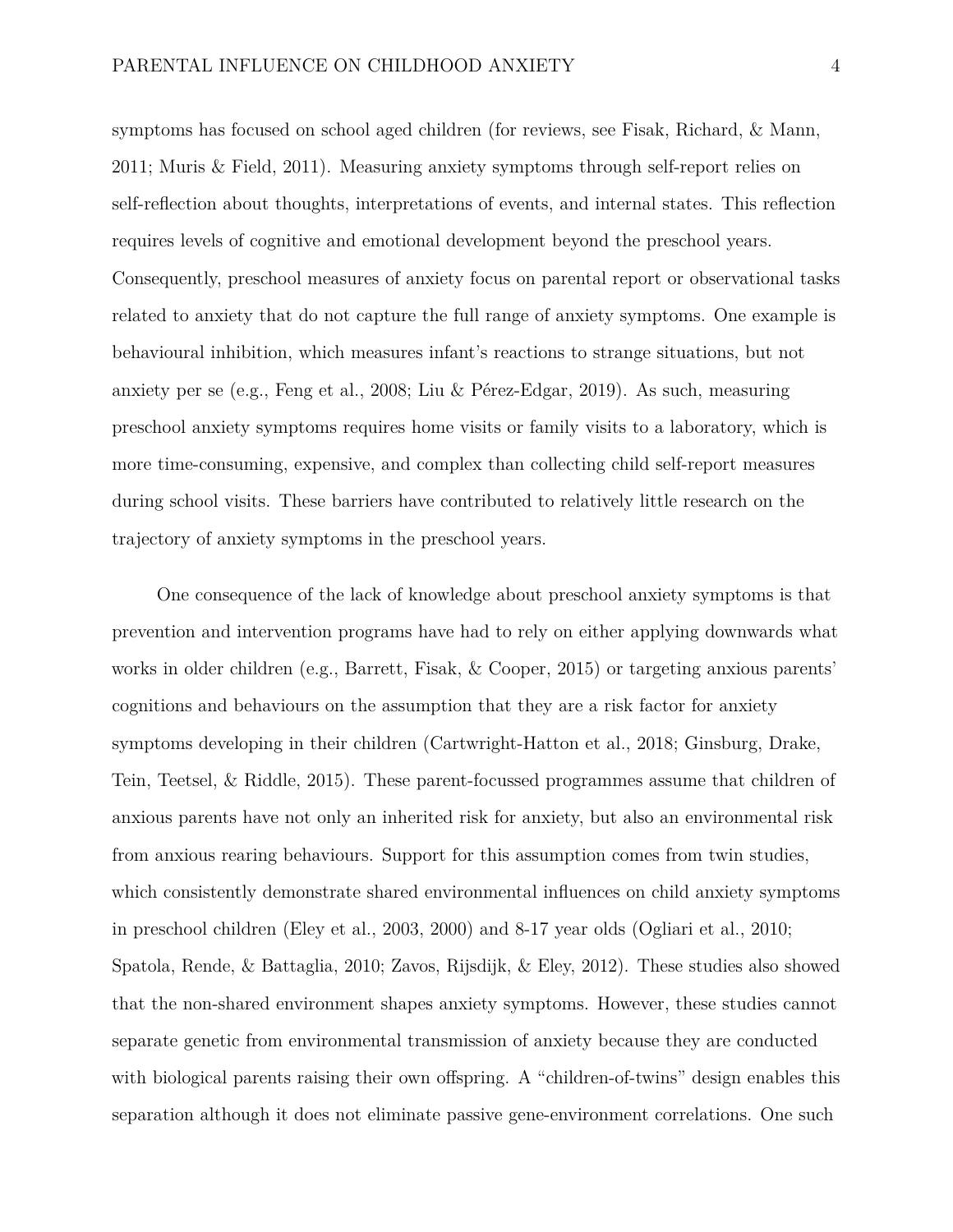symptoms has focused on school aged children (for reviews, see Fisak, Richard, & Mann, 2011; Muris & Field, 2011). Measuring anxiety symptoms through self-report relies on self-reflection about thoughts, interpretations of events, and internal states. This reflection requires levels of cognitive and emotional development beyond the preschool years. Consequently, preschool measures of anxiety focus on parental report or observational tasks related to anxiety that do not capture the full range of anxiety symptoms. One example is behavioural inhibition, which measures infant's reactions to strange situations, but not anxiety per se (e.g., Feng et al., 2008; Liu & Pérez-Edgar, 2019). As such, measuring preschool anxiety symptoms requires home visits or family visits to a laboratory, which is more time-consuming, expensive, and complex than collecting child self-report measures during school visits. These barriers have contributed to relatively little research on the trajectory of anxiety symptoms in the preschool years.

One consequence of the lack of knowledge about preschool anxiety symptoms is that prevention and intervention programs have had to rely on either applying downwards what works in older children (e.g., Barrett, Fisak, & Cooper, 2015) or targeting anxious parents' cognitions and behaviours on the assumption that they are a risk factor for anxiety symptoms developing in their children (Cartwright-Hatton et al., 2018; Ginsburg, Drake, Tein, Teetsel, & Riddle, 2015). These parent-focussed programmes assume that children of anxious parents have not only an inherited risk for anxiety, but also an environmental risk from anxious rearing behaviours. Support for this assumption comes from twin studies, which consistently demonstrate shared environmental influences on child anxiety symptoms in preschool children (Eley et al., 2003, 2000) and 8-17 year olds (Ogliari et al., 2010; Spatola, Rende, & Battaglia, 2010; Zavos, Rijsdijk, & Eley, 2012). These studies also showed that the non-shared environment shapes anxiety symptoms. However, these studies cannot separate genetic from environmental transmission of anxiety because they are conducted with biological parents raising their own offspring. A "children-of-twins" design enables this separation although it does not eliminate passive gene-environment correlations. One such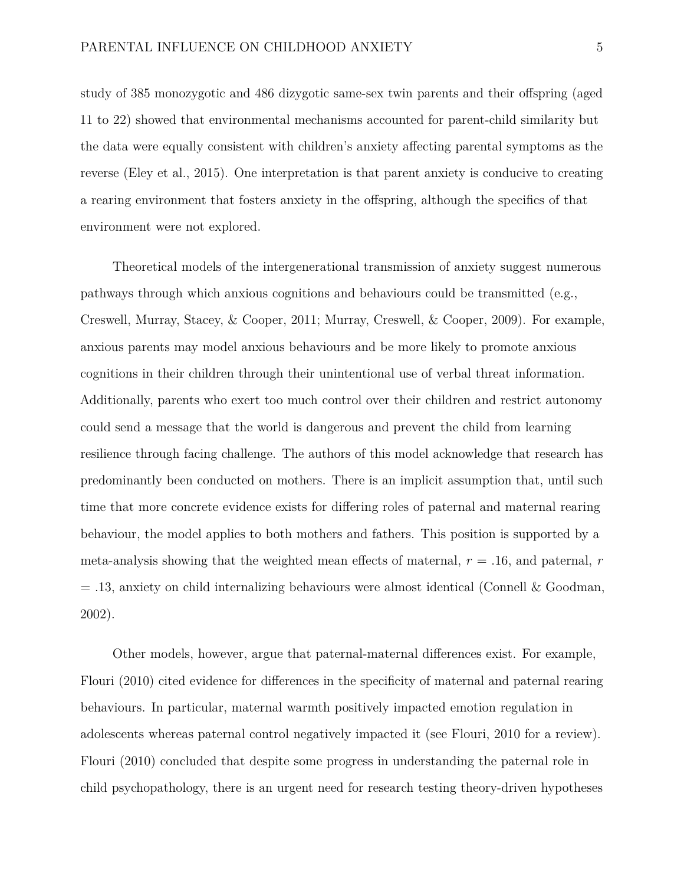study of 385 monozygotic and 486 dizygotic same-sex twin parents and their offspring (aged 11 to 22) showed that environmental mechanisms accounted for parent-child similarity but the data were equally consistent with children's anxiety affecting parental symptoms as the reverse (Eley et al., 2015). One interpretation is that parent anxiety is conducive to creating a rearing environment that fosters anxiety in the offspring, although the specifics of that environment were not explored.

Theoretical models of the intergenerational transmission of anxiety suggest numerous pathways through which anxious cognitions and behaviours could be transmitted (e.g., Creswell, Murray, Stacey, & Cooper, 2011; Murray, Creswell, & Cooper, 2009). For example, anxious parents may model anxious behaviours and be more likely to promote anxious cognitions in their children through their unintentional use of verbal threat information. Additionally, parents who exert too much control over their children and restrict autonomy could send a message that the world is dangerous and prevent the child from learning resilience through facing challenge. The authors of this model acknowledge that research has predominantly been conducted on mothers. There is an implicit assumption that, until such time that more concrete evidence exists for differing roles of paternal and maternal rearing behaviour, the model applies to both mothers and fathers. This position is supported by a meta-analysis showing that the weighted mean effects of maternal, $r$ = .16, and paternal, $r$ = .13, anxiety on child internalizing behaviours were almost identical (Connell & Goodman, 2002).

Other models, however, argue that paternal-maternal differences exist. For example, Flouri (2010) cited evidence for differences in the specificity of maternal and paternal rearing behaviours. In particular, maternal warmth positively impacted emotion regulation in adolescents whereas paternal control negatively impacted it (see Flouri, 2010 for a review). Flouri (2010) concluded that despite some progress in understanding the paternal role in child psychopathology, there is an urgent need for research testing theory-driven hypotheses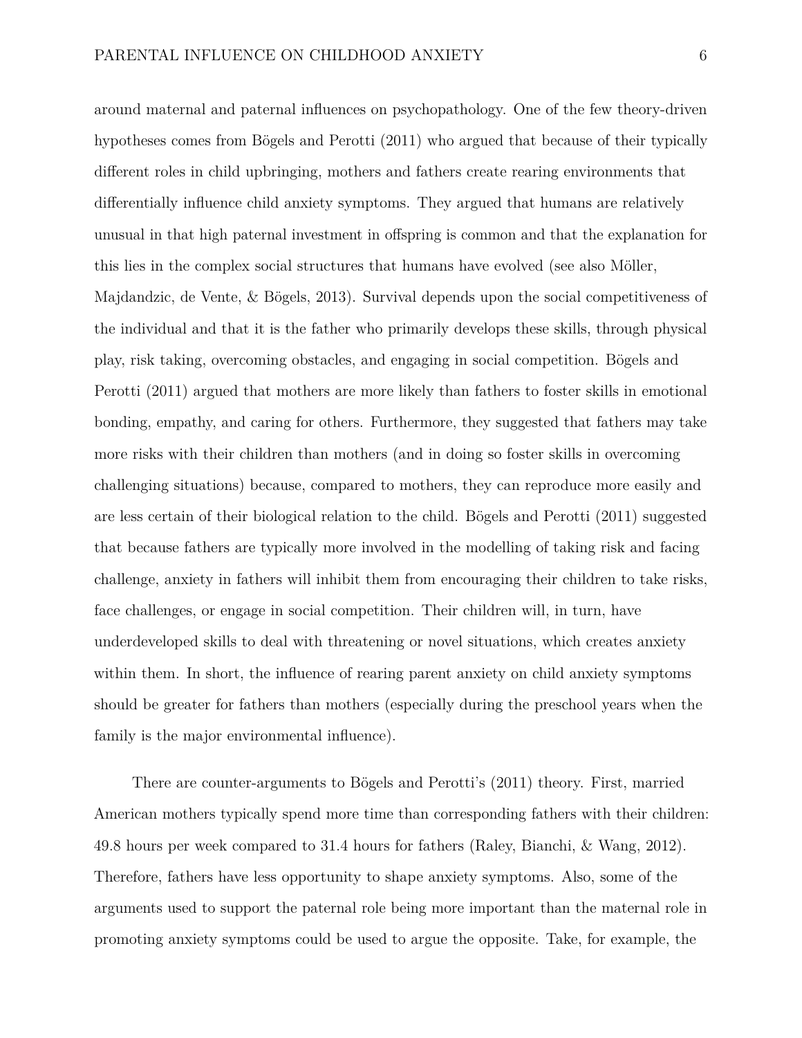around maternal and paternal influences on psychopathology. One of the few theory-driven hypotheses comes from Bögels and Perotti (2011) who argued that because of their typically different roles in child upbringing, mothers and fathers create rearing environments that differentially influence child anxiety symptoms. They argued that humans are relatively unusual in that high paternal investment in offspring is common and that the explanation for this lies in the complex social structures that humans have evolved (see also Möller, Majdandzic, de Vente, & Bögels, 2013). Survival depends upon the social competitiveness of the individual and that it is the father who primarily develops these skills, through physical play, risk taking, overcoming obstacles, and engaging in social competition. Bögels and Perotti (2011) argued that mothers are more likely than fathers to foster skills in emotional bonding, empathy, and caring for others. Furthermore, they suggested that fathers may take more risks with their children than mothers (and in doing so foster skills in overcoming challenging situations) because, compared to mothers, they can reproduce more easily and are less certain of their biological relation to the child. Bögels and Perotti (2011) suggested that because fathers are typically more involved in the modelling of taking risk and facing challenge, anxiety in fathers will inhibit them from encouraging their children to take risks, face challenges, or engage in social competition. Their children will, in turn, have underdeveloped skills to deal with threatening or novel situations, which creates anxiety within them. In short, the influence of rearing parent anxiety on child anxiety symptoms should be greater for fathers than mothers (especially during the preschool years when the family is the major environmental influence).

There are counter-arguments to Bögels and Perotti's (2011) theory. First, married American mothers typically spend more time than corresponding fathers with their children: 49.8 hours per week compared to 31.4 hours for fathers (Raley, Bianchi, & Wang, 2012). Therefore, fathers have less opportunity to shape anxiety symptoms. Also, some of the arguments used to support the paternal role being more important than the maternal role in promoting anxiety symptoms could be used to argue the opposite. Take, for example, the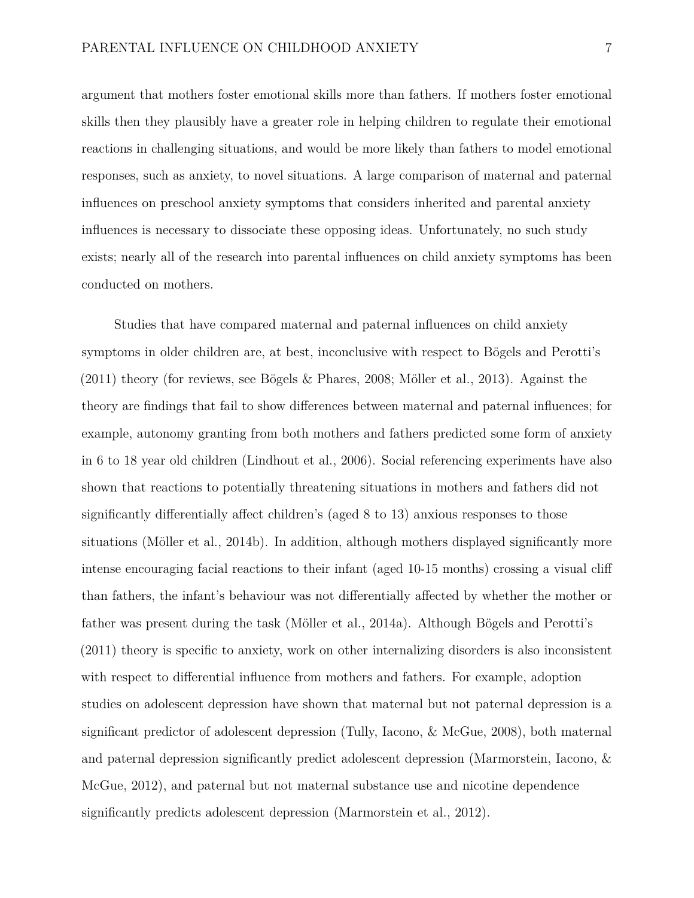argument that mothers foster emotional skills more than fathers. If mothers foster emotional skills then they plausibly have a greater role in helping children to regulate their emotional reactions in challenging situations, and would be more likely than fathers to model emotional responses, such as anxiety, to novel situations. A large comparison of maternal and paternal influences on preschool anxiety symptoms that considers inherited and parental anxiety influences is necessary to dissociate these opposing ideas. Unfortunately, no such study exists; nearly all of the research into parental influences on child anxiety symptoms has been conducted on mothers.

Studies that have compared maternal and paternal influences on child anxiety symptoms in older children are, at best, inconclusive with respect to Bögels and Perotti's (2011) theory (for reviews, see Bögels & Phares, 2008; Möller et al., 2013). Against the theory are findings that fail to show differences between maternal and paternal influences; for example, autonomy granting from both mothers and fathers predicted some form of anxiety in 6 to 18 year old children (Lindhout et al., 2006). Social referencing experiments have also shown that reactions to potentially threatening situations in mothers and fathers did not significantly differentially affect children's (aged 8 to 13) anxious responses to those situations (Möller et al., 2014b). In addition, although mothers displayed significantly more intense encouraging facial reactions to their infant (aged 10-15 months) crossing a visual cliff than fathers, the infant's behaviour was not differentially affected by whether the mother or father was present during the task (Möller et al., 2014a). Although Bögels and Perotti's (2011) theory is specific to anxiety, work on other internalizing disorders is also inconsistent with respect to differential influence from mothers and fathers. For example, adoption studies on adolescent depression have shown that maternal but not paternal depression is a significant predictor of adolescent depression (Tully, Iacono, & McGue, 2008), both maternal and paternal depression significantly predict adolescent depression (Marmorstein, Iacono, & McGue, 2012), and paternal but not maternal substance use and nicotine dependence significantly predicts adolescent depression (Marmorstein et al., 2012).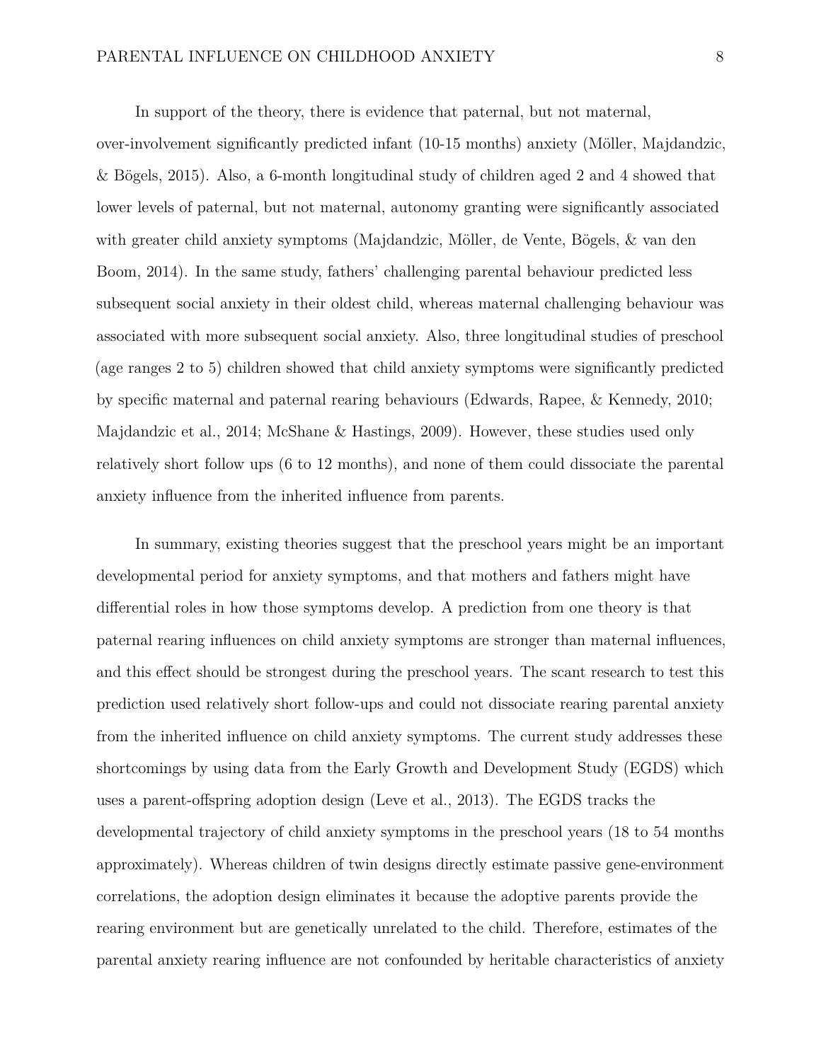In support of the theory, there is evidence that paternal, but not maternal, over-involvement significantly predicted infant (10-15 months) anxiety (Möller, Majdandzic, & Bögels, 2015). Also, a 6-month longitudinal study of children aged 2 and 4 showed that lower levels of paternal, but not maternal, autonomy granting were significantly associated with greater child anxiety symptoms (Majdandzic, Möller, de Vente, Bögels, & van den Boom, 2014). In the same study, fathers' challenging parental behaviour predicted less subsequent social anxiety in their oldest child, whereas maternal challenging behaviour was associated with more subsequent social anxiety. Also, three longitudinal studies of preschool (age ranges 2 to 5) children showed that child anxiety symptoms were significantly predicted by specific maternal and paternal rearing behaviours (Edwards, Rapee, & Kennedy, 2010; Majdandzic et al., 2014; McShane & Hastings, 2009). However, these studies used only relatively short follow ups (6 to 12 months), and none of them could dissociate the parental anxiety influence from the inherited influence from parents.

In summary, existing theories suggest that the preschool years might be an important developmental period for anxiety symptoms, and that mothers and fathers might have differential roles in how those symptoms develop. A prediction from one theory is that paternal rearing influences on child anxiety symptoms are stronger than maternal influences, and this effect should be strongest during the preschool years. The scant research to test this prediction used relatively short follow-ups and could not dissociate rearing parental anxiety from the inherited influence on child anxiety symptoms. The current study addresses these shortcomings by using data from the Early Growth and Development Study (EGDS) which uses a parent-offspring adoption design (Leve et al., 2013). The EGDS tracks the developmental trajectory of child anxiety symptoms in the preschool years (18 to 54 months approximately). Whereas children of twin designs directly estimate passive gene-environment correlations, the adoption design eliminates it because the adoptive parents provide the rearing environment but are genetically unrelated to the child. Therefore, estimates of the parental anxiety rearing influence are not confounded by heritable characteristics of anxiety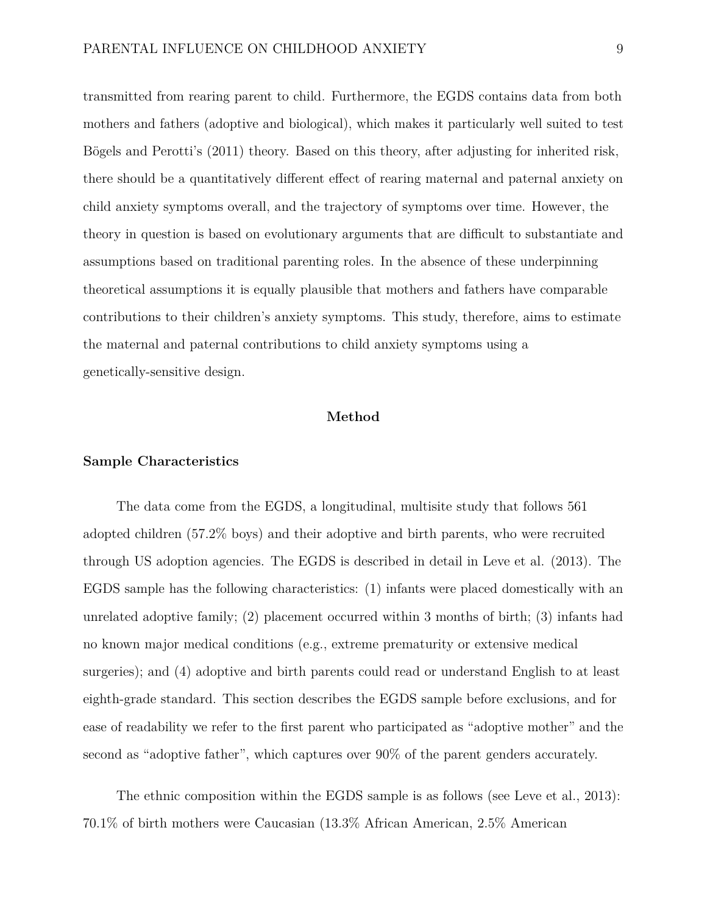transmitted from rearing parent to child. Furthermore, the EGDS contains data from both mothers and fathers (adoptive and biological), which makes it particularly well suited to test Bögels and Perotti's (2011) theory. Based on this theory, after adjusting for inherited risk, there should be a quantitatively different effect of rearing maternal and paternal anxiety on child anxiety symptoms overall, and the trajectory of symptoms over time. However, the theory in question is based on evolutionary arguments that are difficult to substantiate and assumptions based on traditional parenting roles. In the absence of these underpinning theoretical assumptions it is equally plausible that mothers and fathers have comparable contributions to their children's anxiety symptoms. This study, therefore, aims to estimate the maternal and paternal contributions to child anxiety symptoms using a genetically-sensitive design.

## Method

### Sample Characteristics

The data come from the EGDS, a longitudinal, multisite study that follows 561 adopted children (57.2% boys) and their adoptive and birth parents, who were recruited through US adoption agencies. The EGDS is described in detail in Leve et al. (2013). The EGDS sample has the following characteristics: (1) infants were placed domestically with an unrelated adoptive family; (2) placement occurred within 3 months of birth; (3) infants had no known major medical conditions (e.g., extreme prematurity or extensive medical surgeries); and (4) adoptive and birth parents could read or understand English to at least eighth-grade standard. This section describes the EGDS sample before exclusions, and for ease of readability we refer to the first parent who participated as "adoptive mother" and the second as "adoptive father", which captures over 90% of the parent genders accurately.

The ethnic composition within the EGDS sample is as follows (see Leve et al., 2013): 70.1% of birth mothers were Caucasian (13.3% African American, 2.5% American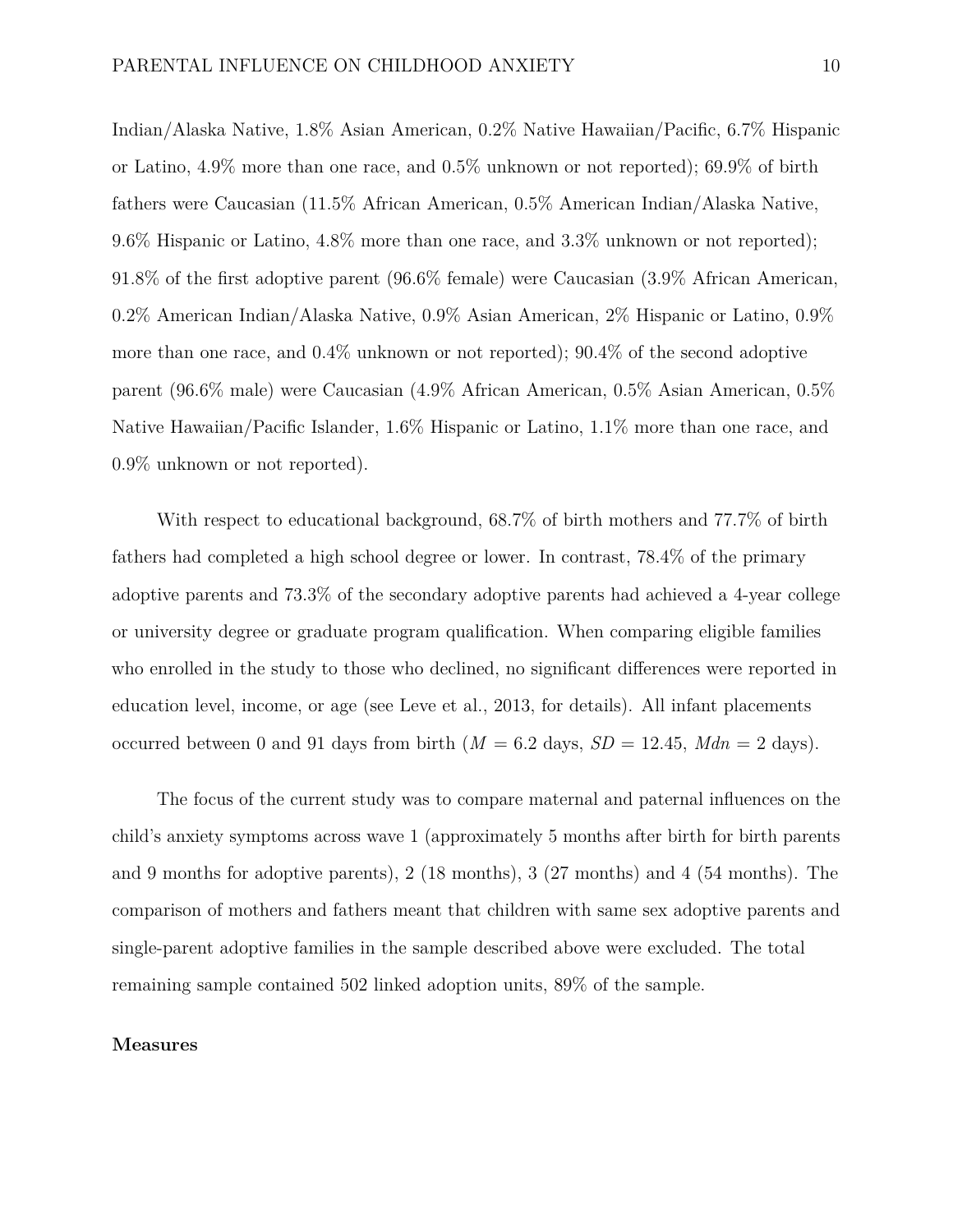Indian/Alaska Native, 1.8% Asian American, 0.2% Native Hawaiian/Pacific, 6.7% Hispanic or Latino, 4.9% more than one race, and 0.5% unknown or not reported); 69.9% of birth fathers were Caucasian (11.5% African American, 0.5% American Indian/Alaska Native, 9.6% Hispanic or Latino, 4.8% more than one race, and 3.3% unknown or not reported); 91.8% of the first adoptive parent (96.6% female) were Caucasian (3.9% African American, 0.2% American Indian/Alaska Native, 0.9% Asian American, 2% Hispanic or Latino, 0.9% more than one race, and 0.4% unknown or not reported); 90.4% of the second adoptive parent (96.6% male) were Caucasian (4.9% African American, 0.5% Asian American, 0.5% Native Hawaiian/Pacific Islander, 1.6% Hispanic or Latino, 1.1% more than one race, and 0.9% unknown or not reported).

With respect to educational background, 68.7% of birth mothers and 77.7% of birth fathers had completed a high school degree or lower. In contrast, 78.4% of the primary adoptive parents and 73.3% of the secondary adoptive parents had achieved a 4-year college or university degree or graduate program qualification. When comparing eligible families who enrolled in the study to those who declined, no significant differences were reported in education level, income, or age (see Leve et al., 2013, for details). All infant placements occurred between 0 and 91 days from birth ($M$ = 6.2 days, $SD$ = 12.45, $Mdn$ = 2 days).

The focus of the current study was to compare maternal and paternal influences on the child's anxiety symptoms across wave 1 (approximately 5 months after birth for birth parents and 9 months for adoptive parents), 2 (18 months), 3 (27 months) and 4 (54 months). The comparison of mothers and fathers meant that children with same sex adoptive parents and single-parent adoptive families in the sample described above were excluded. The total remaining sample contained 502 linked adoption units, 89% of the sample.

## Measures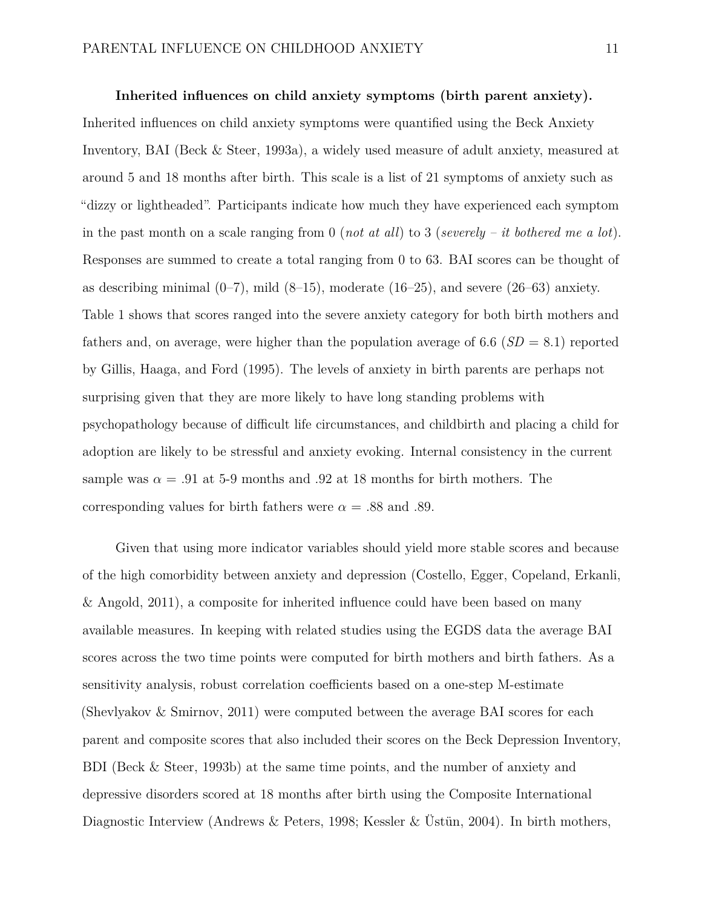**Inherited influences on child anxiety symptoms (birth parent anxiety).** Inherited influences on child anxiety symptoms were quantified using the Beck Anxiety Inventory, BAI (Beck & Steer, 1993a), a widely used measure of adult anxiety, measured at around 5 and 18 months after birth. This scale is a list of 21 symptoms of anxiety such as "dizzy or lightheaded". Participants indicate how much they have experienced each symptom in the past month on a scale ranging from 0 (*not at all*) to 3 (*severely – it bothered me a lot*). Responses are summed to create a total ranging from 0 to 63. BAI scores can be thought of as describing minimal (0–7), mild (8–15), moderate (16–25), and severe (26–63) anxiety. Table 1 shows that scores ranged into the severe anxiety category for both birth mothers and fathers and, on average, were higher than the population average of 6.6 ($SD = 8.1$) reported by Gillis, Haaga, and Ford (1995). The levels of anxiety in birth parents are perhaps not surprising given that they are more likely to have long standing problems with psychopathology because of difficult life circumstances, and childbirth and placing a child for adoption are likely to be stressful and anxiety evoking. Internal consistency in the current sample was $\alpha = .91$ at 5-9 months and .92 at 18 months for birth mothers. The corresponding values for birth fathers were $\alpha = .88$ and .89.

Given that using more indicator variables should yield more stable scores and because of the high comorbidity between anxiety and depression (Costello, Egger, Copeland, Erkanli, & Angold, 2011), a composite for inherited influence could have been based on many available measures. In keeping with related studies using the EGDS data the average BAI scores across the two time points were computed for birth mothers and birth fathers. As a sensitivity analysis, robust correlation coefficients based on a one-step M-estimate (Shevlyakov & Smirnov, 2011) were computed between the average BAI scores for each parent and composite scores that also included their scores on the Beck Depression Inventory, BDI (Beck & Steer, 1993b) at the same time points, and the number of anxiety and depressive disorders scored at 18 months after birth using the Composite International Diagnostic Interview (Andrews & Peters, 1998; Kessler & Üstün, 2004). In birth mothers,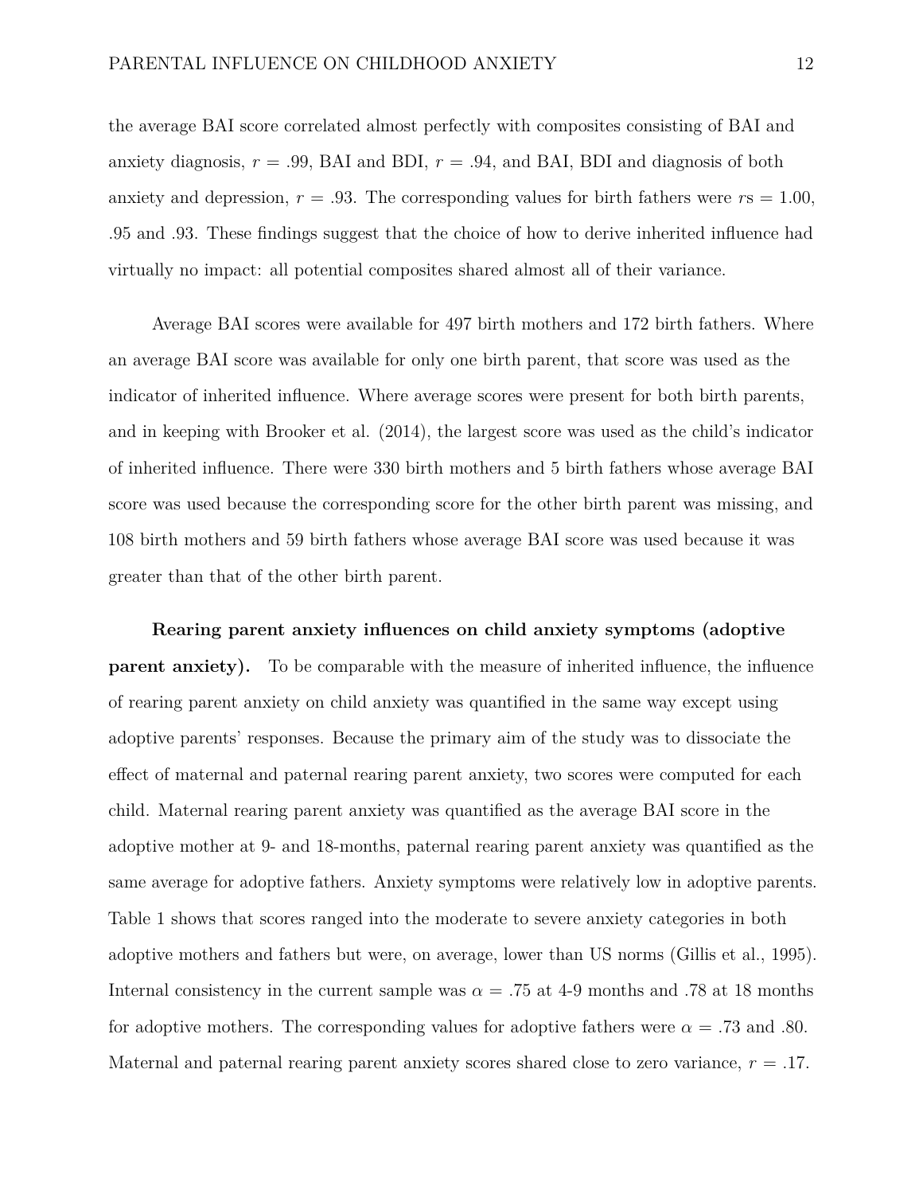the average BAI score correlated almost perfectly with composites consisting of BAI and anxiety diagnosis, $r$ = .99, BAI and BDI, $r$ = .94, and BAI, BDI and diagnosis of both anxiety and depression, $r$ = .93. The corresponding values for birth fathers were $r$s = 1.00, .95 and .93. These findings suggest that the choice of how to derive inherited influence had virtually no impact: all potential composites shared almost all of their variance.

Average BAI scores were available for 497 birth mothers and 172 birth fathers. Where an average BAI score was available for only one birth parent, that score was used as the indicator of inherited influence. Where average scores were present for both birth parents, and in keeping with Brooker et al. (2014), the largest score was used as the child's indicator of inherited influence. There were 330 birth mothers and 5 birth fathers whose average BAI score was used because the corresponding score for the other birth parent was missing, and 108 birth mothers and 59 birth fathers whose average BAI score was used because it was greater than that of the other birth parent.

**Rearing parent anxiety influences on child anxiety symptoms (adoptive parent anxiety).** To be comparable with the measure of inherited influence, the influence of rearing parent anxiety on child anxiety was quantified in the same way except using adoptive parents' responses. Because the primary aim of the study was to dissociate the effect of maternal and paternal rearing parent anxiety, two scores were computed for each child. Maternal rearing parent anxiety was quantified as the average BAI score in the adoptive mother at 9- and 18-months, paternal rearing parent anxiety was quantified as the same average for adoptive fathers. Anxiety symptoms were relatively low in adoptive parents. Table 1 shows that scores ranged into the moderate to severe anxiety categories in both adoptive mothers and fathers but were, on average, lower than US norms (Gillis et al., 1995). Internal consistency in the current sample was $\alpha$ = .75 at 4-9 months and .78 at 18 months for adoptive mothers. The corresponding values for adoptive fathers were $\alpha$ = .73 and .80. Maternal and paternal rearing parent anxiety scores shared close to zero variance, $r$ = .17.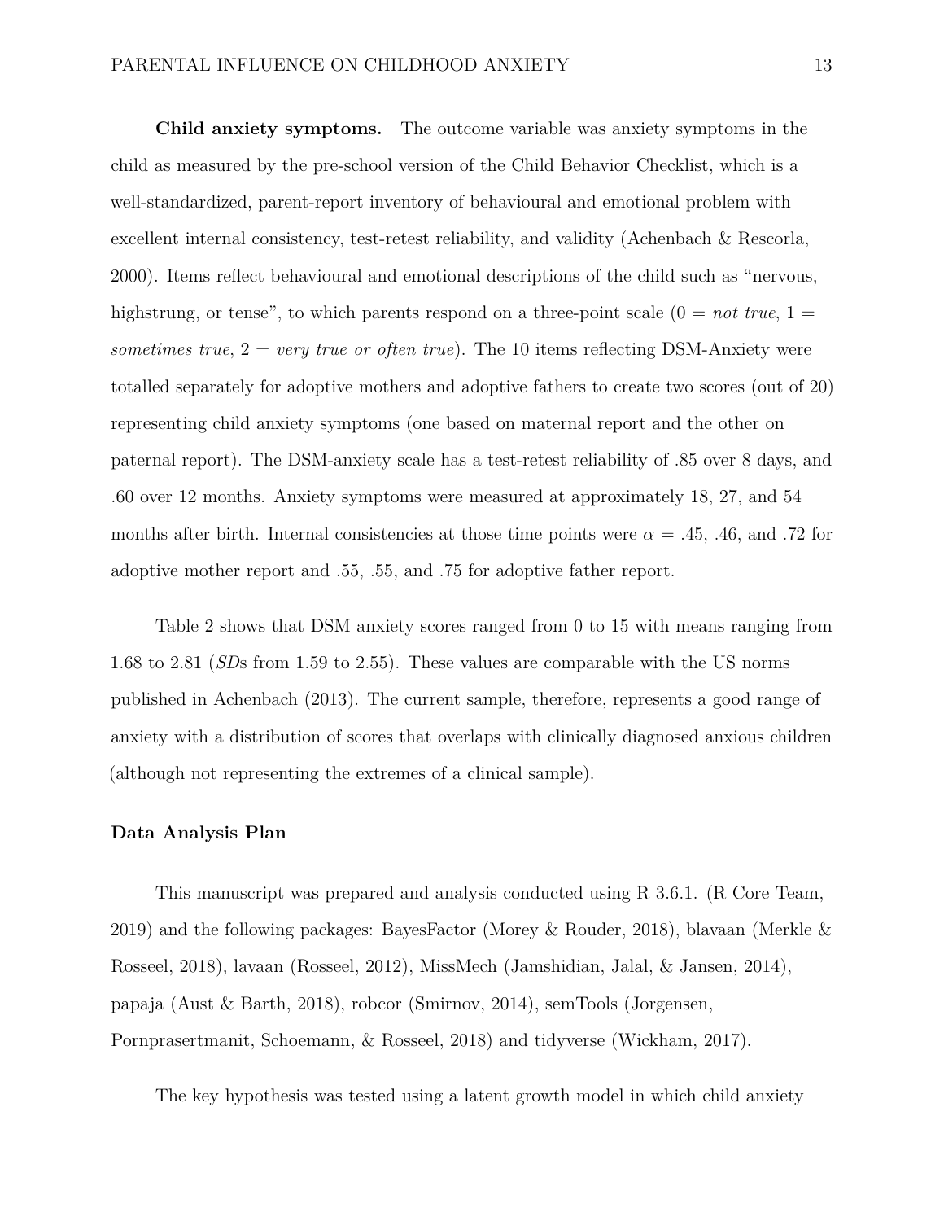**Child anxiety symptoms.** The outcome variable was anxiety symptoms in the child as measured by the pre-school version of the Child Behavior Checklist, which is a well-standardized, parent-report inventory of behavioural and emotional problem with excellent internal consistency, test-retest reliability, and validity (Achenbach & Rescorla, 2000). Items reflect behavioural and emotional descriptions of the child such as "nervous, highstrung, or tense", to which parents respond on a three-point scale (0 = *not true*, 1 = *sometimes true*, 2 = *very true or often true*). The 10 items reflecting DSM-Anxiety were totalled separately for adoptive mothers and adoptive fathers to create two scores (out of 20) representing child anxiety symptoms (one based on maternal report and the other on paternal report). The DSM-anxiety scale has a test-retest reliability of .85 over 8 days, and .60 over 12 months. Anxiety symptoms were measured at approximately 18, 27, and 54 months after birth. Internal consistencies at those time points were $\alpha$ = .45, .46, and .72 for adoptive mother report and .55, .55, and .75 for adoptive father report.

Table 2 shows that DSM anxiety scores ranged from 0 to 15 with means ranging from 1.68 to 2.81 (*SD*s from 1.59 to 2.55). These values are comparable with the US norms published in Achenbach (2013). The current sample, therefore, represents a good range of anxiety with a distribution of scores that overlaps with clinically diagnosed anxious children (although not representing the extremes of a clinical sample).

## Data Analysis Plan

This manuscript was prepared and analysis conducted using R 3.6.1. (R Core Team, 2019) and the following packages: BayesFactor (Morey & Rouder, 2018), blavaan (Merkle & Rosseel, 2018), lavaan (Rosseel, 2012), MissMech (Jamshidian, Jalal, & Jansen, 2014), papaja (Aust & Barth, 2018), robcor (Smirnov, 2014), semTools (Jorgensen, Pornprasertmanit, Schoemann, & Rosseel, 2018) and tidyverse (Wickham, 2017).

The key hypothesis was tested using a latent growth model in which child anxiety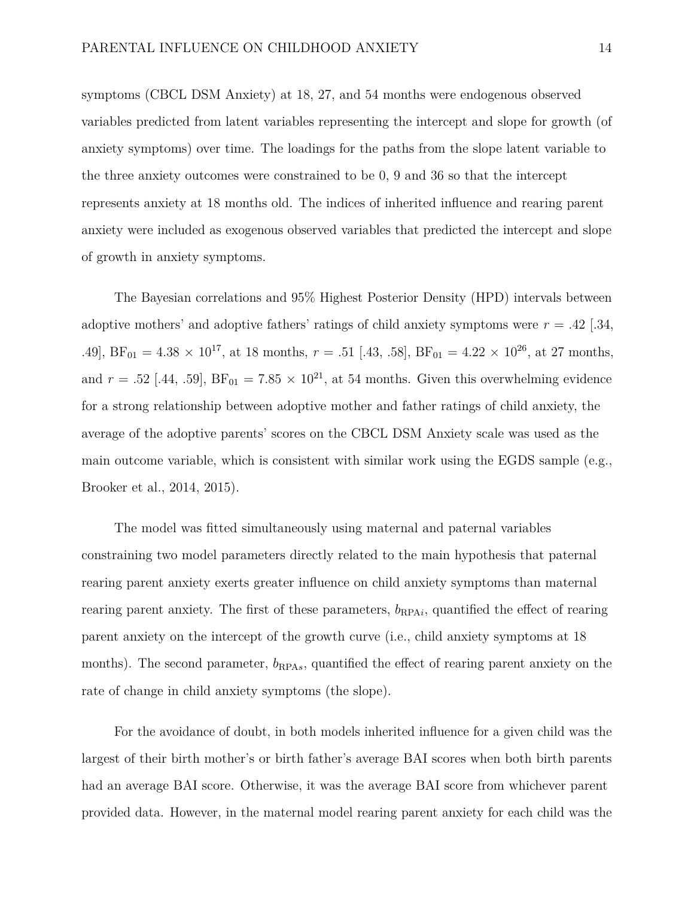symptoms (CBCL DSM Anxiety) at 18, 27, and 54 months were endogenous observed variables predicted from latent variables representing the intercept and slope for growth (of anxiety symptoms) over time. The loadings for the paths from the slope latent variable to the three anxiety outcomes were constrained to be 0, 9 and 36 so that the intercept represents anxiety at 18 months old. The indices of inherited influence and rearing parent anxiety were included as exogenous observed variables that predicted the intercept and slope of growth in anxiety symptoms.

The Bayesian correlations and 95% Highest Posterior Density (HPD) intervals between adoptive mothers' and adoptive fathers' ratings of child anxiety symptoms were $r = .42$ [.34, .49], $\text{BF}_{01} = 4.38 \times 10^{17}$, at 18 months, $r = .51$ [.43, .58], $\text{BF}_{01} = 4.22 \times 10^{26}$, at 27 months, and $r = .52$ [.44, .59], $\text{BF}_{01} = 7.85 \times 10^{21}$, at 54 months. Given this overwhelming evidence for a strong relationship between adoptive mother and father ratings of child anxiety, the average of the adoptive parents' scores on the CBCL DSM Anxiety scale was used as the main outcome variable, which is consistent with similar work using the EGDS sample (e.g., Brooker et al., 2014, 2015).

The model was fitted simultaneously using maternal and paternal variables constraining two model parameters directly related to the main hypothesis that paternal rearing parent anxiety exerts greater influence on child anxiety symptoms than maternal rearing parent anxiety. The first of these parameters, $b_{\text{RPA}i}$, quantified the effect of rearing parent anxiety on the intercept of the growth curve (i.e., child anxiety symptoms at 18 months). The second parameter, $b_{\text{RPA}s}$, quantified the effect of rearing parent anxiety on the rate of change in child anxiety symptoms (the slope).

For the avoidance of doubt, in both models inherited influence for a given child was the largest of their birth mother's or birth father's average BAI scores when both birth parents had an average BAI score. Otherwise, it was the average BAI score from whichever parent provided data. However, in the maternal model rearing parent anxiety for each child was the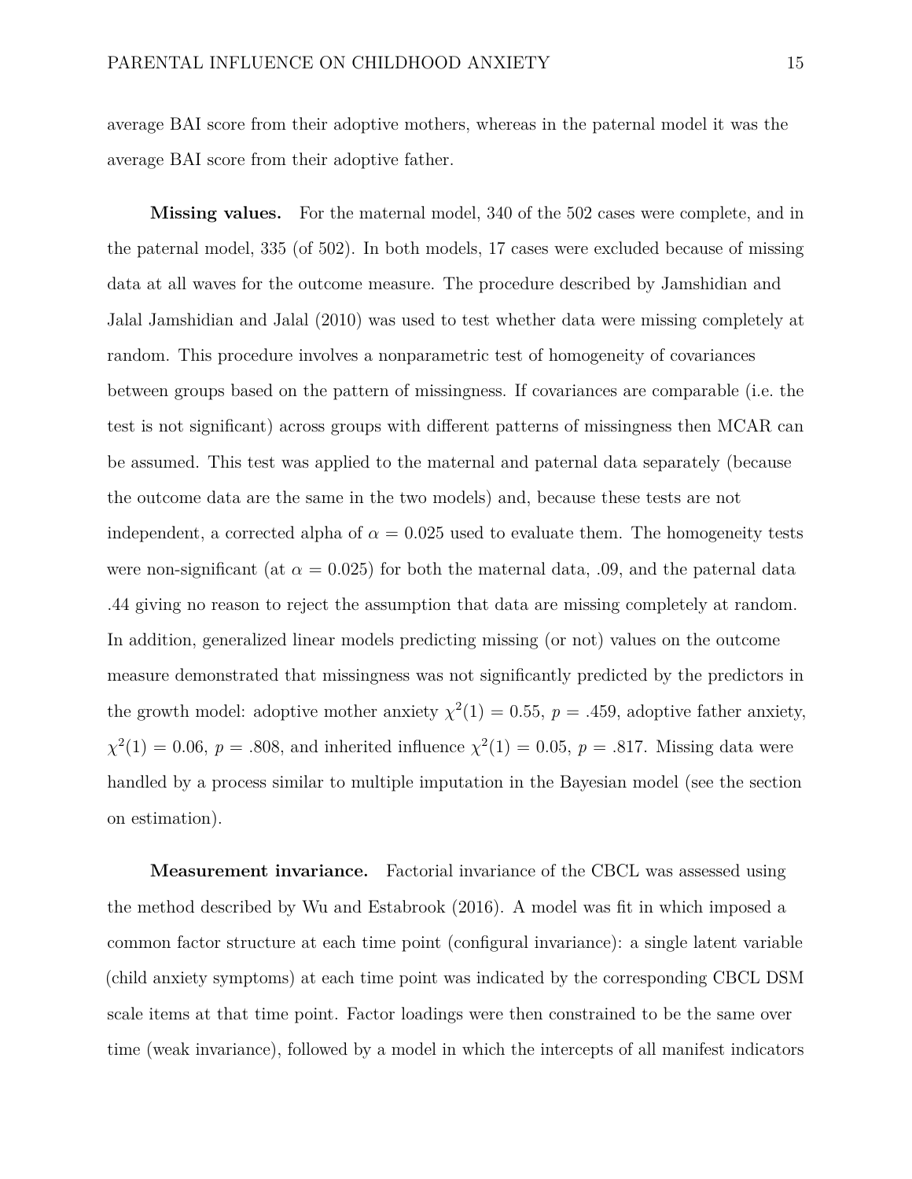average BAI score from their adoptive mothers, whereas in the paternal model it was the average BAI score from their adoptive father.

**Missing values.** For the maternal model, 340 of the 502 cases were complete, and in the paternal model, 335 (of 502). In both models, 17 cases were excluded because of missing data at all waves for the outcome measure. The procedure described by Jamshidian and Jalal Jamshidian and Jalal (2010) was used to test whether data were missing completely at random. This procedure involves a nonparametric test of homogeneity of covariances between groups based on the pattern of missingness. If covariances are comparable (i.e. the test is not significant) across groups with different patterns of missingness then MCAR can be assumed. This test was applied to the maternal and paternal data separately (because the outcome data are the same in the two models) and, because these tests are not independent, a corrected alpha of $\alpha = 0.025$ used to evaluate them. The homogeneity tests were non-significant (at $\alpha = 0.025$) for both the maternal data, .09, and the paternal data .44 giving no reason to reject the assumption that data are missing completely at random. In addition, generalized linear models predicting missing (or not) values on the outcome measure demonstrated that missingness was not significantly predicted by the predictors in the growth model: adoptive mother anxiety $\chi^2(1) = 0.55$, $p = .459$, adoptive father anxiety, $\chi^2(1) = 0.06$, $p = .808$, and inherited influence $\chi^2(1) = 0.05$, $p = .817$. Missing data were handled by a process similar to multiple imputation in the Bayesian model (see the section on estimation).

**Measurement invariance.** Factorial invariance of the CBCL was assessed using the method described by Wu and Estabrook (2016). A model was fit in which imposed a common factor structure at each time point (configural invariance): a single latent variable (child anxiety symptoms) at each time point was indicated by the corresponding CBCL DSM scale items at that time point. Factor loadings were then constrained to be the same over time (weak invariance), followed by a model in which the intercepts of all manifest indicators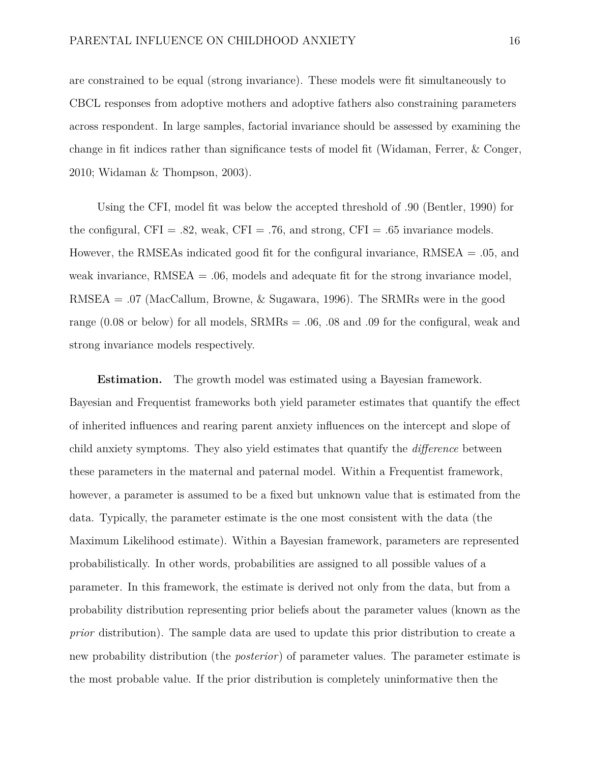are constrained to be equal (strong invariance). These models were fit simultaneously to CBCL responses from adoptive mothers and adoptive fathers also constraining parameters across respondent. In large samples, factorial invariance should be assessed by examining the change in fit indices rather than significance tests of model fit (Widaman, Ferrer, & Conger, 2010; Widaman & Thompson, 2003).

Using the CFI, model fit was below the accepted threshold of .90 (Bentler, 1990) for the configural, CFI = .82, weak, CFI = .76, and strong, CFI = .65 invariance models. However, the RMSEAs indicated good fit for the configural invariance, RMSEA = .05, and weak invariance, RMSEA = .06, models and adequate fit for the strong invariance model, RMSEA = .07 (MacCallum, Browne, & Sugawara, 1996). The SRMRs were in the good range (0.08 or below) for all models, SRMRs = .06, .08 and .09 for the configural, weak and strong invariance models respectively.

**Estimation.** The growth model was estimated using a Bayesian framework. Bayesian and Frequentist frameworks both yield parameter estimates that quantify the effect of inherited influences and rearing parent anxiety influences on the intercept and slope of child anxiety symptoms. They also yield estimates that quantify the *difference* between these parameters in the maternal and paternal model. Within a Frequentist framework, however, a parameter is assumed to be a fixed but unknown value that is estimated from the data. Typically, the parameter estimate is the one most consistent with the data (the Maximum Likelihood estimate). Within a Bayesian framework, parameters are represented probabilistically. In other words, probabilities are assigned to all possible values of a parameter. In this framework, the estimate is derived not only from the data, but from a probability distribution representing prior beliefs about the parameter values (known as the *prior* distribution). The sample data are used to update this prior distribution to create a new probability distribution (the *posterior*) of parameter values. The parameter estimate is the most probable value. If the prior distribution is completely uninformative then the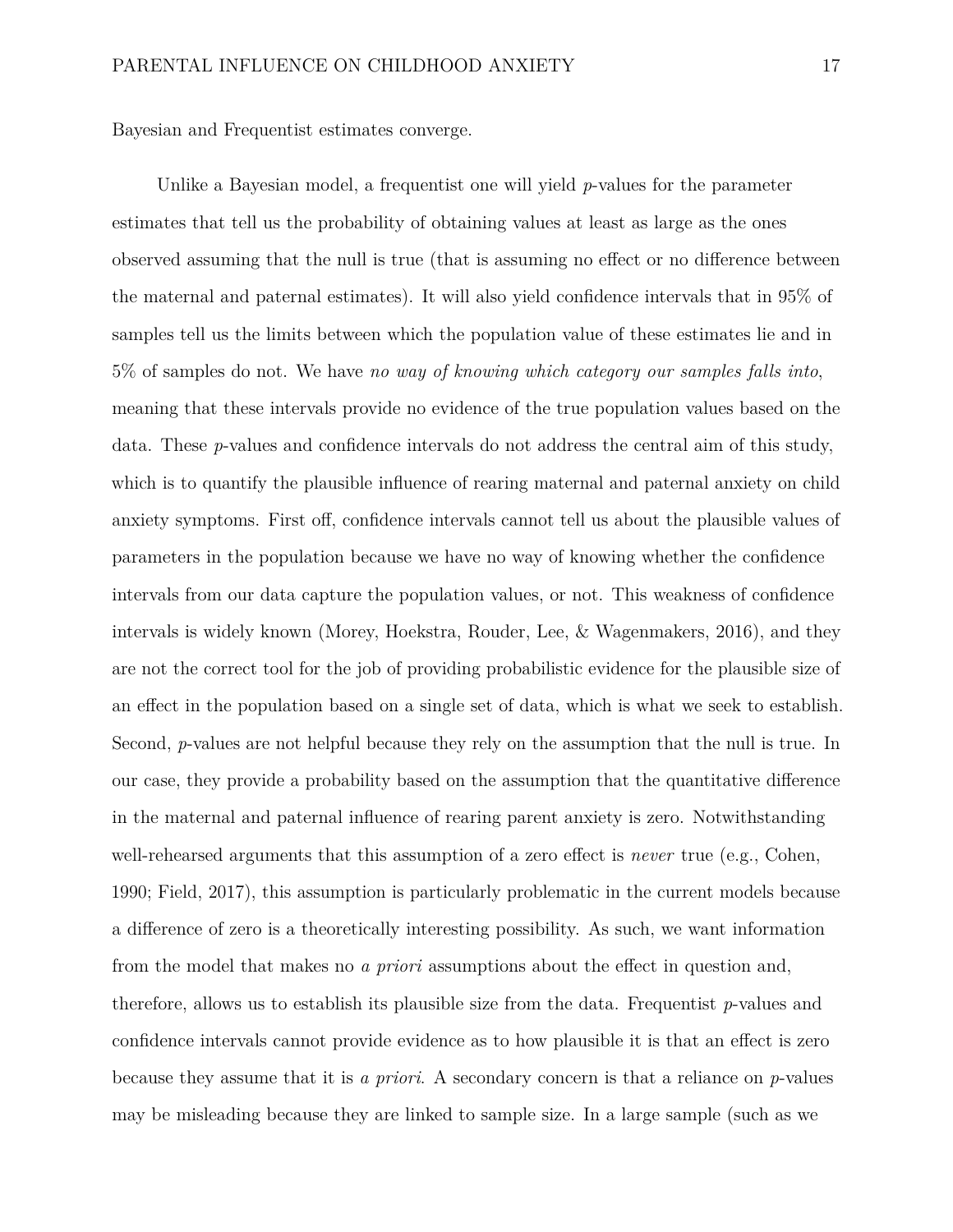Bayesian and Frequentist estimates converge.

Unlike a Bayesian model, a frequentist one will yield *p*-values for the parameter estimates that tell us the probability of obtaining values at least as large as the ones observed assuming that the null is true (that is assuming no effect or no difference between the maternal and paternal estimates). It will also yield confidence intervals that in 95% of samples tell us the limits between which the population value of these estimates lie and in 5% of samples do not. We have *no way of knowing which category our samples falls into*, meaning that these intervals provide no evidence of the true population values based on the data. These *p*-values and confidence intervals do not address the central aim of this study, which is to quantify the plausible influence of rearing maternal and paternal anxiety on child anxiety symptoms. First off, confidence intervals cannot tell us about the plausible values of parameters in the population because we have no way of knowing whether the confidence intervals from our data capture the population values, or not. This weakness of confidence intervals is widely known (Morey, Hoekstra, Rouder, Lee, & Wagenmakers, 2016), and they are not the correct tool for the job of providing probabilistic evidence for the plausible size of an effect in the population based on a single set of data, which is what we seek to establish. Second, *p*-values are not helpful because they rely on the assumption that the null is true. In our case, they provide a probability based on the assumption that the quantitative difference in the maternal and paternal influence of rearing parent anxiety is zero. Notwithstanding well-rehearsed arguments that this assumption of a zero effect is *never* true (e.g., Cohen, 1990; Field, 2017), this assumption is particularly problematic in the current models because a difference of zero is a theoretically interesting possibility. As such, we want information from the model that makes no *a priori* assumptions about the effect in question and, therefore, allows us to establish its plausible size from the data. Frequentist *p*-values and confidence intervals cannot provide evidence as to how plausible it is that an effect is zero because they assume that it is *a priori*. A secondary concern is that a reliance on *p*-values may be misleading because they are linked to sample size. In a large sample (such as we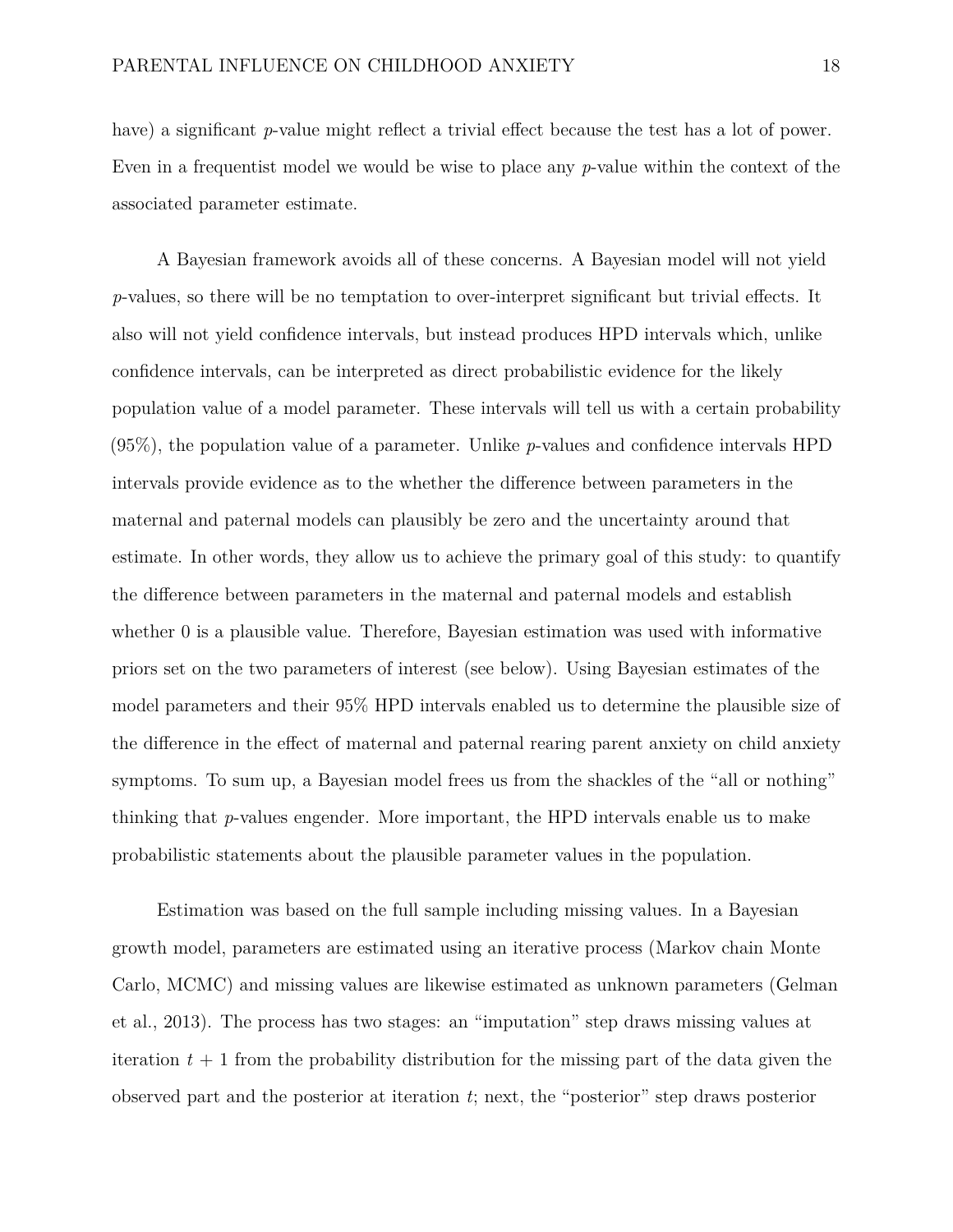have) a significant *p*-value might reflect a trivial effect because the test has a lot of power. Even in a frequentist model we would be wise to place any *p*-value within the context of the associated parameter estimate.

A Bayesian framework avoids all of these concerns. A Bayesian model will not yield *p*-values, so there will be no temptation to over-interpret significant but trivial effects. It also will not yield confidence intervals, but instead produces HPD intervals which, unlike confidence intervals, can be interpreted as direct probabilistic evidence for the likely population value of a model parameter. These intervals will tell us with a certain probability (95%), the population value of a parameter. Unlike *p*-values and confidence intervals HPD intervals provide evidence as to the whether the difference between parameters in the maternal and paternal models can plausibly be zero and the uncertainty around that estimate. In other words, they allow us to achieve the primary goal of this study: to quantify the difference between parameters in the maternal and paternal models and establish whether 0 is a plausible value. Therefore, Bayesian estimation was used with informative priors set on the two parameters of interest (see below). Using Bayesian estimates of the model parameters and their 95% HPD intervals enabled us to determine the plausible size of the difference in the effect of maternal and paternal rearing parent anxiety on child anxiety symptoms. To sum up, a Bayesian model frees us from the shackles of the "all or nothing" thinking that *p*-values engender. More important, the HPD intervals enable us to make probabilistic statements about the plausible parameter values in the population.

Estimation was based on the full sample including missing values. In a Bayesian growth model, parameters are estimated using an iterative process (Markov chain Monte Carlo, MCMC) and missing values are likewise estimated as unknown parameters (Gelman et al., 2013). The process has two stages: an "imputation" step draws missing values at iteration $t + 1$ from the probability distribution for the missing part of the data given the observed part and the posterior at iteration $t$; next, the "posterior" step draws posterior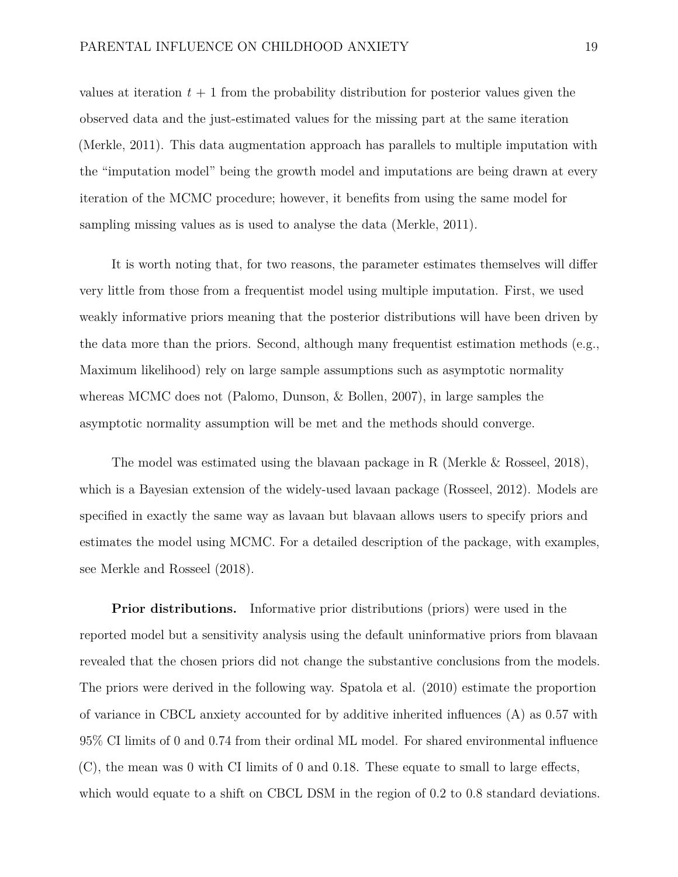values at iteration $t + 1$ from the probability distribution for posterior values given the observed data and the just-estimated values for the missing part at the same iteration (Merkle, 2011). This data augmentation approach has parallels to multiple imputation with the "imputation model" being the growth model and imputations are being drawn at every iteration of the MCMC procedure; however, it benefits from using the same model for sampling missing values as is used to analyse the data (Merkle, 2011).

It is worth noting that, for two reasons, the parameter estimates themselves will differ very little from those from a frequentist model using multiple imputation. First, we used weakly informative priors meaning that the posterior distributions will have been driven by the data more than the priors. Second, although many frequentist estimation methods (e.g., Maximum likelihood) rely on large sample assumptions such as asymptotic normality whereas MCMC does not (Palomo, Dunson, & Bollen, 2007), in large samples the asymptotic normality assumption will be met and the methods should converge.

The model was estimated using the blavaan package in R (Merkle & Rosseel, 2018), which is a Bayesian extension of the widely-used lavaan package (Rosseel, 2012). Models are specified in exactly the same way as lavaan but blavaan allows users to specify priors and estimates the model using MCMC. For a detailed description of the package, with examples, see Merkle and Rosseel (2018).

**Prior distributions.** Informative prior distributions (priors) were used in the reported model but a sensitivity analysis using the default uninformative priors from blavaan revealed that the chosen priors did not change the substantive conclusions from the models. The priors were derived in the following way. Spatola et al. (2010) estimate the proportion of variance in CBCL anxiety accounted for by additive inherited influences (A) as 0.57 with 95% CI limits of 0 and 0.74 from their ordinal ML model. For shared environmental influence (C), the mean was 0 with CI limits of 0 and 0.18. These equate to small to large effects, which would equate to a shift on CBCL DSM in the region of 0.2 to 0.8 standard deviations.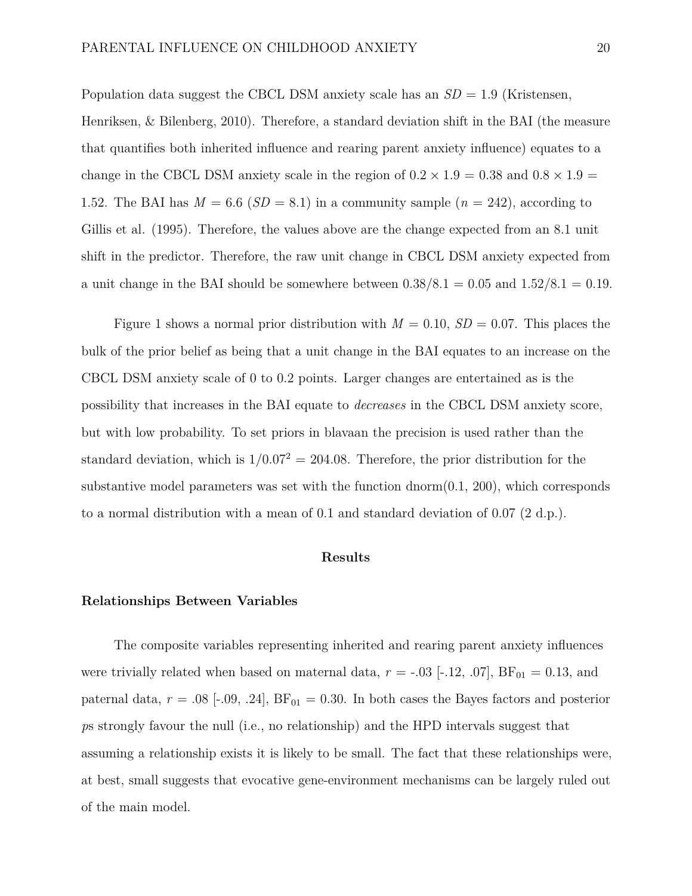Population data suggest the CBCL DSM anxiety scale has an $SD = 1.9$ (Kristensen, Henriksen, & Bilenberg, 2010). Therefore, a standard deviation shift in the BAI (the measure that quantifies both inherited influence and rearing parent anxiety influence) equates to a change in the CBCL DSM anxiety scale in the region of $0.2 \times 1.9 = 0.38$ and $0.8 \times 1.9 = 1.52$. The BAI has $M = 6.6$ ($SD = 8.1$) in a community sample ($n = 242$), according to Gillis et al. (1995). Therefore, the values above are the change expected from an 8.1 unit shift in the predictor. Therefore, the raw unit change in CBCL DSM anxiety expected from a unit change in the BAI should be somewhere between $0.38/8.1 = 0.05$ and $1.52/8.1 = 0.19$.

Figure 1 shows a normal prior distribution with $M = 0.10$, $SD = 0.07$. This places the bulk of the prior belief as being that a unit change in the BAI equates to an increase on the CBCL DSM anxiety scale of 0 to 0.2 points. Larger changes are entertained as is the possibility that increases in the BAI equate to *decreases* in the CBCL DSM anxiety score, but with low probability. To set priors in blavaan the precision is used rather than the standard deviation, which is $1/0.07^2 = 204.08$. Therefore, the prior distribution for the substantive model parameters was set with the function dnorm(0.1, 200), which corresponds to a normal distribution with a mean of 0.1 and standard deviation of 0.07 (2 d.p.).

## Results

### Relationships Between Variables

The composite variables representing inherited and rearing parent anxiety influences were trivially related when based on maternal data, $r = -.03$ [-.12, .07], $BF_{01} = 0.13$, and paternal data, $r = .08$ [-.09, .24], $BF_{01} = 0.30$. In both cases the Bayes factors and posterior *p*s strongly favour the null (i.e., no relationship) and the HPD intervals suggest that assuming a relationship exists it is likely to be small. The fact that these relationships were, at best, small suggests that evocative gene-environment mechanisms can be largely ruled out of the main model.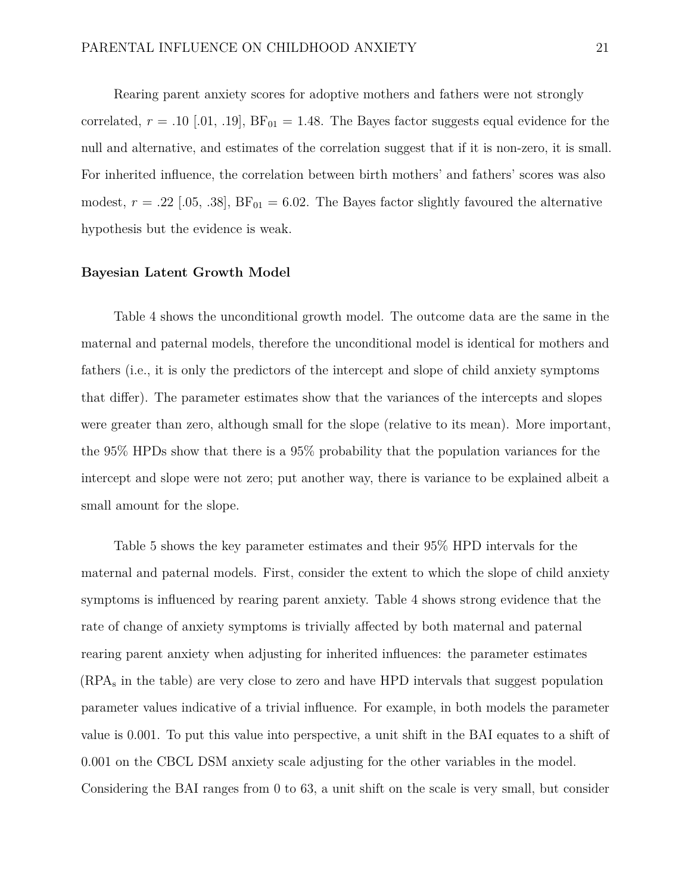Rearing parent anxiety scores for adoptive mothers and fathers were not strongly correlated, $r$ = .10 [.01, .19], $BF_{01}$ = 1.48. The Bayes factor suggests equal evidence for the null and alternative, and estimates of the correlation suggest that if it is non-zero, it is small. For inherited influence, the correlation between birth mothers' and fathers' scores was also modest, $r$ = .22 [.05, .38], $BF_{01}$ = 6.02. The Bayes factor slightly favoured the alternative hypothesis but the evidence is weak.

## Bayesian Latent Growth Model

Table 4 shows the unconditional growth model. The outcome data are the same in the maternal and paternal models, therefore the unconditional model is identical for mothers and fathers (i.e., it is only the predictors of the intercept and slope of child anxiety symptoms that differ). The parameter estimates show that the variances of the intercepts and slopes were greater than zero, although small for the slope (relative to its mean). More important, the 95% HPDs show that there is a 95% probability that the population variances for the intercept and slope were not zero; put another way, there is variance to be explained albeit a small amount for the slope.

Table 5 shows the key parameter estimates and their 95% HPD intervals for the maternal and paternal models. First, consider the extent to which the slope of child anxiety symptoms is influenced by rearing parent anxiety. Table 4 shows strong evidence that the rate of change of anxiety symptoms is trivially affected by both maternal and paternal rearing parent anxiety when adjusting for inherited influences: the parameter estimates ($RPA_s$ in the table) are very close to zero and have HPD intervals that suggest population parameter values indicative of a trivial influence. For example, in both models the parameter value is 0.001. To put this value into perspective, a unit shift in the BAI equates to a shift of 0.001 on the CBCL DSM anxiety scale adjusting for the other variables in the model. Considering the BAI ranges from 0 to 63, a unit shift on the scale is very small, but consider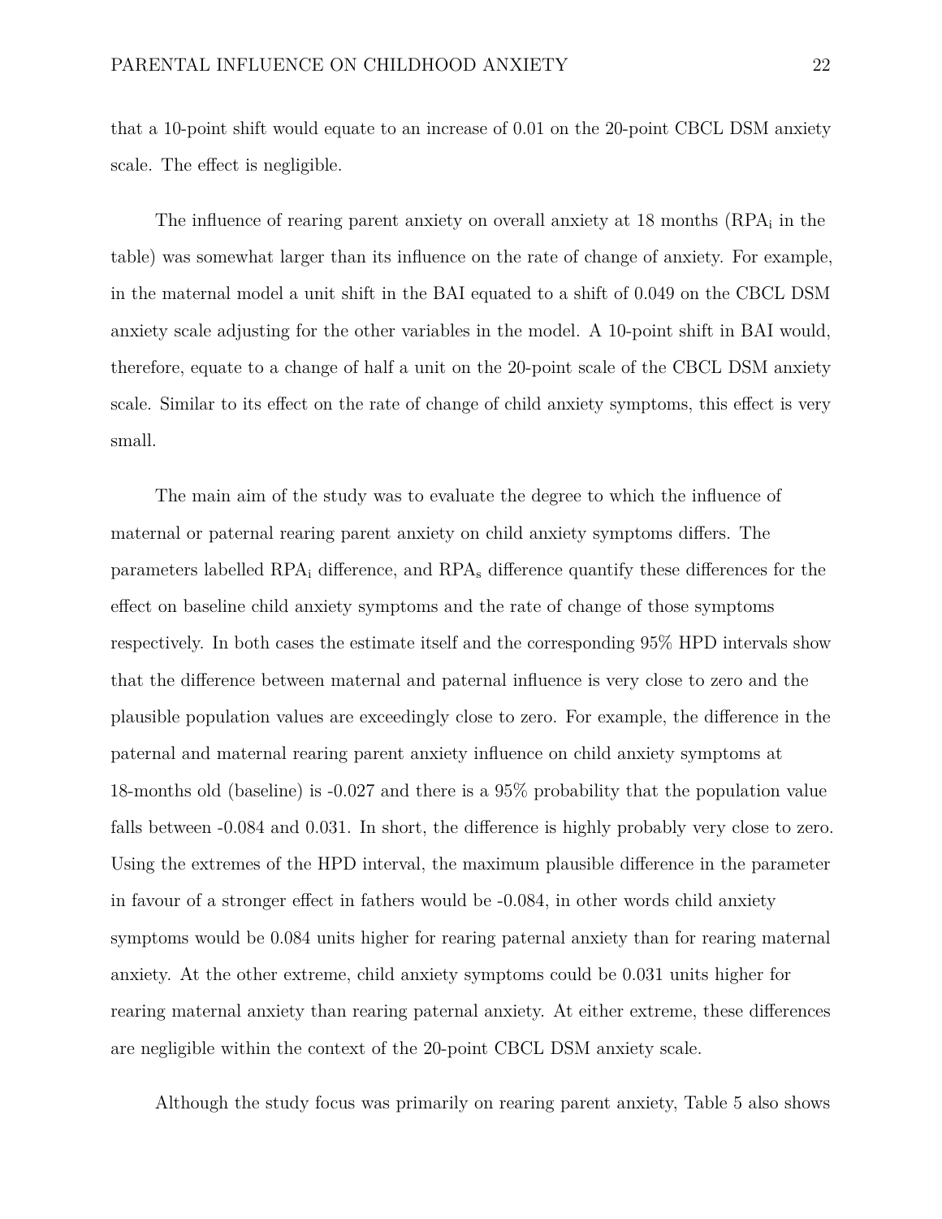that a 10-point shift would equate to an increase of 0.01 on the 20-point CBCL DSM anxiety scale. The effect is negligible.

The influence of rearing parent anxiety on overall anxiety at 18 months ($RPA_i$ in the table) was somewhat larger than its influence on the rate of change of anxiety. For example, in the maternal model a unit shift in the BAI equated to a shift of 0.049 on the CBCL DSM anxiety scale adjusting for the other variables in the model. A 10-point shift in BAI would, therefore, equate to a change of half a unit on the 20-point scale of the CBCL DSM anxiety scale. Similar to its effect on the rate of change of child anxiety symptoms, this effect is very small.

The main aim of the study was to evaluate the degree to which the influence of maternal or paternal rearing parent anxiety on child anxiety symptoms differs. The parameters labelled $RPA_i$ difference, and $RPA_s$ difference quantify these differences for the effect on baseline child anxiety symptoms and the rate of change of those symptoms respectively. In both cases the estimate itself and the corresponding 95% HPD intervals show that the difference between maternal and paternal influence is very close to zero and the plausible population values are exceedingly close to zero. For example, the difference in the paternal and maternal rearing parent anxiety influence on child anxiety symptoms at 18-months old (baseline) is -0.027 and there is a 95% probability that the population value falls between -0.084 and 0.031. In short, the difference is highly probably very close to zero. Using the extremes of the HPD interval, the maximum plausible difference in the parameter in favour of a stronger effect in fathers would be -0.084, in other words child anxiety symptoms would be 0.084 units higher for rearing paternal anxiety than for rearing maternal anxiety. At the other extreme, child anxiety symptoms could be 0.031 units higher for rearing maternal anxiety than rearing paternal anxiety. At either extreme, these differences are negligible within the context of the 20-point CBCL DSM anxiety scale.

Although the study focus was primarily on rearing parent anxiety, Table 5 also shows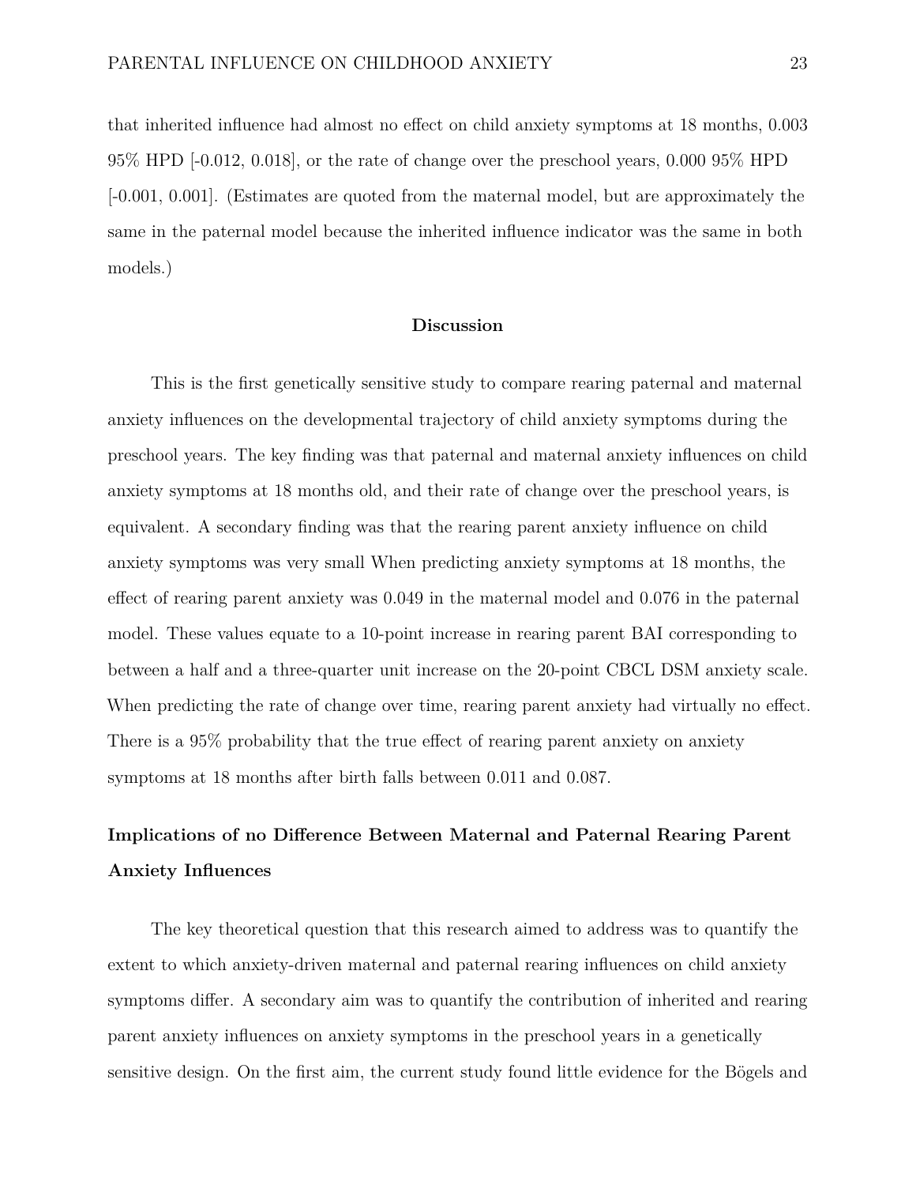that inherited influence had almost no effect on child anxiety symptoms at 18 months, 0.003 95% HPD [-0.012, 0.018], or the rate of change over the preschool years, 0.000 95% HPD [-0.001, 0.001]. (Estimates are quoted from the maternal model, but are approximately the same in the paternal model because the inherited influence indicator was the same in both models.)

## Discussion

This is the first genetically sensitive study to compare rearing paternal and maternal anxiety influences on the developmental trajectory of child anxiety symptoms during the preschool years. The key finding was that paternal and maternal anxiety influences on child anxiety symptoms at 18 months old, and their rate of change over the preschool years, is equivalent. A secondary finding was that the rearing parent anxiety influence on child anxiety symptoms was very small When predicting anxiety symptoms at 18 months, the effect of rearing parent anxiety was 0.049 in the maternal model and 0.076 in the paternal model. These values equate to a 10-point increase in rearing parent BAI corresponding to between a half and a three-quarter unit increase on the 20-point CBCL DSM anxiety scale. When predicting the rate of change over time, rearing parent anxiety had virtually no effect. There is a 95% probability that the true effect of rearing parent anxiety on anxiety symptoms at 18 months after birth falls between 0.011 and 0.087.

### Implications of no Difference Between Maternal and Paternal Rearing Parent Anxiety Influences

The key theoretical question that this research aimed to address was to quantify the extent to which anxiety-driven maternal and paternal rearing influences on child anxiety symptoms differ. A secondary aim was to quantify the contribution of inherited and rearing parent anxiety influences on anxiety symptoms in the preschool years in a genetically sensitive design. On the first aim, the current study found little evidence for the Bögels and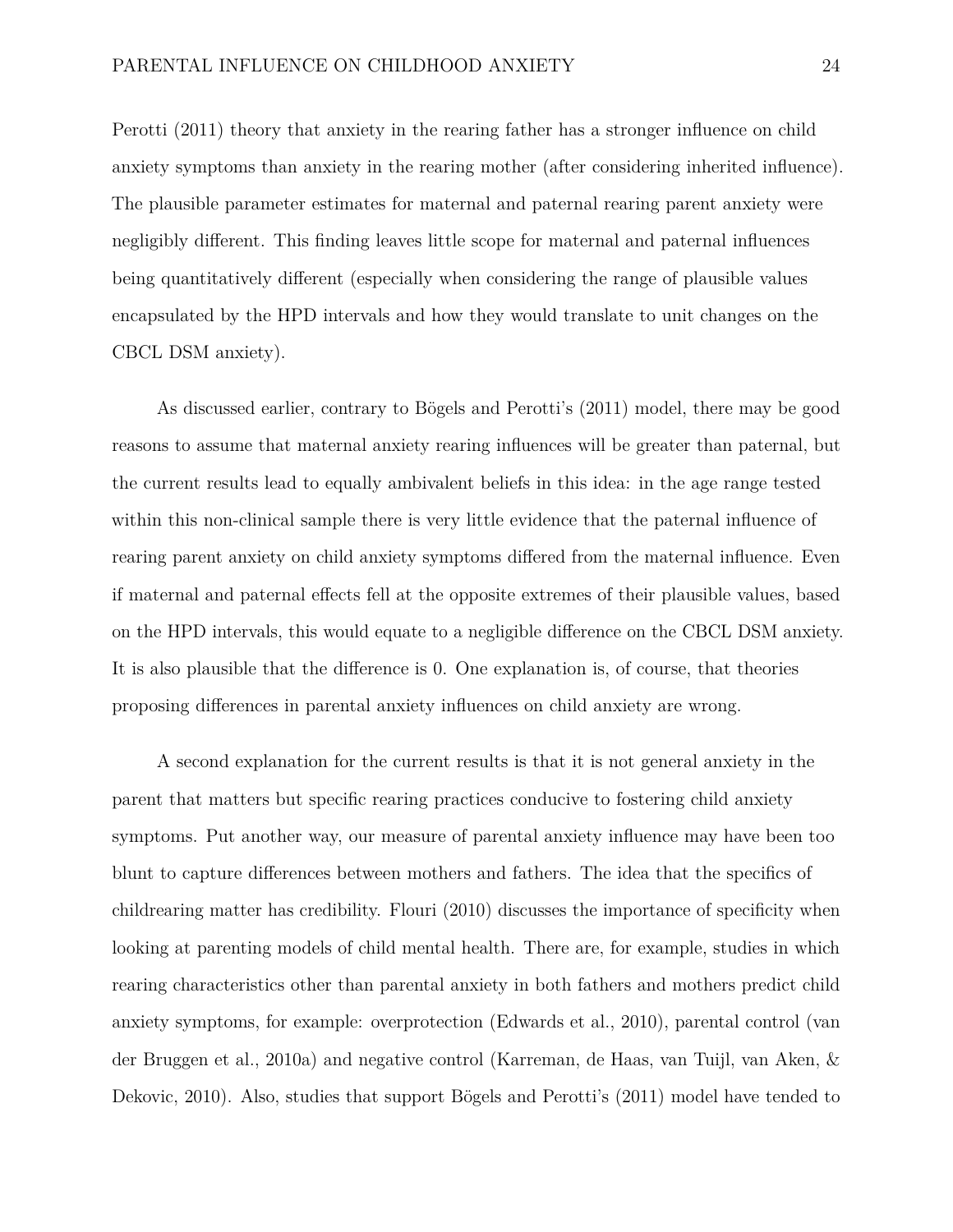Perotti (2011) theory that anxiety in the rearing father has a stronger influence on child anxiety symptoms than anxiety in the rearing mother (after considering inherited influence). The plausible parameter estimates for maternal and paternal rearing parent anxiety were negligibly different. This finding leaves little scope for maternal and paternal influences being quantitatively different (especially when considering the range of plausible values encapsulated by the HPD intervals and how they would translate to unit changes on the CBCL DSM anxiety).

As discussed earlier, contrary to Bögels and Perotti's (2011) model, there may be good reasons to assume that maternal anxiety rearing influences will be greater than paternal, but the current results lead to equally ambivalent beliefs in this idea: in the age range tested within this non-clinical sample there is very little evidence that the paternal influence of rearing parent anxiety on child anxiety symptoms differed from the maternal influence. Even if maternal and paternal effects fell at the opposite extremes of their plausible values, based on the HPD intervals, this would equate to a negligible difference on the CBCL DSM anxiety. It is also plausible that the difference is 0. One explanation is, of course, that theories proposing differences in parental anxiety influences on child anxiety are wrong.

A second explanation for the current results is that it is not general anxiety in the parent that matters but specific rearing practices conducive to fostering child anxiety symptoms. Put another way, our measure of parental anxiety influence may have been too blunt to capture differences between mothers and fathers. The idea that the specifics of childrearing matter has credibility. Flouri (2010) discusses the importance of specificity when looking at parenting models of child mental health. There are, for example, studies in which rearing characteristics other than parental anxiety in both fathers and mothers predict child anxiety symptoms, for example: overprotection (Edwards et al., 2010), parental control (van der Bruggen et al., 2010a) and negative control (Karreman, de Haas, van Tuijl, van Aken, & Dekovic, 2010). Also, studies that support Bögels and Perotti's (2011) model have tended to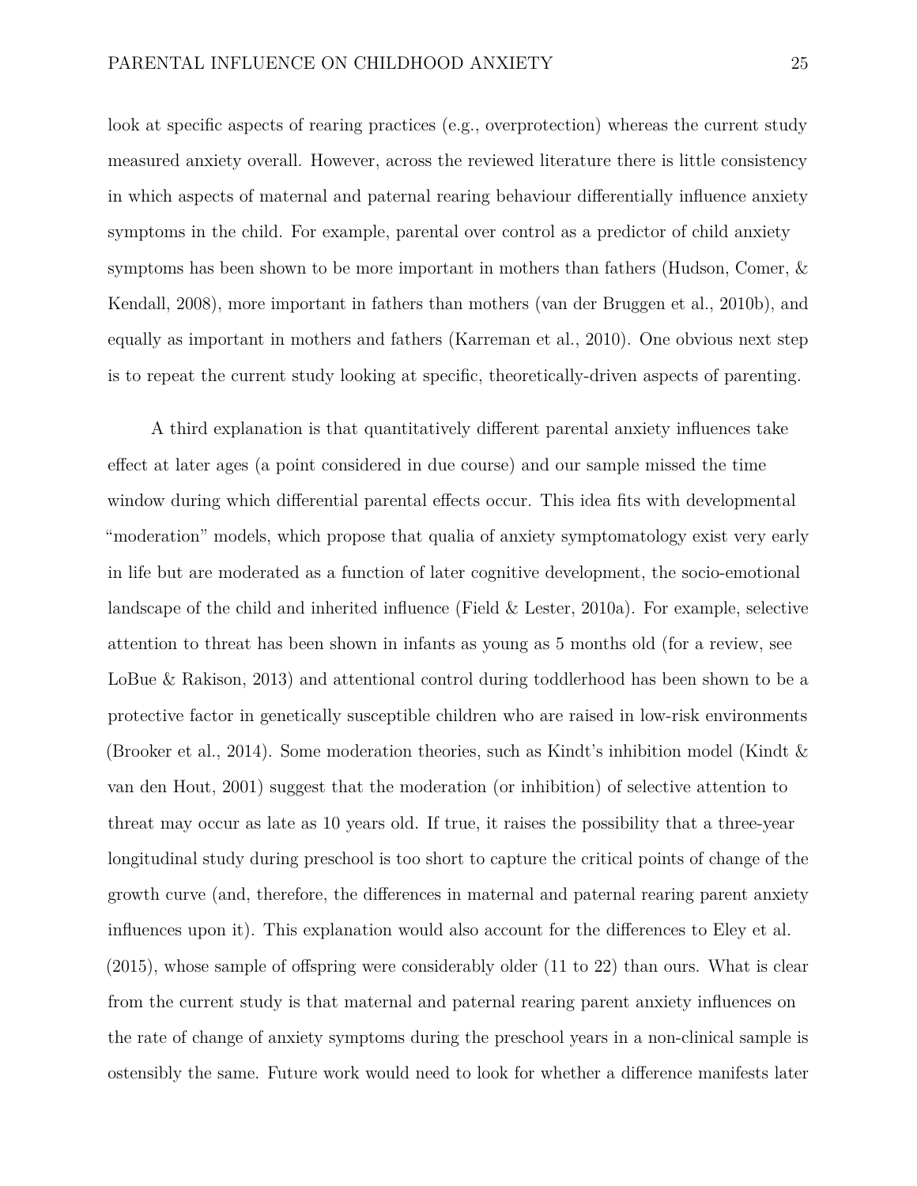look at specific aspects of rearing practices (e.g., overprotection) whereas the current study measured anxiety overall. However, across the reviewed literature there is little consistency in which aspects of maternal and paternal rearing behaviour differentially influence anxiety symptoms in the child. For example, parental over control as a predictor of child anxiety symptoms has been shown to be more important in mothers than fathers (Hudson, Comer, & Kendall, 2008), more important in fathers than mothers (van der Bruggen et al., 2010b), and equally as important in mothers and fathers (Karreman et al., 2010). One obvious next step is to repeat the current study looking at specific, theoretically-driven aspects of parenting.

A third explanation is that quantitatively different parental anxiety influences take effect at later ages (a point considered in due course) and our sample missed the time window during which differential parental effects occur. This idea fits with developmental "moderation" models, which propose that qualia of anxiety symptomatology exist very early in life but are moderated as a function of later cognitive development, the socio-emotional landscape of the child and inherited influence (Field & Lester, 2010a). For example, selective attention to threat has been shown in infants as young as 5 months old (for a review, see LoBue & Rakison, 2013) and attentional control during toddlerhood has been shown to be a protective factor in genetically susceptible children who are raised in low-risk environments (Brooker et al., 2014). Some moderation theories, such as Kindt's inhibition model (Kindt & van den Hout, 2001) suggest that the moderation (or inhibition) of selective attention to threat may occur as late as 10 years old. If true, it raises the possibility that a three-year longitudinal study during preschool is too short to capture the critical points of change of the growth curve (and, therefore, the differences in maternal and paternal rearing parent anxiety influences upon it). This explanation would also account for the differences to Eley et al. (2015), whose sample of offspring were considerably older (11 to 22) than ours. What is clear from the current study is that maternal and paternal rearing parent anxiety influences on the rate of change of anxiety symptoms during the preschool years in a non-clinical sample is ostensibly the same. Future work would need to look for whether a difference manifests later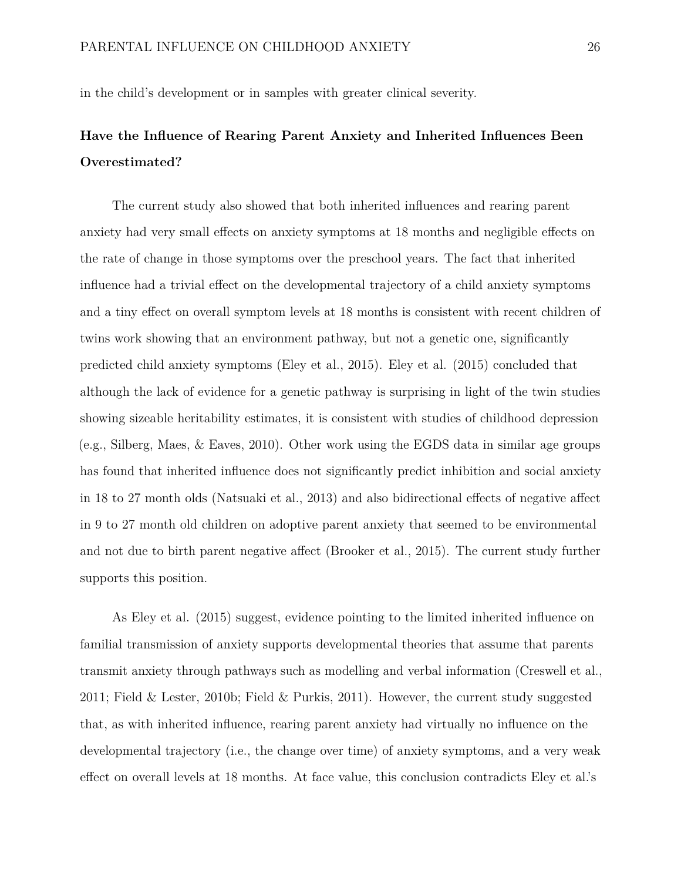in the child's development or in samples with greater clinical severity.

## Have the Influence of Rearing Parent Anxiety and Inherited Influences Been Overestimated?

The current study also showed that both inherited influences and rearing parent anxiety had very small effects on anxiety symptoms at 18 months and negligible effects on the rate of change in those symptoms over the preschool years. The fact that inherited influence had a trivial effect on the developmental trajectory of a child anxiety symptoms and a tiny effect on overall symptom levels at 18 months is consistent with recent children of twins work showing that an environment pathway, but not a genetic one, significantly predicted child anxiety symptoms (Eley et al., 2015). Eley et al. (2015) concluded that although the lack of evidence for a genetic pathway is surprising in light of the twin studies showing sizeable heritability estimates, it is consistent with studies of childhood depression (e.g., Silberg, Maes, & Eaves, 2010). Other work using the EGDS data in similar age groups has found that inherited influence does not significantly predict inhibition and social anxiety in 18 to 27 month olds (Natsuaki et al., 2013) and also bidirectional effects of negative affect in 9 to 27 month old children on adoptive parent anxiety that seemed to be environmental and not due to birth parent negative affect (Brooker et al., 2015). The current study further supports this position.

As Eley et al. (2015) suggest, evidence pointing to the limited inherited influence on familial transmission of anxiety supports developmental theories that assume that parents transmit anxiety through pathways such as modelling and verbal information (Creswell et al., 2011; Field & Lester, 2010b; Field & Purkis, 2011). However, the current study suggested that, as with inherited influence, rearing parent anxiety had virtually no influence on the developmental trajectory (i.e., the change over time) of anxiety symptoms, and a very weak effect on overall levels at 18 months. At face value, this conclusion contradicts Eley et al.'s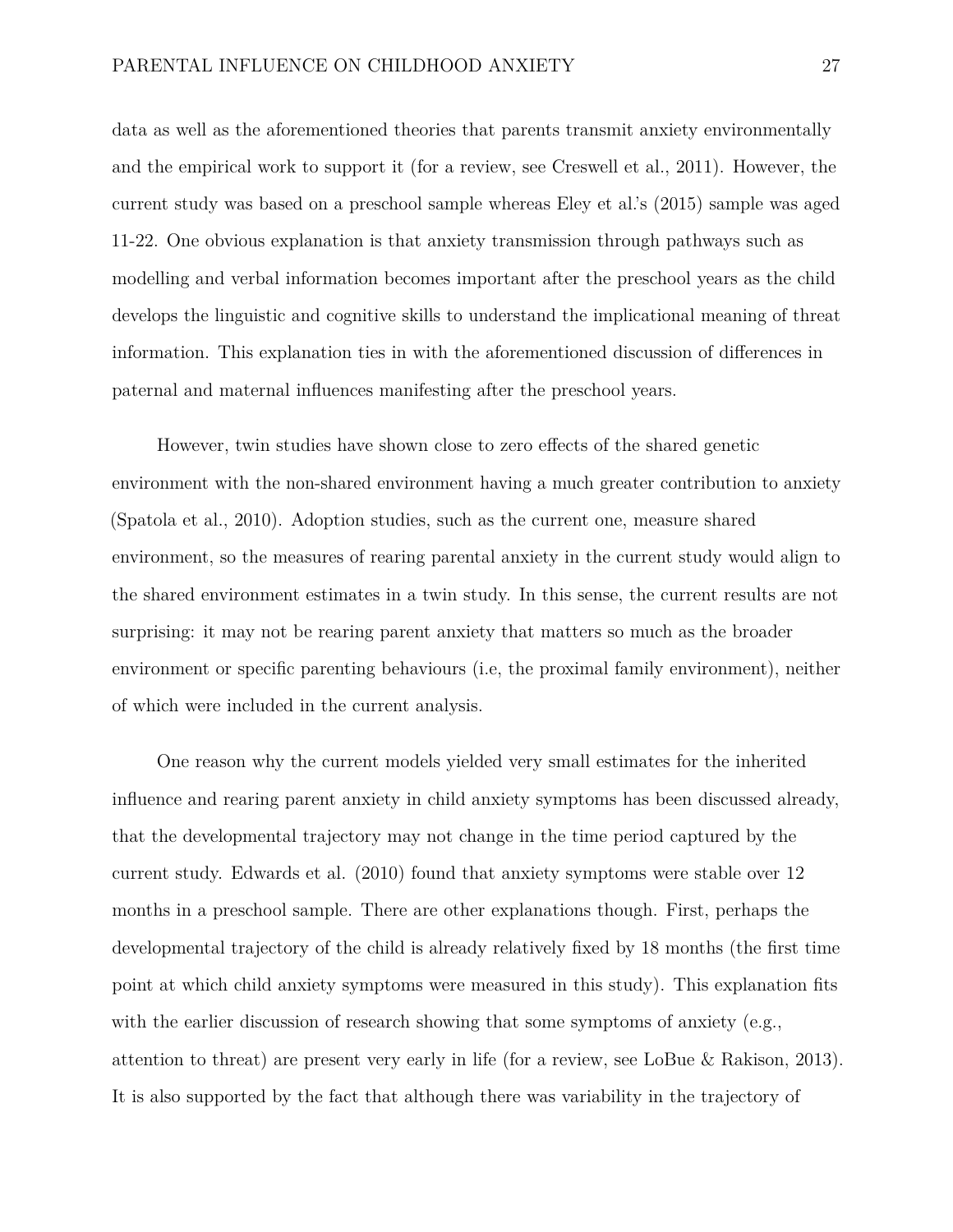data as well as the aforementioned theories that parents transmit anxiety environmentally and the empirical work to support it (for a review, see Creswell et al., 2011). However, the current study was based on a preschool sample whereas Eley et al.'s (2015) sample was aged 11-22. One obvious explanation is that anxiety transmission through pathways such as modelling and verbal information becomes important after the preschool years as the child develops the linguistic and cognitive skills to understand the implicational meaning of threat information. This explanation ties in with the aforementioned discussion of differences in paternal and maternal influences manifesting after the preschool years.

However, twin studies have shown close to zero effects of the shared genetic environment with the non-shared environment having a much greater contribution to anxiety (Spatola et al., 2010). Adoption studies, such as the current one, measure shared environment, so the measures of rearing parental anxiety in the current study would align to the shared environment estimates in a twin study. In this sense, the current results are not surprising: it may not be rearing parent anxiety that matters so much as the broader environment or specific parenting behaviours (i.e, the proximal family environment), neither of which were included in the current analysis.

One reason why the current models yielded very small estimates for the inherited influence and rearing parent anxiety in child anxiety symptoms has been discussed already, that the developmental trajectory may not change in the time period captured by the current study. Edwards et al. (2010) found that anxiety symptoms were stable over 12 months in a preschool sample. There are other explanations though. First, perhaps the developmental trajectory of the child is already relatively fixed by 18 months (the first time point at which child anxiety symptoms were measured in this study). This explanation fits with the earlier discussion of research showing that some symptoms of anxiety (e.g., attention to threat) are present very early in life (for a review, see LoBue & Rakison, 2013). It is also supported by the fact that although there was variability in the trajectory of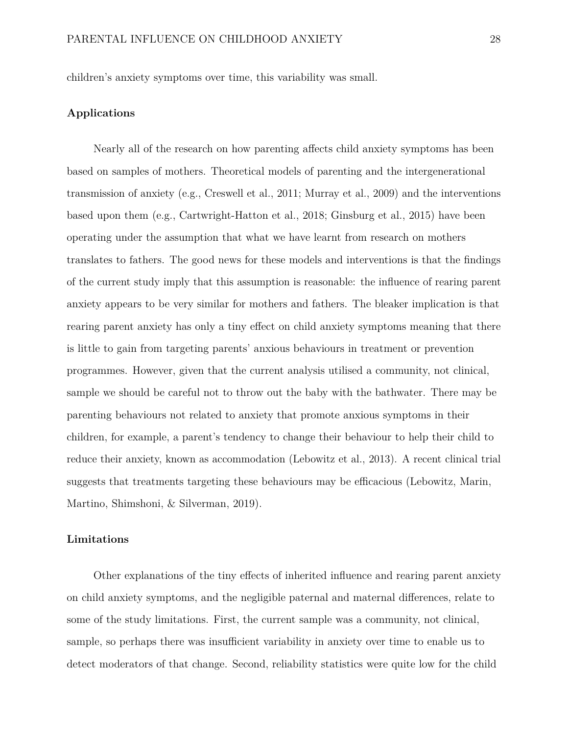children's anxiety symptoms over time, this variability was small.

## Applications

Nearly all of the research on how parenting affects child anxiety symptoms has been based on samples of mothers. Theoretical models of parenting and the intergenerational transmission of anxiety (e.g., Creswell et al., 2011; Murray et al., 2009) and the interventions based upon them (e.g., Cartwright-Hatton et al., 2018; Ginsburg et al., 2015) have been operating under the assumption that what we have learnt from research on mothers translates to fathers. The good news for these models and interventions is that the findings of the current study imply that this assumption is reasonable: the influence of rearing parent anxiety appears to be very similar for mothers and fathers. The bleaker implication is that rearing parent anxiety has only a tiny effect on child anxiety symptoms meaning that there is little to gain from targeting parents' anxious behaviours in treatment or prevention programmes. However, given that the current analysis utilised a community, not clinical, sample we should be careful not to throw out the baby with the bathwater. There may be parenting behaviours not related to anxiety that promote anxious symptoms in their children, for example, a parent's tendency to change their behaviour to help their child to reduce their anxiety, known as accommodation (Lebowitz et al., 2013). A recent clinical trial suggests that treatments targeting these behaviours may be efficacious (Lebowitz, Marin, Martino, Shimshoni, & Silverman, 2019).

## Limitations

Other explanations of the tiny effects of inherited influence and rearing parent anxiety on child anxiety symptoms, and the negligible paternal and maternal differences, relate to some of the study limitations. First, the current sample was a community, not clinical, sample, so perhaps there was insufficient variability in anxiety over time to enable us to detect moderators of that change. Second, reliability statistics were quite low for the child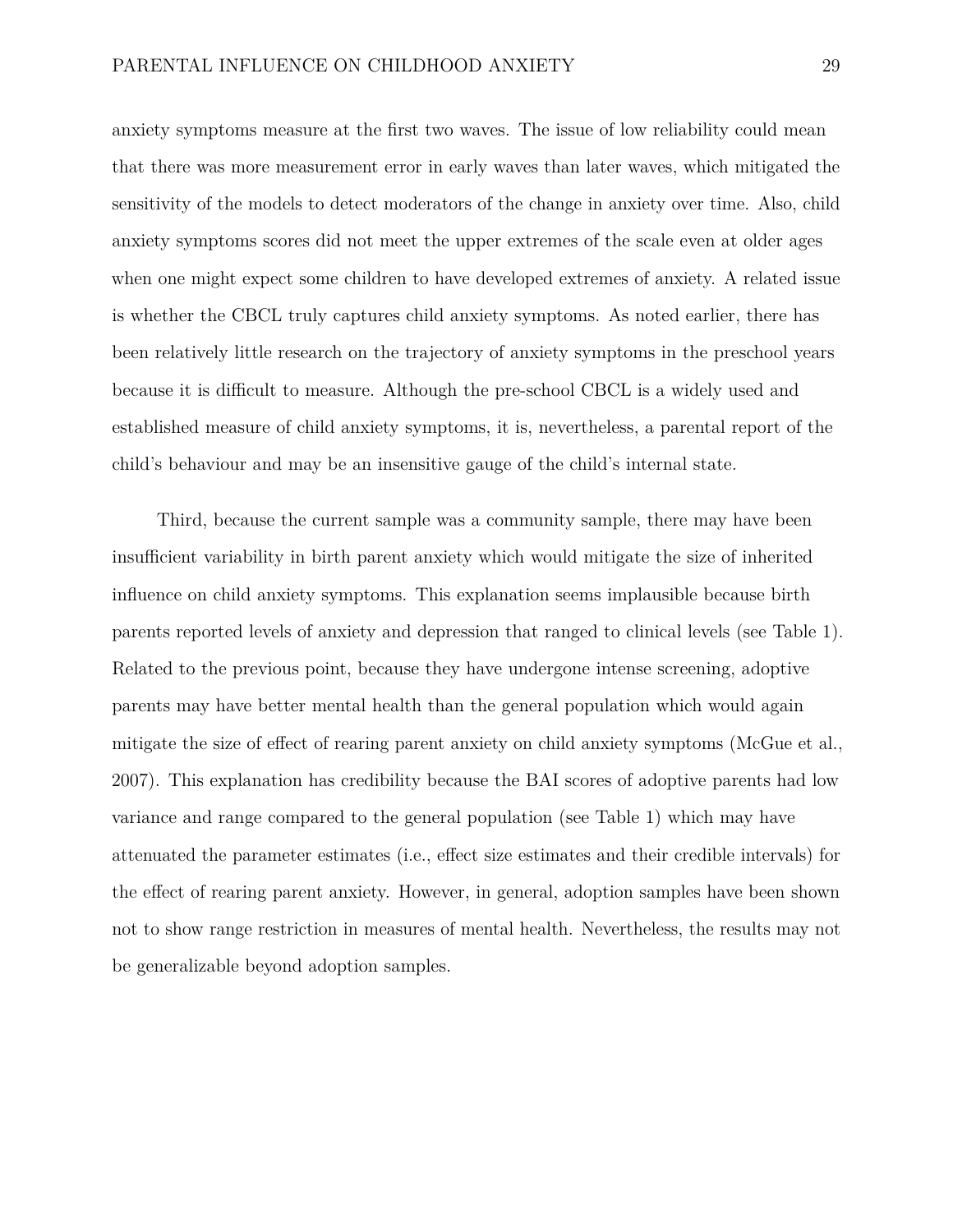anxiety symptoms measure at the first two waves. The issue of low reliability could mean that there was more measurement error in early waves than later waves, which mitigated the sensitivity of the models to detect moderators of the change in anxiety over time. Also, child anxiety symptoms scores did not meet the upper extremes of the scale even at older ages when one might expect some children to have developed extremes of anxiety. A related issue is whether the CBCL truly captures child anxiety symptoms. As noted earlier, there has been relatively little research on the trajectory of anxiety symptoms in the preschool years because it is difficult to measure. Although the pre-school CBCL is a widely used and established measure of child anxiety symptoms, it is, nevertheless, a parental report of the child's behaviour and may be an insensitive gauge of the child's internal state.

Third, because the current sample was a community sample, there may have been insufficient variability in birth parent anxiety which would mitigate the size of inherited influence on child anxiety symptoms. This explanation seems implausible because birth parents reported levels of anxiety and depression that ranged to clinical levels (see Table 1). Related to the previous point, because they have undergone intense screening, adoptive parents may have better mental health than the general population which would again mitigate the size of effect of rearing parent anxiety on child anxiety symptoms (McGue et al., 2007). This explanation has credibility because the BAI scores of adoptive parents had low variance and range compared to the general population (see Table 1) which may have attenuated the parameter estimates (i.e., effect size estimates and their credible intervals) for the effect of rearing parent anxiety. However, in general, adoption samples have been shown not to show range restriction in measures of mental health. Nevertheless, the results may not be generalizable beyond adoption samples.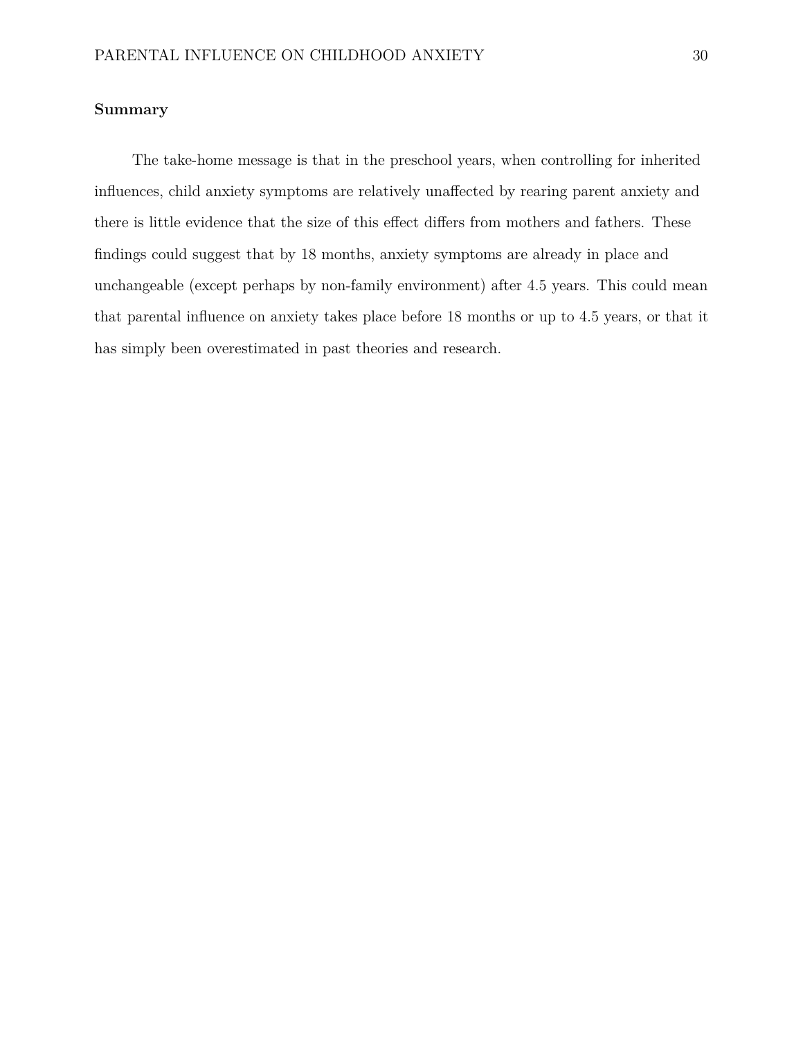## Summary

The take-home message is that in the preschool years, when controlling for inherited influences, child anxiety symptoms are relatively unaffected by rearing parent anxiety and there is little evidence that the size of this effect differs from mothers and fathers. These findings could suggest that by 18 months, anxiety symptoms are already in place and unchangeable (except perhaps by non-family environment) after 4.5 years. This could mean that parental influence on anxiety takes place before 18 months or up to 4.5 years, or that it has simply been overestimated in past theories and research.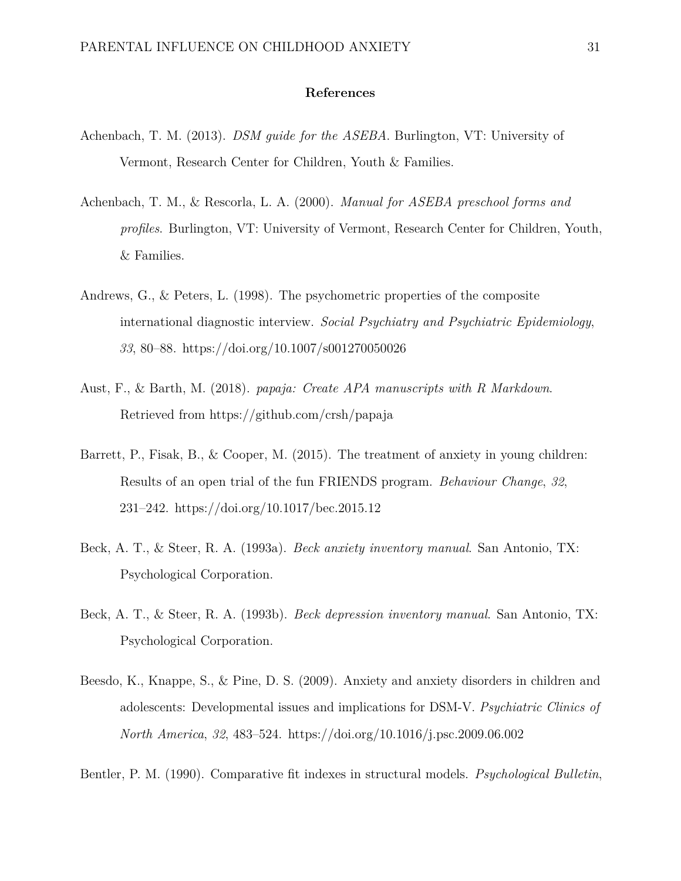# References

Achenbach, T. M. (2013). *DSM guide for the ASEBA*. Burlington, VT: University of Vermont, Research Center for Children, Youth & Families.

Achenbach, T. M., & Rescorla, L. A. (2000). *Manual for ASEBA preschool forms and profiles*. Burlington, VT: University of Vermont, Research Center for Children, Youth, & Families.

Andrews, G., & Peters, L. (1998). The psychometric properties of the composite international diagnostic interview. *Social Psychiatry and Psychiatric Epidemiology*, *33*, 80–88. https://doi.org/10.1007/s001270050026

Aust, F., & Barth, M. (2018). *papaja: Create APA manuscripts with R Markdown*. Retrieved from https://github.com/crsh/papaja

Barrett, P., Fisak, B., & Cooper, M. (2015). The treatment of anxiety in young children: Results of an open trial of the fun FRIENDS program. *Behaviour Change*, *32*, 231–242. https://doi.org/10.1017/bec.2015.12

Beck, A. T., & Steer, R. A. (1993a). *Beck anxiety inventory manual*. San Antonio, TX: Psychological Corporation.

Beck, A. T., & Steer, R. A. (1993b). *Beck depression inventory manual*. San Antonio, TX: Psychological Corporation.

Beesdo, K., Knappe, S., & Pine, D. S. (2009). Anxiety and anxiety disorders in children and adolescents: Developmental issues and implications for DSM-V. *Psychiatric Clinics of North America*, *32*, 483–524. https://doi.org/10.1016/j.psc.2009.06.002

Bentler, P. M. (1990). Comparative fit indexes in structural models. *Psychological Bulletin*,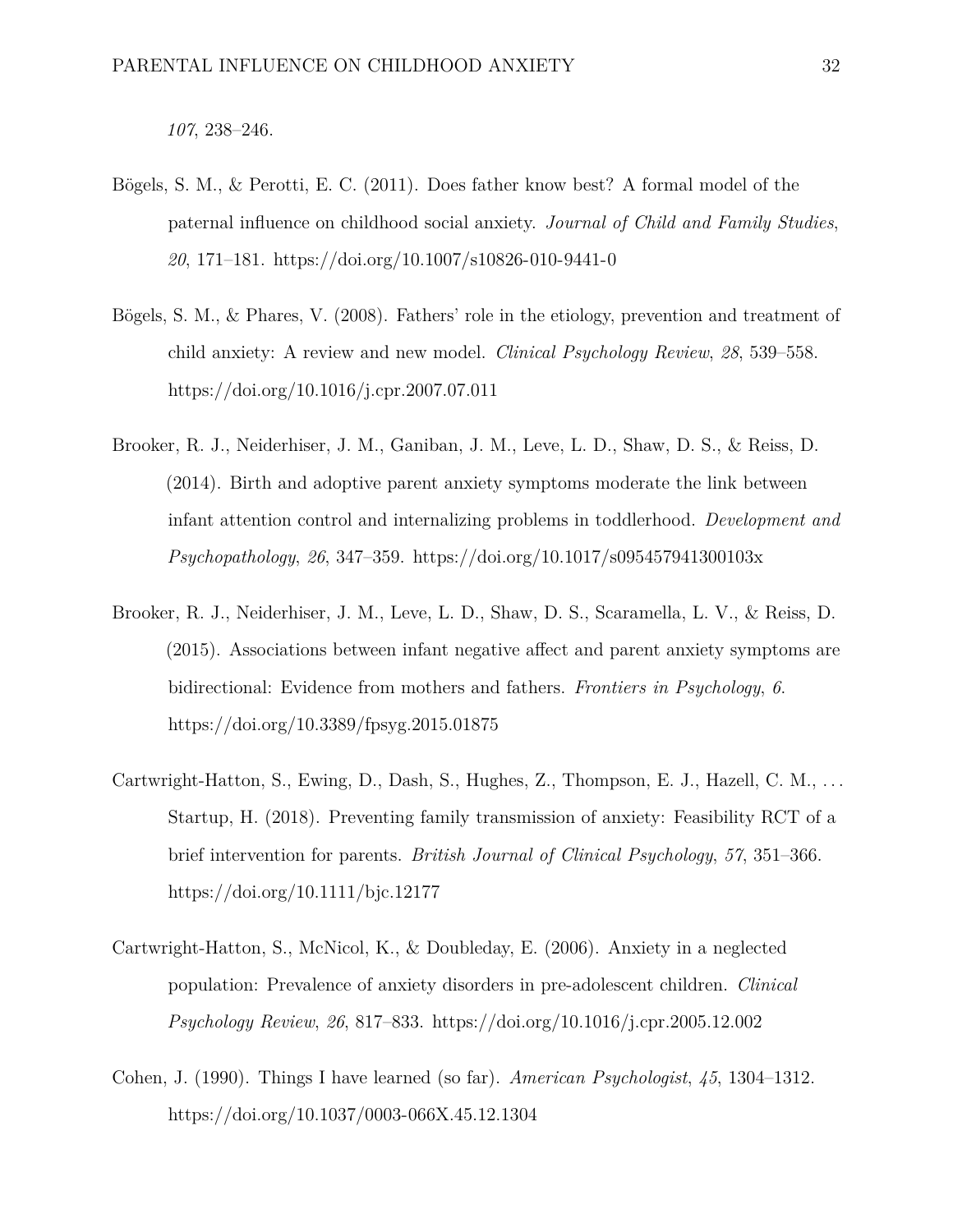*107*, 238–246.

Bögels, S. M., & Perotti, E. C. (2011). Does father know best? A formal model of the paternal influence on childhood social anxiety. *Journal of Child and Family Studies*, *20*, 171–181. https://doi.org/10.1007/s10826-010-9441-0

Bögels, S. M., & Phares, V. (2008). Fathers' role in the etiology, prevention and treatment of child anxiety: A review and new model. *Clinical Psychology Review*, *28*, 539–558. https://doi.org/10.1016/j.cpr.2007.07.011

Brooker, R. J., Neiderhiser, J. M., Ganiban, J. M., Leve, L. D., Shaw, D. S., & Reiss, D. (2014). Birth and adoptive parent anxiety symptoms moderate the link between infant attention control and internalizing problems in toddlerhood. *Development and Psychopathology*, *26*, 347–359. https://doi.org/10.1017/s095457941300103x

Brooker, R. J., Neiderhiser, J. M., Leve, L. D., Shaw, D. S., Scaramella, L. V., & Reiss, D. (2015). Associations between infant negative affect and parent anxiety symptoms are bidirectional: Evidence from mothers and fathers. *Frontiers in Psychology*, *6*. https://doi.org/10.3389/fpsyg.2015.01875

Cartwright-Hatton, S., Ewing, D., Dash, S., Hughes, Z., Thompson, E. J., Hazell, C. M., ... Startup, H. (2018). Preventing family transmission of anxiety: Feasibility RCT of a brief intervention for parents. *British Journal of Clinical Psychology*, *57*, 351–366. https://doi.org/10.1111/bjc.12177

Cartwright-Hatton, S., McNicol, K., & Doubleday, E. (2006). Anxiety in a neglected population: Prevalence of anxiety disorders in pre-adolescent children. *Clinical Psychology Review*, *26*, 817–833. https://doi.org/10.1016/j.cpr.2005.12.002

Cohen, J. (1990). Things I have learned (so far). *American Psychologist*, *45*, 1304–1312. https://doi.org/10.1037/0003-066X.45.12.1304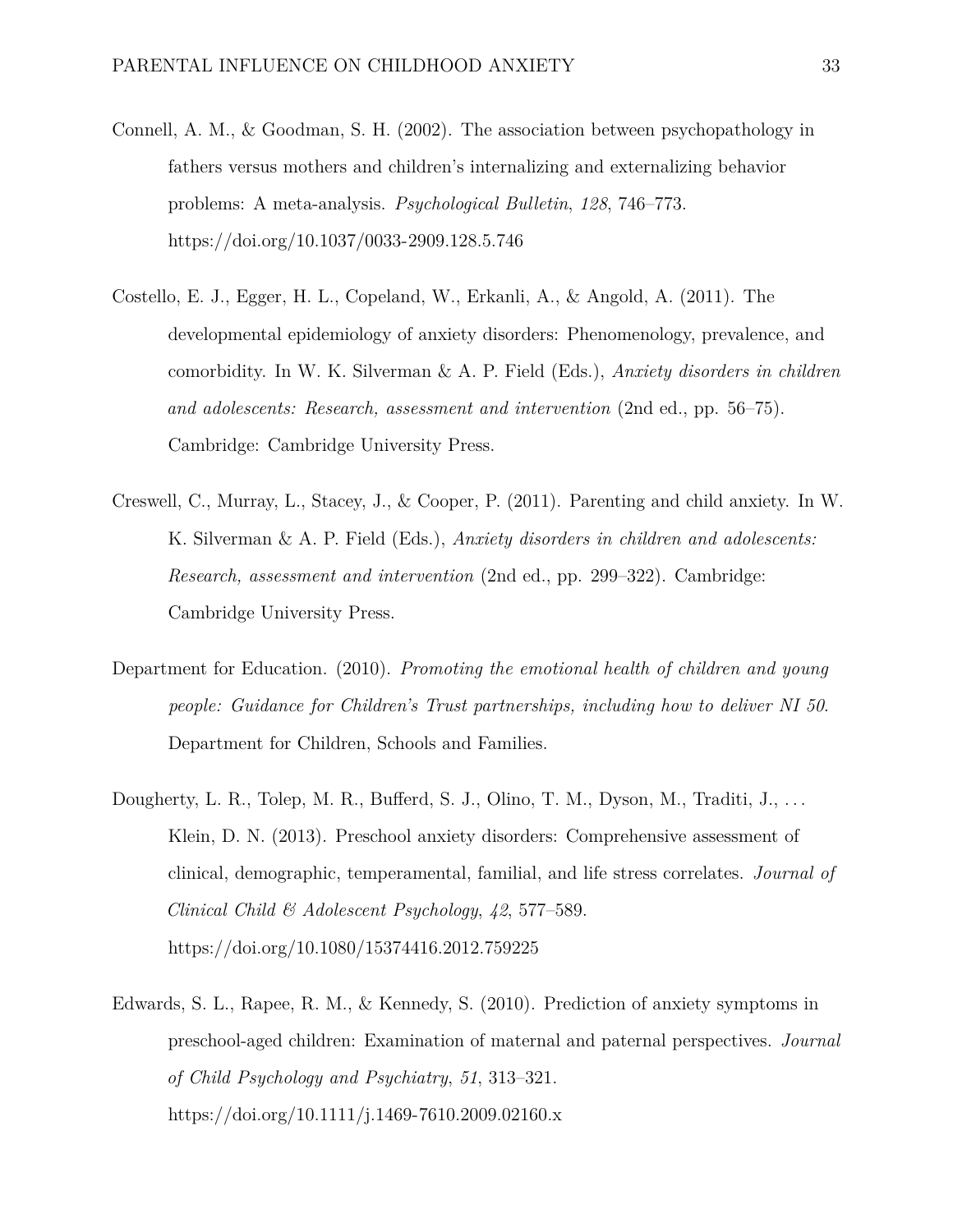Connell, A. M., & Goodman, S. H. (2002). The association between psychopathology in fathers versus mothers and children's internalizing and externalizing behavior problems: A meta-analysis. *Psychological Bulletin*, *128*, 746–773. https://doi.org/10.1037/0033-2909.128.5.746

Costello, E. J., Egger, H. L., Copeland, W., Erkanli, A., & Angold, A. (2011). The developmental epidemiology of anxiety disorders: Phenomenology, prevalence, and comorbidity. In W. K. Silverman & A. P. Field (Eds.), *Anxiety disorders in children and adolescents: Research, assessment and intervention* (2nd ed., pp. 56–75). Cambridge: Cambridge University Press.

Creswell, C., Murray, L., Stacey, J., & Cooper, P. (2011). Parenting and child anxiety. In W. K. Silverman & A. P. Field (Eds.), *Anxiety disorders in children and adolescents: Research, assessment and intervention* (2nd ed., pp. 299–322). Cambridge: Cambridge University Press.

Department for Education. (2010). *Promoting the emotional health of children and young people: Guidance for Children's Trust partnerships, including how to deliver NI 50*. Department for Children, Schools and Families.

Dougherty, L. R., Tolep, M. R., Bufferd, S. J., Olino, T. M., Dyson, M., Traditi, J., ... Klein, D. N. (2013). Preschool anxiety disorders: Comprehensive assessment of clinical, demographic, temperamental, familial, and life stress correlates. *Journal of Clinical Child & Adolescent Psychology*, *42*, 577–589. https://doi.org/10.1080/15374416.2012.759225

Edwards, S. L., Rapee, R. M., & Kennedy, S. (2010). Prediction of anxiety symptoms in preschool-aged children: Examination of maternal and paternal perspectives. *Journal of Child Psychology and Psychiatry*, *51*, 313–321. https://doi.org/10.1111/j.1469-7610.2009.02160.x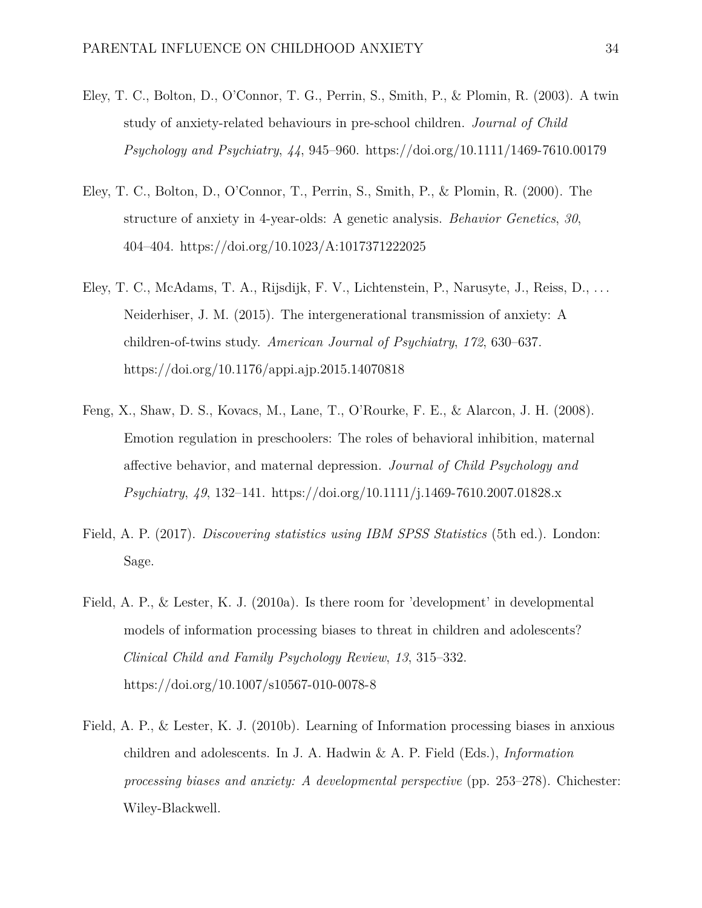Eley, T. C., Bolton, D., O'Connor, T. G., Perrin, S., Smith, P., & Plomin, R. (2003). A twin study of anxiety-related behaviours in pre-school children. *Journal of Child Psychology and Psychiatry*, *44*, 945–960. https://doi.org/10.1111/1469-7610.00179

Eley, T. C., Bolton, D., O'Connor, T., Perrin, S., Smith, P., & Plomin, R. (2000). The structure of anxiety in 4-year-olds: A genetic analysis. *Behavior Genetics*, *30*, 404–404. https://doi.org/10.1023/A:1017371222025

Eley, T. C., McAdams, T. A., Rijsdijk, F. V., Lichtenstein, P., Narusyte, J., Reiss, D., ... Neiderhiser, J. M. (2015). The intergenerational transmission of anxiety: A children-of-twins study. *American Journal of Psychiatry*, *172*, 630–637. https://doi.org/10.1176/appi.ajp.2015.14070818

Feng, X., Shaw, D. S., Kovacs, M., Lane, T., O'Rourke, F. E., & Alarcon, J. H. (2008). Emotion regulation in preschoolers: The roles of behavioral inhibition, maternal affective behavior, and maternal depression. *Journal of Child Psychology and Psychiatry*, *49*, 132–141. https://doi.org/10.1111/j.1469-7610.2007.01828.x

Field, A. P. (2017). *Discovering statistics using IBM SPSS Statistics* (5th ed.). London: Sage.

Field, A. P., & Lester, K. J. (2010a). Is there room for 'development' in developmental models of information processing biases to threat in children and adolescents? *Clinical Child and Family Psychology Review*, *13*, 315–332. https://doi.org/10.1007/s10567-010-0078-8

Field, A. P., & Lester, K. J. (2010b). Learning of Information processing biases in anxious children and adolescents. In J. A. Hadwin & A. P. Field (Eds.), *Information processing biases and anxiety: A developmental perspective* (pp. 253–278). Chichester: Wiley-Blackwell.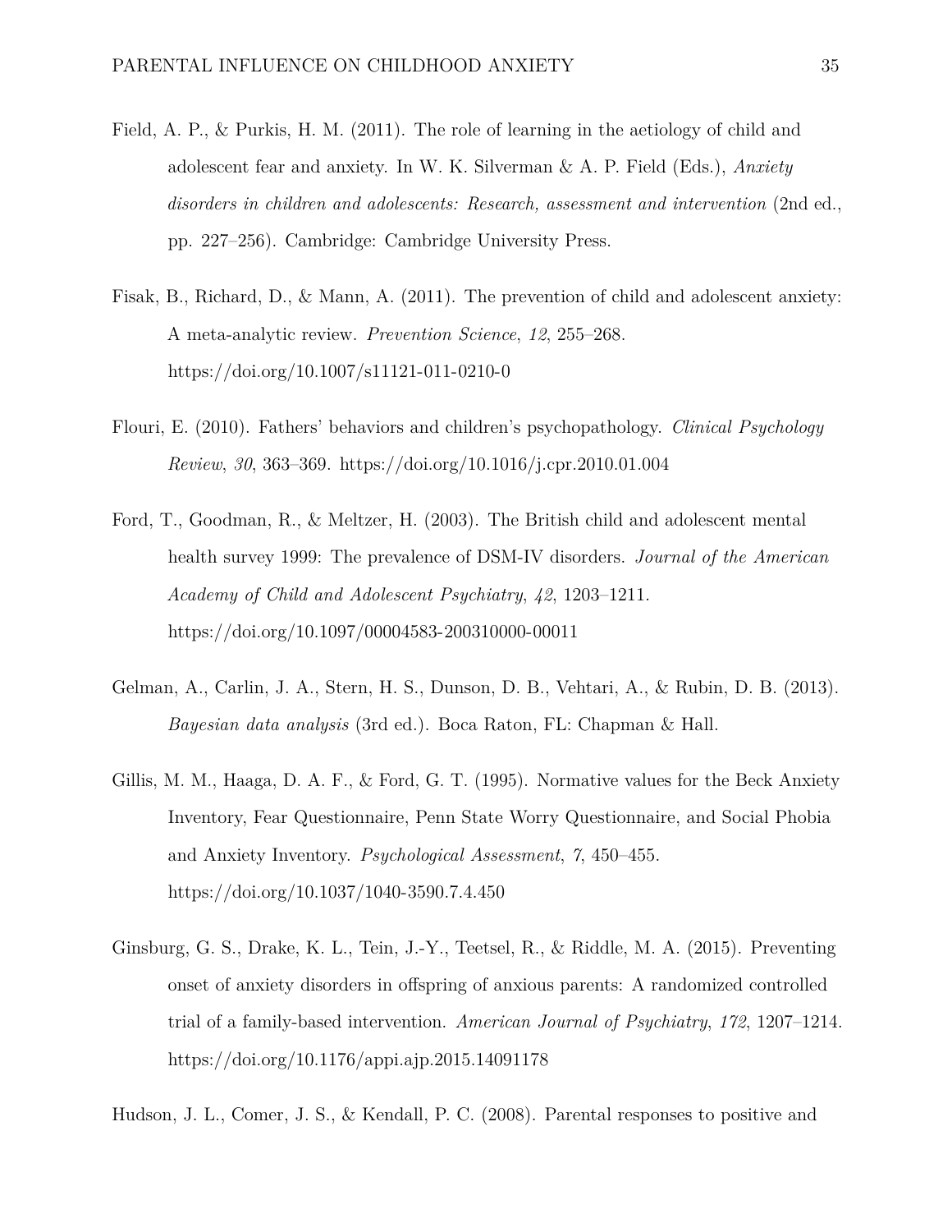Field, A. P., & Purkis, H. M. (2011). The role of learning in the aetiology of child and adolescent fear and anxiety. In W. K. Silverman & A. P. Field (Eds.), *Anxiety disorders in children and adolescents: Research, assessment and intervention* (2nd ed., pp. 227–256). Cambridge: Cambridge University Press.

Fisak, B., Richard, D., & Mann, A. (2011). The prevention of child and adolescent anxiety: A meta-analytic review. *Prevention Science*, *12*, 255–268. https://doi.org/10.1007/s11121-011-0210-0

Flouri, E. (2010). Fathers' behaviors and children's psychopathology. *Clinical Psychology Review*, *30*, 363–369. https://doi.org/10.1016/j.cpr.2010.01.004

Ford, T., Goodman, R., & Meltzer, H. (2003). The British child and adolescent mental health survey 1999: The prevalence of DSM-IV disorders. *Journal of the American Academy of Child and Adolescent Psychiatry*, *42*, 1203–1211. https://doi.org/10.1097/00004583-200310000-00011

Gelman, A., Carlin, J. A., Stern, H. S., Dunson, D. B., Vehtari, A., & Rubin, D. B. (2013). *Bayesian data analysis* (3rd ed.). Boca Raton, FL: Chapman & Hall.

Gillis, M. M., Haaga, D. A. F., & Ford, G. T. (1995). Normative values for the Beck Anxiety Inventory, Fear Questionnaire, Penn State Worry Questionnaire, and Social Phobia and Anxiety Inventory. *Psychological Assessment*, *7*, 450–455. https://doi.org/10.1037/1040-3590.7.4.450

Ginsburg, G. S., Drake, K. L., Tein, J.-Y., Teetsel, R., & Riddle, M. A. (2015). Preventing onset of anxiety disorders in offspring of anxious parents: A randomized controlled trial of a family-based intervention. *American Journal of Psychiatry*, *172*, 1207–1214. https://doi.org/10.1176/appi.ajp.2015.14091178

Hudson, J. L., Comer, J. S., & Kendall, P. C. (2008). Parental responses to positive and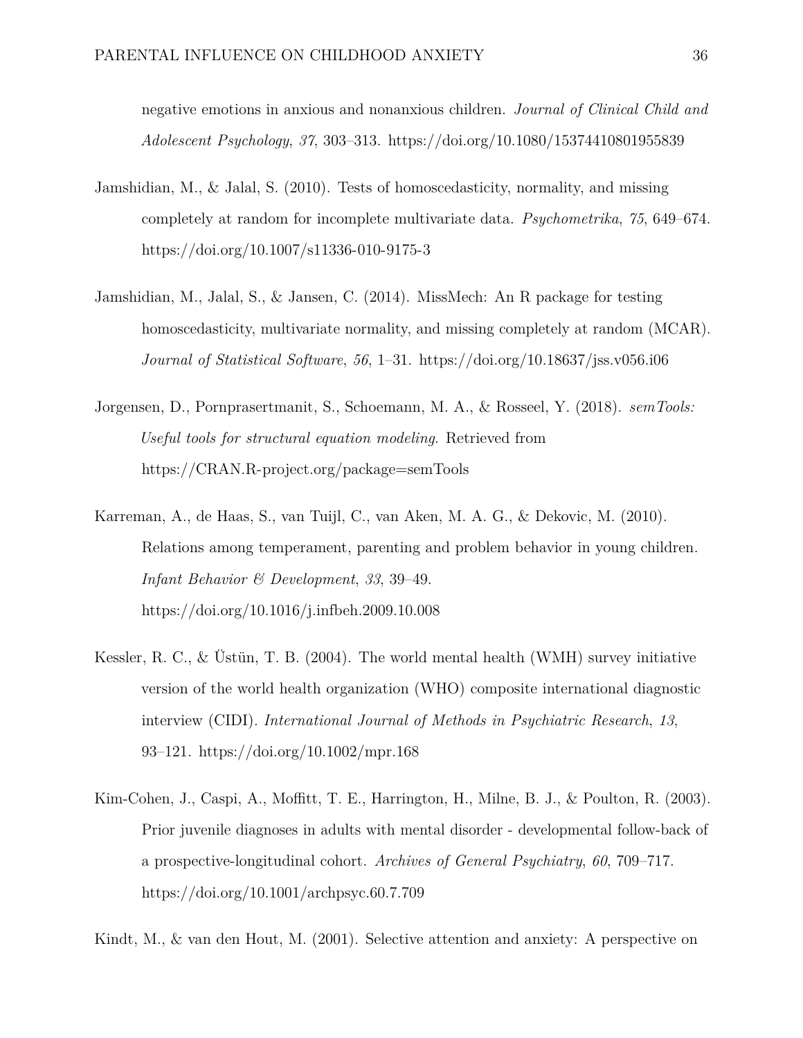negative emotions in anxious and nonanxious children. *Journal of Clinical Child and Adolescent Psychology*, *37*, 303–313. https://doi.org/10.1080/15374410801955839

Jamshidian, M., & Jalal, S. (2010). Tests of homoscedasticity, normality, and missing completely at random for incomplete multivariate data. *Psychometrika*, *75*, 649–674. https://doi.org/10.1007/s11336-010-9175-3

Jamshidian, M., Jalal, S., & Jansen, C. (2014). MissMech: An R package for testing homoscedasticity, multivariate normality, and missing completely at random (MCAR). *Journal of Statistical Software*, *56*, 1–31. https://doi.org/10.18637/jss.v056.i06

Jorgensen, D., Pornprasertmanit, S., Schoemann, M. A., & Rosseel, Y. (2018). *semTools: Useful tools for structural equation modeling*. Retrieved from https://CRAN.R-project.org/package=semTools

Karreman, A., de Haas, S., van Tuijl, C., van Aken, M. A. G., & Dekovic, M. (2010). Relations among temperament, parenting and problem behavior in young children. *Infant Behavior & Development*, *33*, 39–49. https://doi.org/10.1016/j.infbeh.2009.10.008

Kessler, R. C., & Üstün, T. B. (2004). The world mental health (WMH) survey initiative version of the world health organization (WHO) composite international diagnostic interview (CIDI). *International Journal of Methods in Psychiatric Research*, *13*, 93–121. https://doi.org/10.1002/mpr.168

Kim-Cohen, J., Caspi, A., Moffitt, T. E., Harrington, H., Milne, B. J., & Poulton, R. (2003). Prior juvenile diagnoses in adults with mental disorder - developmental follow-back of a prospective-longitudinal cohort. *Archives of General Psychiatry*, *60*, 709–717. https://doi.org/10.1001/archpsyc.60.7.709

Kindt, M., & van den Hout, M. (2001). Selective attention and anxiety: A perspective on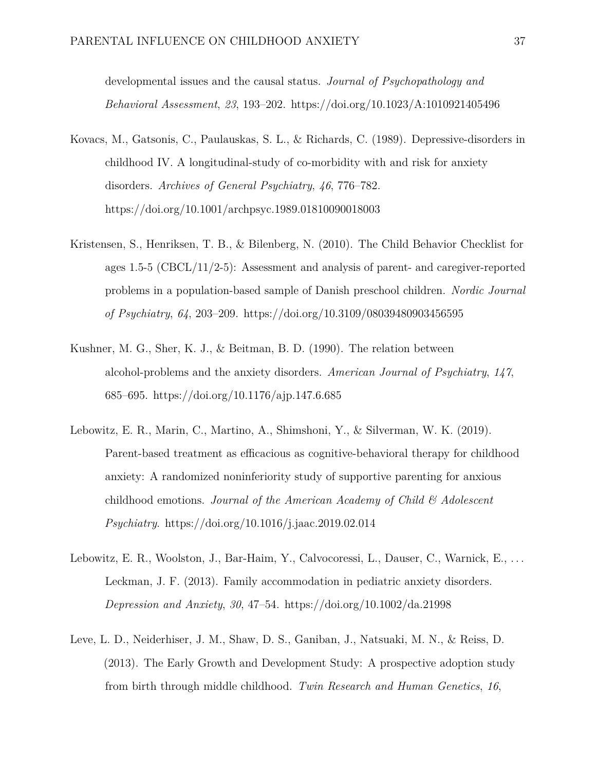developmental issues and the causal status. *Journal of Psychopathology and Behavioral Assessment*, *23*, 193–202. https://doi.org/10.1023/A:1010921405496

Kovacs, M., Gatsonis, C., Paulauskas, S. L., & Richards, C. (1989). Depressive-disorders in childhood IV. A longitudinal-study of co-morbidity with and risk for anxiety disorders. *Archives of General Psychiatry*, *46*, 776–782. https://doi.org/10.1001/archpsyc.1989.01810090018003

Kristensen, S., Henriksen, T. B., & Bilenberg, N. (2010). The Child Behavior Checklist for ages 1.5-5 (CBCL/11/2-5): Assessment and analysis of parent- and caregiver-reported problems in a population-based sample of Danish preschool children. *Nordic Journal of Psychiatry*, *64*, 203–209. https://doi.org/10.3109/08039480903456595

Kushner, M. G., Sher, K. J., & Beitman, B. D. (1990). The relation between alcohol-problems and the anxiety disorders. *American Journal of Psychiatry*, *147*, 685–695. https://doi.org/10.1176/ajp.147.6.685

Lebowitz, E. R., Marin, C., Martino, A., Shimshoni, Y., & Silverman, W. K. (2019). Parent-based treatment as efficacious as cognitive-behavioral therapy for childhood anxiety: A randomized noninferiority study of supportive parenting for anxious childhood emotions. *Journal of the American Academy of Child & Adolescent Psychiatry*. https://doi.org/10.1016/j.jaac.2019.02.014

Lebowitz, E. R., Woolston, J., Bar-Haim, Y., Calvocoressi, L., Dauser, C., Warnick, E., ... Leckman, J. F. (2013). Family accommodation in pediatric anxiety disorders. *Depression and Anxiety*, *30*, 47–54. https://doi.org/10.1002/da.21998

Leve, L. D., Neiderhiser, J. M., Shaw, D. S., Ganiban, J., Natsuaki, M. N., & Reiss, D. (2013). The Early Growth and Development Study: A prospective adoption study from birth through middle childhood. *Twin Research and Human Genetics*, *16*,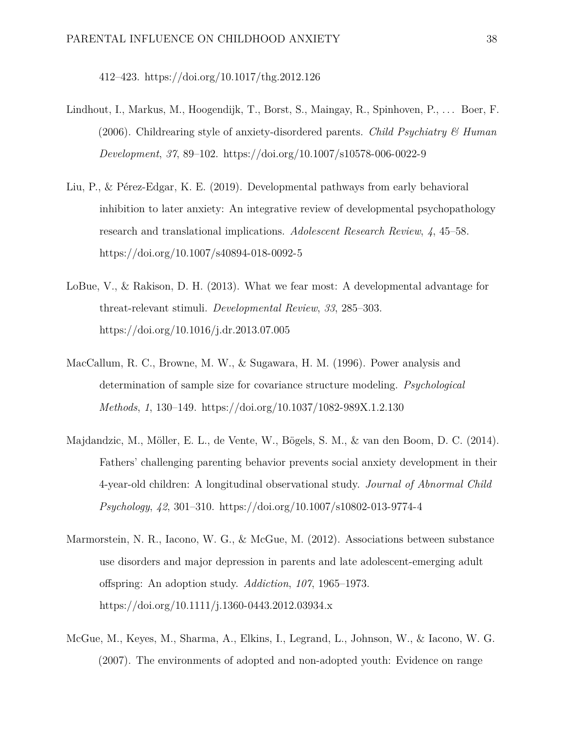412–423. https://doi.org/10.1017/thg.2012.126

Lindhout, I., Markus, M., Hoogendijk, T., Borst, S., Maingay, R., Spinhoven, P., . . . Boer, F. (2006). Childrearing style of anxiety-disordered parents. *Child Psychiatry & Human Development*, *37*, 89–102. https://doi.org/10.1007/s10578-006-0022-9

Liu, P., & Pérez-Edgar, K. E. (2019). Developmental pathways from early behavioral inhibition to later anxiety: An integrative review of developmental psychopathology research and translational implications. *Adolescent Research Review*, *4*, 45–58. https://doi.org/10.1007/s40894-018-0092-5

LoBue, V., & Rakison, D. H. (2013). What we fear most: A developmental advantage for threat-relevant stimuli. *Developmental Review*, *33*, 285–303. https://doi.org/10.1016/j.dr.2013.07.005

MacCallum, R. C., Browne, M. W., & Sugawara, H. M. (1996). Power analysis and determination of sample size for covariance structure modeling. *Psychological Methods*, *1*, 130–149. https://doi.org/10.1037/1082-989X.1.2.130

Majdandzic, M., Möller, E. L., de Vente, W., Bögels, S. M., & van den Boom, D. C. (2014). Fathers' challenging parenting behavior prevents social anxiety development in their 4-year-old children: A longitudinal observational study. *Journal of Abnormal Child Psychology*, *42*, 301–310. https://doi.org/10.1007/s10802-013-9774-4

Marmorstein, N. R., Iacono, W. G., & McGue, M. (2012). Associations between substance use disorders and major depression in parents and late adolescent-emerging adult offspring: An adoption study. *Addiction*, *107*, 1965–1973. https://doi.org/10.1111/j.1360-0443.2012.03934.x

McGue, M., Keyes, M., Sharma, A., Elkins, I., Legrand, L., Johnson, W., & Iacono, W. G. (2007). The environments of adopted and non-adopted youth: Evidence on range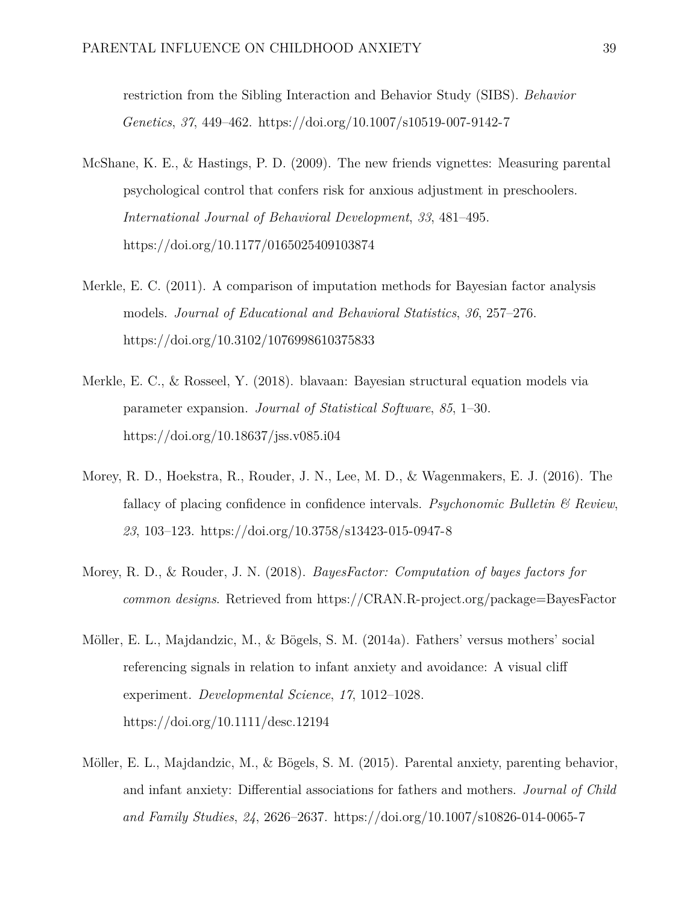restriction from the Sibling Interaction and Behavior Study (SIBS). *Behavior Genetics*, *37*, 449–462. https://doi.org/10.1007/s10519-007-9142-7

McShane, K. E., & Hastings, P. D. (2009). The new friends vignettes: Measuring parental psychological control that confers risk for anxious adjustment in preschoolers. *International Journal of Behavioral Development*, *33*, 481–495. https://doi.org/10.1177/0165025409103874

Merkle, E. C. (2011). A comparison of imputation methods for Bayesian factor analysis models. *Journal of Educational and Behavioral Statistics*, *36*, 257–276. https://doi.org/10.3102/1076998610375833

Merkle, E. C., & Rosseel, Y. (2018). blavaan: Bayesian structural equation models via parameter expansion. *Journal of Statistical Software*, *85*, 1–30. https://doi.org/10.18637/jss.v085.i04

Morey, R. D., Hoekstra, R., Rouder, J. N., Lee, M. D., & Wagenmakers, E. J. (2016). The fallacy of placing confidence in confidence intervals. *Psychonomic Bulletin & Review*, *23*, 103–123. https://doi.org/10.3758/s13423-015-0947-8

Morey, R. D., & Rouder, J. N. (2018). *BayesFactor: Computation of bayes factors for common designs*. Retrieved from https://CRAN.R-project.org/package=BayesFactor

Möller, E. L., Majdandzic, M., & Bögels, S. M. (2014a). Fathers' versus mothers' social referencing signals in relation to infant anxiety and avoidance: A visual cliff experiment. *Developmental Science*, *17*, 1012–1028. https://doi.org/10.1111/desc.12194

Möller, E. L., Majdandzic, M., & Bögels, S. M. (2015). Parental anxiety, parenting behavior, and infant anxiety: Differential associations for fathers and mothers. *Journal of Child and Family Studies*, *24*, 2626–2637. https://doi.org/10.1007/s10826-014-0065-7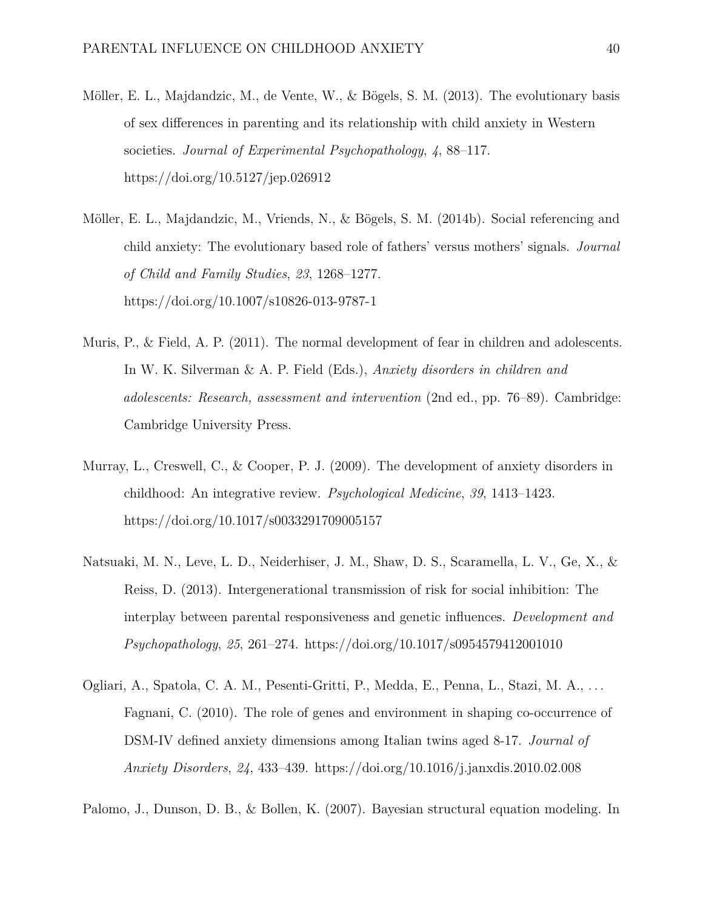Möller, E. L., Majdandzic, M., de Vente, W., & Bögels, S. M. (2013). The evolutionary basis of sex differences in parenting and its relationship with child anxiety in Western societies. *Journal of Experimental Psychopathology*, *4*, 88–117. https://doi.org/10.5127/jep.026912

Möller, E. L., Majdandzic, M., Vriends, N., & Bögels, S. M. (2014b). Social referencing and child anxiety: The evolutionary based role of fathers' versus mothers' signals. *Journal of Child and Family Studies*, *23*, 1268–1277. https://doi.org/10.1007/s10826-013-9787-1

Muris, P., & Field, A. P. (2011). The normal development of fear in children and adolescents. In W. K. Silverman & A. P. Field (Eds.), *Anxiety disorders in children and adolescents: Research, assessment and intervention* (2nd ed., pp. 76–89). Cambridge: Cambridge University Press.

Murray, L., Creswell, C., & Cooper, P. J. (2009). The development of anxiety disorders in childhood: An integrative review. *Psychological Medicine*, *39*, 1413–1423. https://doi.org/10.1017/s0033291709005157

Natsuaki, M. N., Leve, L. D., Neiderhiser, J. M., Shaw, D. S., Scaramella, L. V., Ge, X., & Reiss, D. (2013). Intergenerational transmission of risk for social inhibition: The interplay between parental responsiveness and genetic influences. *Development and Psychopathology*, *25*, 261–274. https://doi.org/10.1017/s0954579412001010

Ogliari, A., Spatola, C. A. M., Pesenti-Gritti, P., Medda, E., Penna, L., Stazi, M. A., ... Fagnani, C. (2010). The role of genes and environment in shaping co-occurrence of DSM-IV defined anxiety dimensions among Italian twins aged 8-17. *Journal of Anxiety Disorders*, *24*, 433–439. https://doi.org/10.1016/j.janxdis.2010.02.008

Palomo, J., Dunson, D. B., & Bollen, K. (2007). Bayesian structural equation modeling. In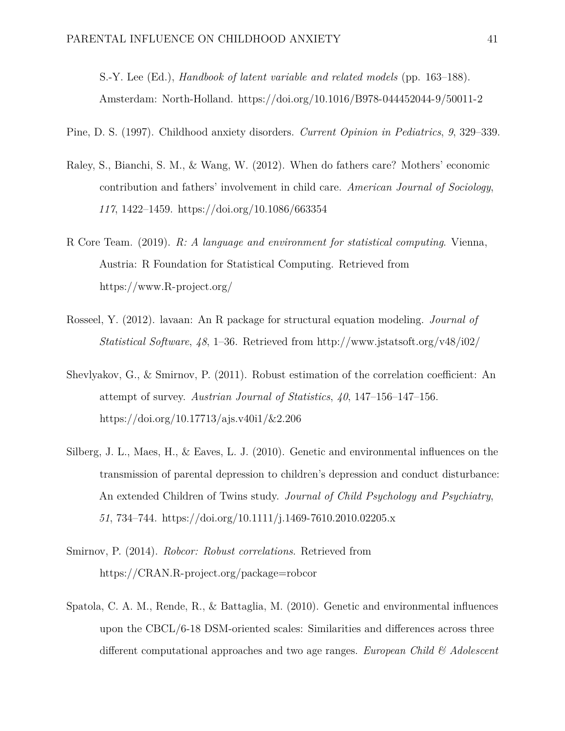S.-Y. Lee (Ed.), *Handbook of latent variable and related models* (pp. 163–188). Amsterdam: North-Holland. https://doi.org/10.1016/B978-044452044-9/50011-2

Pine, D. S. (1997). Childhood anxiety disorders. *Current Opinion in Pediatrics*, *9*, 329–339.

Raley, S., Bianchi, S. M., & Wang, W. (2012). When do fathers care? Mothers' economic contribution and fathers' involvement in child care. *American Journal of Sociology*, *117*, 1422–1459. https://doi.org/10.1086/663354

R Core Team. (2019). *R: A language and environment for statistical computing*. Vienna, Austria: R Foundation for Statistical Computing. Retrieved from https://www.R-project.org/

Rosseel, Y. (2012). lavaan: An R package for structural equation modeling. *Journal of Statistical Software*, *48*, 1–36. Retrieved from http://www.jstatsoft.org/v48/i02/

Shevlyakov, G., & Smirnov, P. (2011). Robust estimation of the correlation coefficient: An attempt of survey. *Austrian Journal of Statistics*, *40*, 147–156–147–156. https://doi.org/10.17713/ajs.v40i1/&2.206

Silberg, J. L., Maes, H., & Eaves, L. J. (2010). Genetic and environmental influences on the transmission of parental depression to children's depression and conduct disturbance: An extended Children of Twins study. *Journal of Child Psychology and Psychiatry*, *51*, 734–744. https://doi.org/10.1111/j.1469-7610.2010.02205.x

Smirnov, P. (2014). *Robcor: Robust correlations*. Retrieved from https://CRAN.R-project.org/package=robcor

Spatola, C. A. M., Rende, R., & Battaglia, M. (2010). Genetic and environmental influences upon the CBCL/6-18 DSM-oriented scales: Similarities and differences across three different computational approaches and two age ranges. *European Child & Adolescent*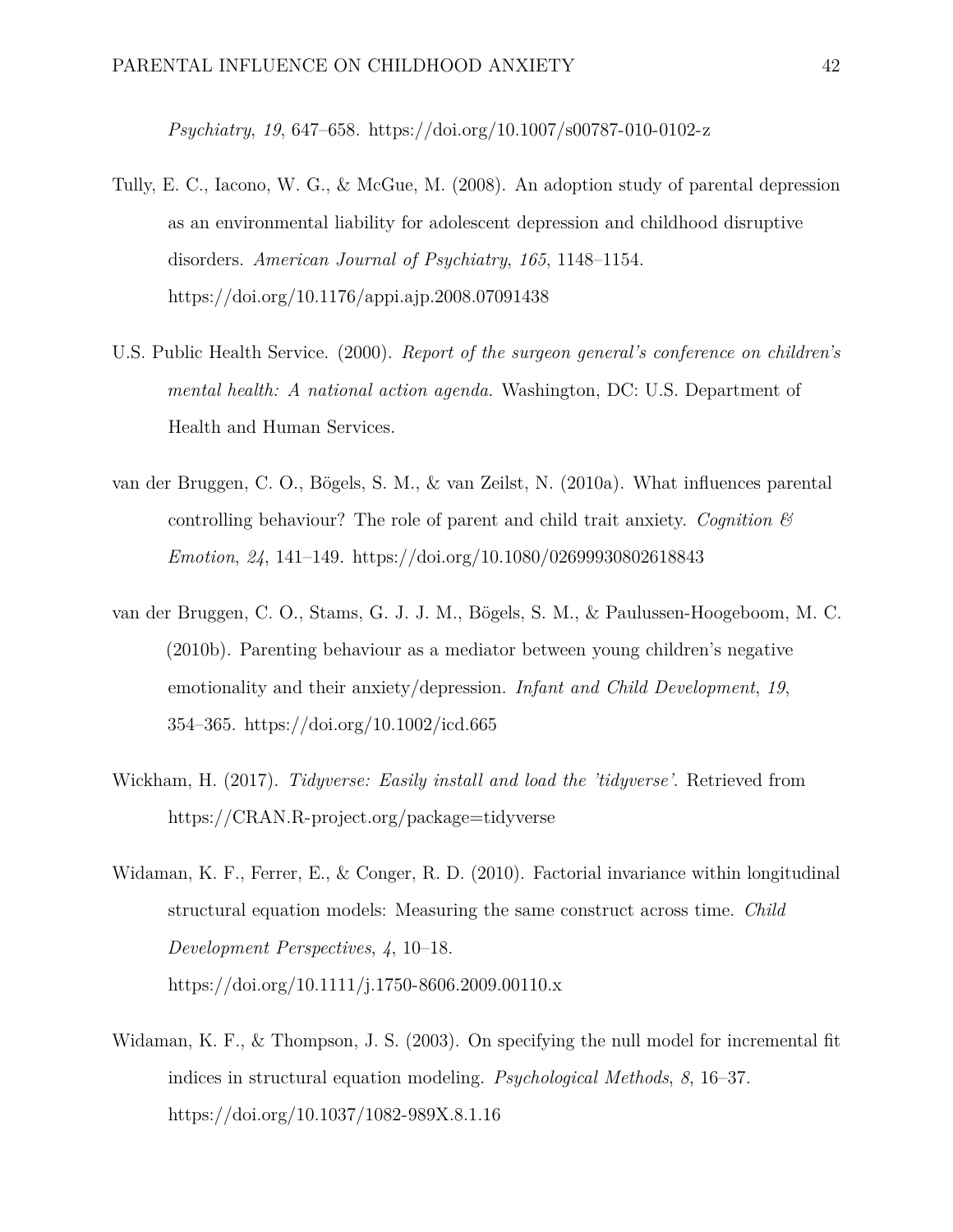*Psychiatry*, *19*, 647–658. https://doi.org/10.1007/s00787-010-0102-z

Tully, E. C., Iacono, W. G., & McGue, M. (2008). An adoption study of parental depression as an environmental liability for adolescent depression and childhood disruptive disorders. *American Journal of Psychiatry*, *165*, 1148–1154. https://doi.org/10.1176/appi.ajp.2008.07091438

U.S. Public Health Service. (2000). *Report of the surgeon general's conference on children's mental health: A national action agenda*. Washington, DC: U.S. Department of Health and Human Services.

van der Bruggen, C. O., Bögels, S. M., & van Zeilst, N. (2010a). What influences parental controlling behaviour? The role of parent and child trait anxiety. *Cognition & Emotion*, *24*, 141–149. https://doi.org/10.1080/02699930802618843

van der Bruggen, C. O., Stams, G. J. J. M., Bögels, S. M., & Paulussen-Hoogeboom, M. C. (2010b). Parenting behaviour as a mediator between young children's negative emotionality and their anxiety/depression. *Infant and Child Development*, *19*, 354–365. https://doi.org/10.1002/icd.665

Wickham, H. (2017). *Tidyverse: Easily install and load the 'tidyverse'*. Retrieved from https://CRAN.R-project.org/package=tidyverse

Widaman, K. F., Ferrer, E., & Conger, R. D. (2010). Factorial invariance within longitudinal structural equation models: Measuring the same construct across time. *Child Development Perspectives*, *4*, 10–18. https://doi.org/10.1111/j.1750-8606.2009.00110.x

Widaman, K. F., & Thompson, J. S. (2003). On specifying the null model for incremental fit indices in structural equation modeling. *Psychological Methods*, *8*, 16–37. https://doi.org/10.1037/1082-989X.8.1.16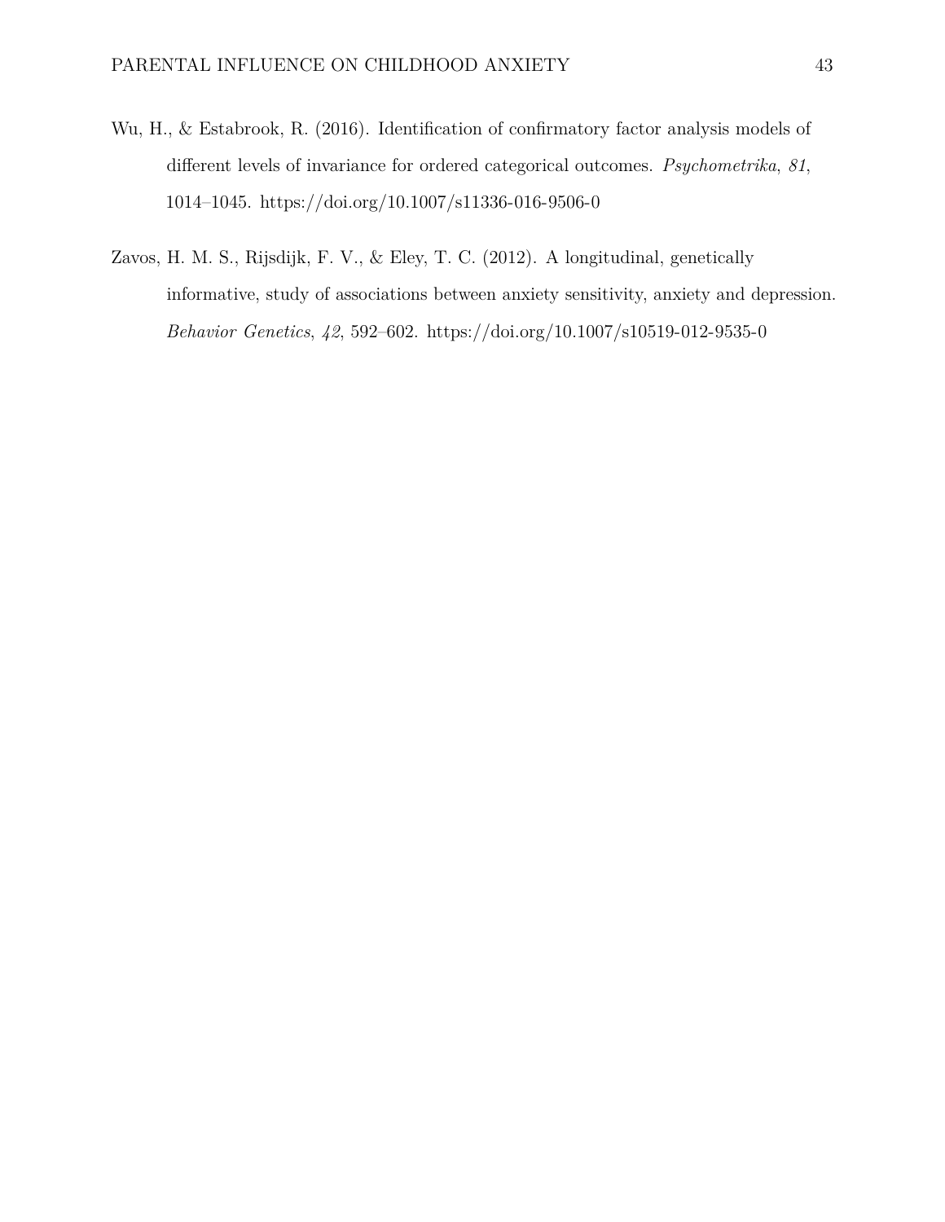Wu, H., & Estabrook, R. (2016). Identification of confirmatory factor analysis models of different levels of invariance for ordered categorical outcomes. *Psychometrika*, *81*, 1014–1045. https://doi.org/10.1007/s11336-016-9506-0

Zavos, H. M. S., Rijsdijk, F. V., & Eley, T. C. (2012). A longitudinal, genetically informative, study of associations between anxiety sensitivity, anxiety and depression. *Behavior Genetics*, *42*, 592–602. https://doi.org/10.1007/s10519-012-9535-0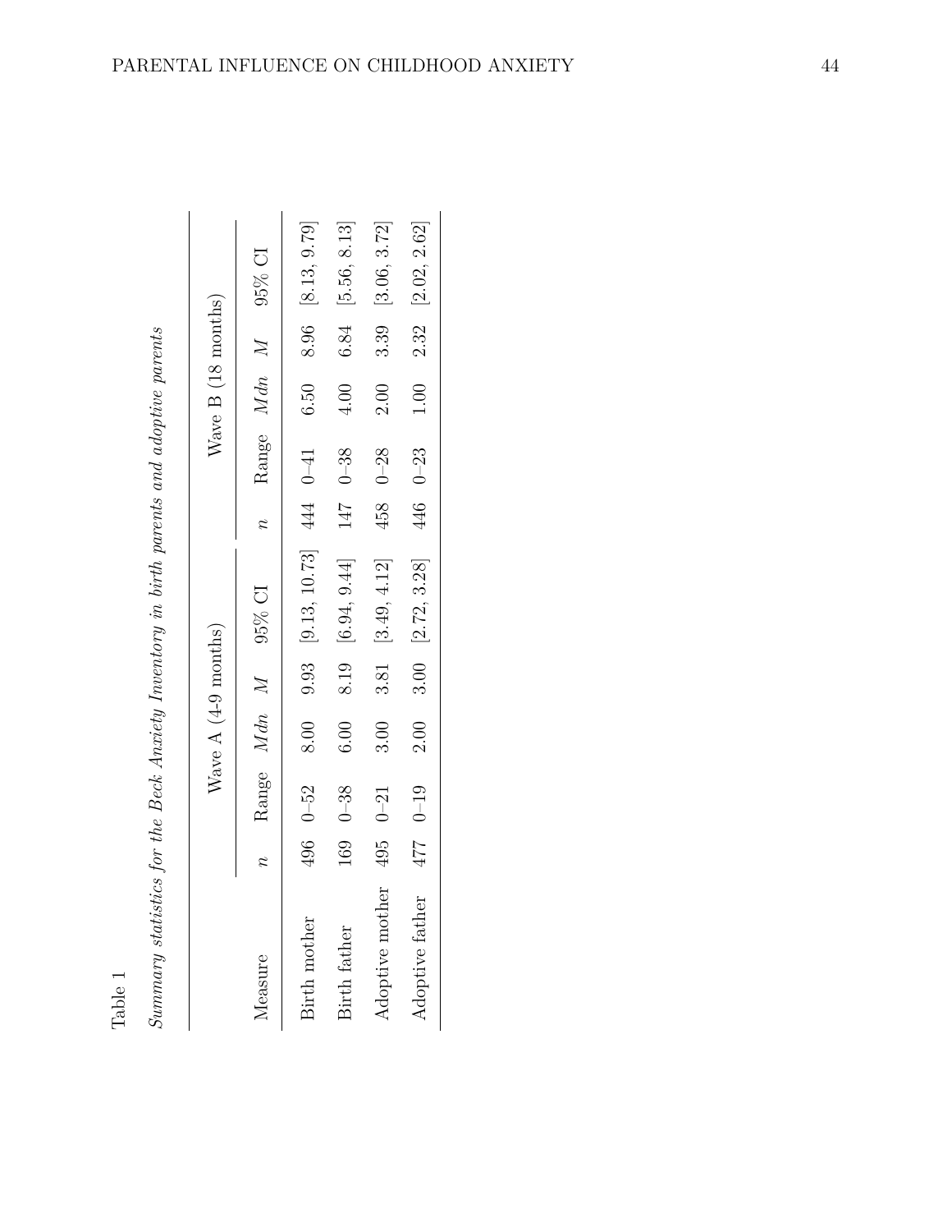Table 1

*Summary statistics for the Beck Anxiety Inventory in birth parents and adoptive parents*

| | Wave A (4-9 months) | | | | | Wave B (18 months) | | | | |
|---|---|---|---|---|---|---|---|---|---|---|
| Measure | *n* | Range | *Mdn* | *M* | 95% CI | *n* | Range | *Mdn* | *M* | 95% CI |
| Birth mother | 496 | 0–52 | 8.00 | 9.93 | [9.13, 10.73] | 444 | 0–41 | 6.50 | 8.96 | [8.13, 9.79] |
| Birth father | 169 | 0–38 | 6.00 | 8.19 | [6.94, 9.44] | 147 | 0–38 | 4.00 | 6.84 | [5.56, 8.13] |
| Adoptive mother | 495 | 0–21 | 3.00 | 3.81 | [3.49, 4.12] | 458 | 0–28 | 2.00 | 3.39 | [3.06, 3.72] |
| Adoptive father | 477 | 0–19 | 2.00 | 3.00 | [2.72, 3.28] | 446 | 0–23 | 1.00 | 2.32 | [2.02, 2.62] |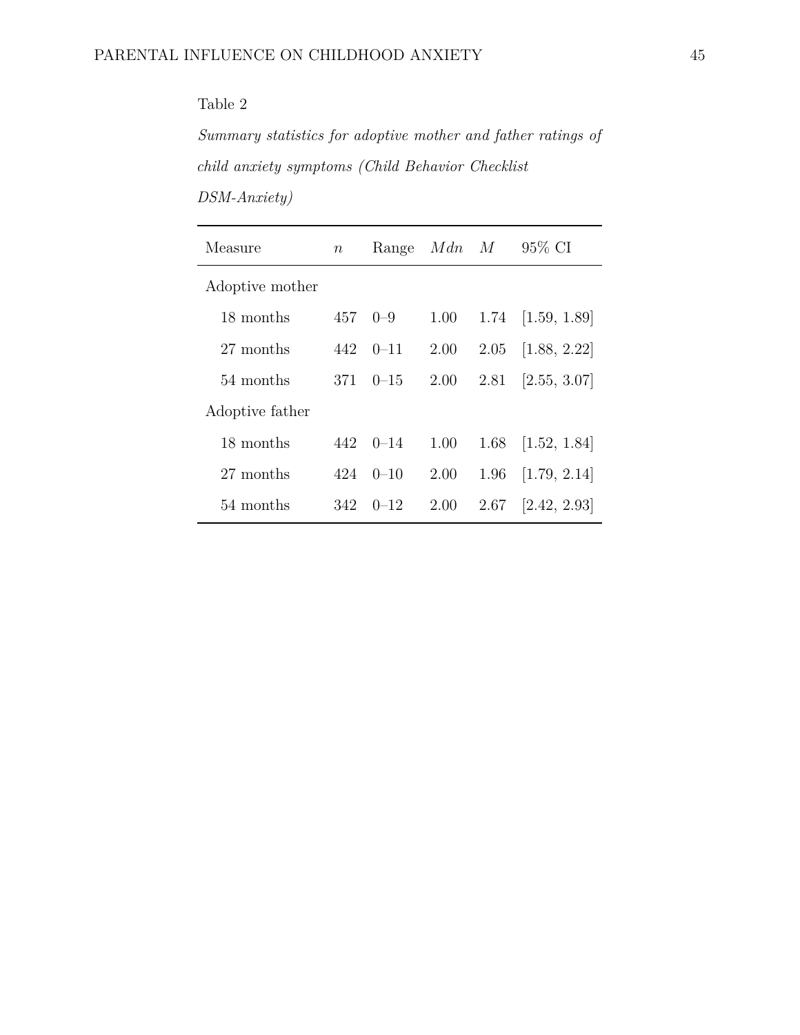Table 2

*Summary statistics for adoptive mother and father ratings of child anxiety symptoms (Child Behavior Checklist DSM-Anxiety)*

| Measure | *n* | Range | *Mdn* | *M* | 95% CI |
|---|---|---|---|---|---|
| Adoptive mother | | | | | |
| 18 months | 457 | 0–9 | 1.00 | 1.74 | [1.59, 1.89] |
| 27 months | 442 | 0–11 | 2.00 | 2.05 | [1.88, 2.22] |
| 54 months | 371 | 0–15 | 2.00 | 2.81 | [2.55, 3.07] |
| Adoptive father | | | | | |
| 18 months | 442 | 0–14 | 1.00 | 1.68 | [1.52, 1.84] |
| 27 months | 424 | 0–10 | 2.00 | 1.96 | [1.79, 2.14] |
| 54 months | 342 | 0–12 | 2.00 | 2.67 | [2.42, 2.93] |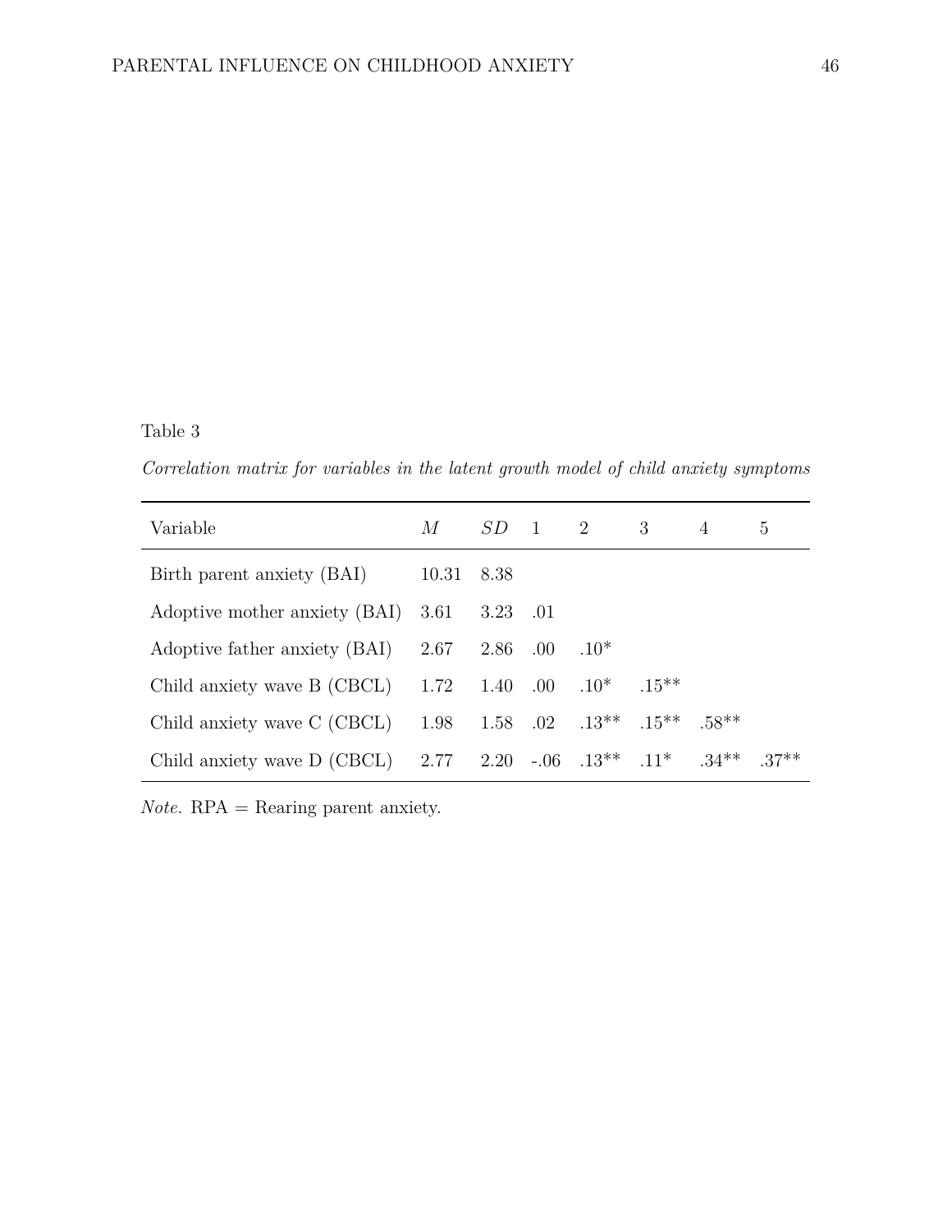Table 3

*Correlation matrix for variables in the latent growth model of child anxiety symptoms*

| Variable | *M* | *SD* | 1 | 2 | 3 | 4 | 5 |
|---|---|---|---|---|---|---|---|
| Birth parent anxiety (BAI) | 10.31 | 8.38 | | | | | |
| Adoptive mother anxiety (BAI) | 3.61 | 3.23 | .01 | | | | |
| Adoptive father anxiety (BAI) | 2.67 | 2.86 | .00 | .10* | | | |
| Child anxiety wave B (CBCL) | 1.72 | 1.40 | .00 | .10* | .15** | | |
| Child anxiety wave C (CBCL) | 1.98 | 1.58 | .02 | .13** | .15** | .58** | |
| Child anxiety wave D (CBCL) | 2.77 | 2.20 | -.06 | .13** | .11* | .34** | .37** |

*Note.* RPA = Rearing parent anxiety.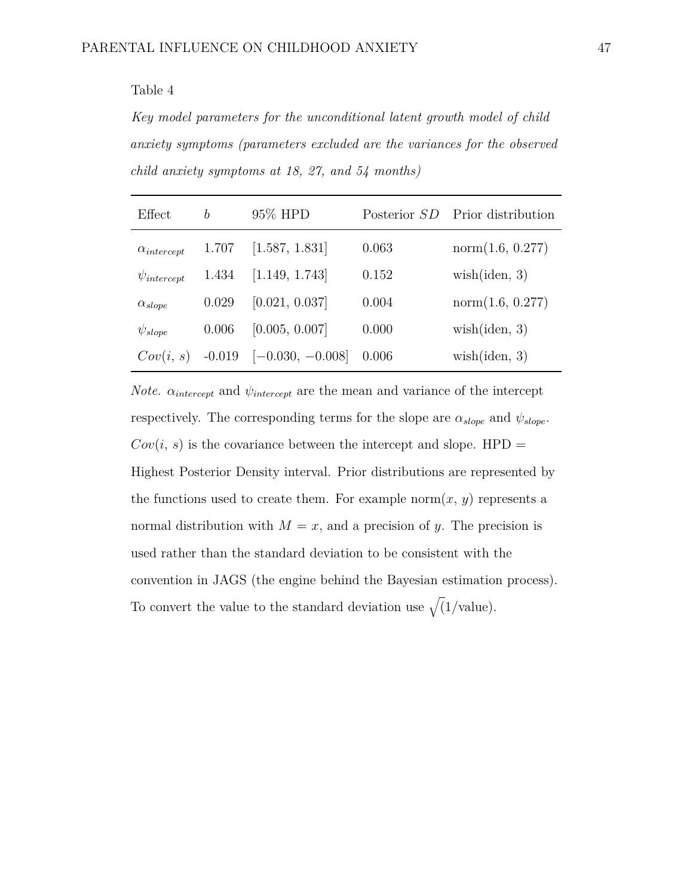Table 4

*Key model parameters for the unconditional latent growth model of child anxiety symptoms (parameters excluded are the variances for the observed child anxiety symptoms at 18, 27, and 54 months)*

| Effect | $b$ | 95% HPD | Posterior $SD$ | Prior distribution |
|---|---|---|---|---|
| $\alpha_{intercept}$ | 1.707 | [1.587, 1.831] | 0.063 | norm(1.6, 0.277) |
| $\psi_{intercept}$ | 1.434 | [1.149, 1.743] | 0.152 | wish(iden, 3) |
| $\alpha_{slope}$ | 0.029 | [0.021, 0.037] | 0.004 | norm(1.6, 0.277) |
| $\psi_{slope}$ | 0.006 | [0.005, 0.007] | 0.000 | wish(iden, 3) |
| $Cov(i,\, s)$ | -0.019 | [−0.030, −0.008] | 0.006 | wish(iden, 3) |

*Note.* $\alpha_{intercept}$ and $\psi_{intercept}$ are the mean and variance of the intercept respectively. The corresponding terms for the slope are $\alpha_{slope}$ and $\psi_{slope}$. $Cov(i,\, s)$ is the covariance between the intercept and slope. HPD = Highest Posterior Density interval. Prior distributions are represented by the functions used to create them. For example norm($x$, $y$) represents a normal distribution with $M = x$, and a precision of $y$. The precision is used rather than the standard deviation to be consistent with the convention in JAGS (the engine behind the Bayesian estimation process). To convert the value to the standard deviation use $\sqrt{(1/\text{value})}$.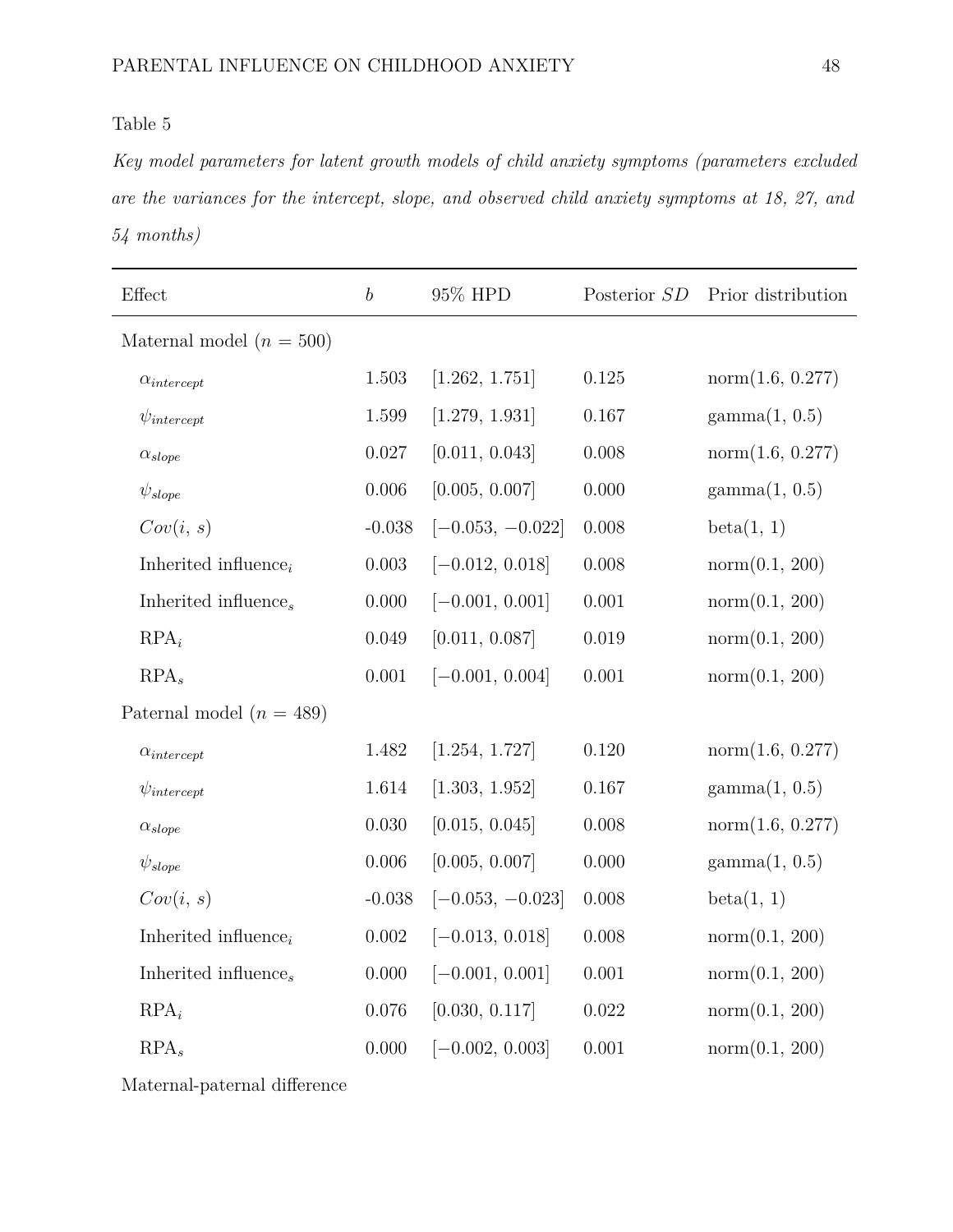Table 5

*Key model parameters for latent growth models of child anxiety symptoms (parameters excluded are the variances for the intercept, slope, and observed child anxiety symptoms at 18, 27, and 54 months)*

| Effect | $b$ | 95% HPD | Posterior $SD$ | Prior distribution |
|---|---|---|---|---|
| Maternal model ($n$ = 500) | | | | |
| $\alpha_{intercept}$ | 1.503 | [1.262, 1.751] | 0.125 | norm(1.6, 0.277) |
| $\psi_{intercept}$ | 1.599 | [1.279, 1.931] | 0.167 | gamma(1, 0.5) |
| $\alpha_{slope}$ | 0.027 | [0.011, 0.043] | 0.008 | norm(1.6, 0.277) |
| $\psi_{slope}$ | 0.006 | [0.005, 0.007] | 0.000 | gamma(1, 0.5) |
| $Cov(i,\ s)$ | -0.038 | [−0.053, −0.022] | 0.008 | beta(1, 1) |
| Inherited influence$_i$ | 0.003 | [−0.012, 0.018] | 0.008 | norm(0.1, 200) |
| Inherited influence$_s$ | 0.000 | [−0.001, 0.001] | 0.001 | norm(0.1, 200) |
| RPA$_i$ | 0.049 | [0.011, 0.087] | 0.019 | norm(0.1, 200) |
| RPA$_s$ | 0.001 | [−0.001, 0.004] | 0.001 | norm(0.1, 200) |
| Paternal model ($n$ = 489) | | | | |
| $\alpha_{intercept}$ | 1.482 | [1.254, 1.727] | 0.120 | norm(1.6, 0.277) |
| $\psi_{intercept}$ | 1.614 | [1.303, 1.952] | 0.167 | gamma(1, 0.5) |
| $\alpha_{slope}$ | 0.030 | [0.015, 0.045] | 0.008 | norm(1.6, 0.277) |
| $\psi_{slope}$ | 0.006 | [0.005, 0.007] | 0.000 | gamma(1, 0.5) |
| $Cov(i,\ s)$ | -0.038 | [−0.053, −0.023] | 0.008 | beta(1, 1) |
| Inherited influence$_i$ | 0.002 | [−0.013, 0.018] | 0.008 | norm(0.1, 200) |
| Inherited influence$_s$ | 0.000 | [−0.001, 0.001] | 0.001 | norm(0.1, 200) |
| RPA$_i$ | 0.076 | [0.030, 0.117] | 0.022 | norm(0.1, 200) |
| RPA$_s$ | 0.000 | [−0.002, 0.003] | 0.001 | norm(0.1, 200) |
| Maternal-paternal difference | | | | |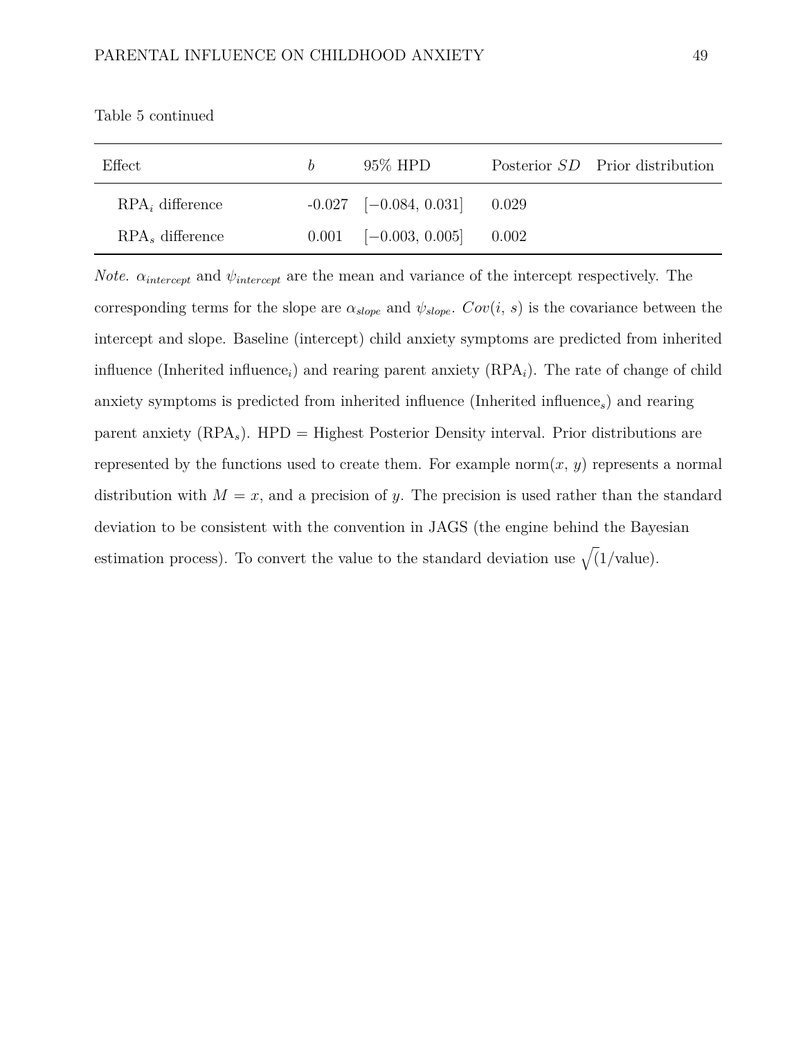Table 5 continued

| Effect | $b$ | 95% HPD | Posterior $SD$ | Prior distribution |
|---|---|---|---|---|
| $\text{RPA}_i$ difference | -0.027 | $[-0.084, 0.031]$ | 0.029 | |
| $\text{RPA}_s$ difference | 0.001 | $[-0.003, 0.005]$ | 0.002 | |

*Note.* $\alpha_{intercept}$ and $\psi_{intercept}$ are the mean and variance of the intercept respectively. The corresponding terms for the slope are $\alpha_{slope}$ and $\psi_{slope}$. $Cov(i, s)$ is the covariance between the intercept and slope. Baseline (intercept) child anxiety symptoms are predicted from inherited influence (Inherited $\text{influence}_i$) and rearing parent anxiety ($\text{RPA}_i$). The rate of change of child anxiety symptoms is predicted from inherited influence (Inherited $\text{influence}_s$) and rearing parent anxiety ($\text{RPA}_s$). HPD = Highest Posterior Density interval. Prior distributions are represented by the functions used to create them. For example norm($x$, $y$) represents a normal distribution with $M = x$, and a precision of $y$. The precision is used rather than the standard deviation to be consistent with the convention in JAGS (the engine behind the Bayesian estimation process). To convert the value to the standard deviation use $\sqrt{(1/\text{value})}$.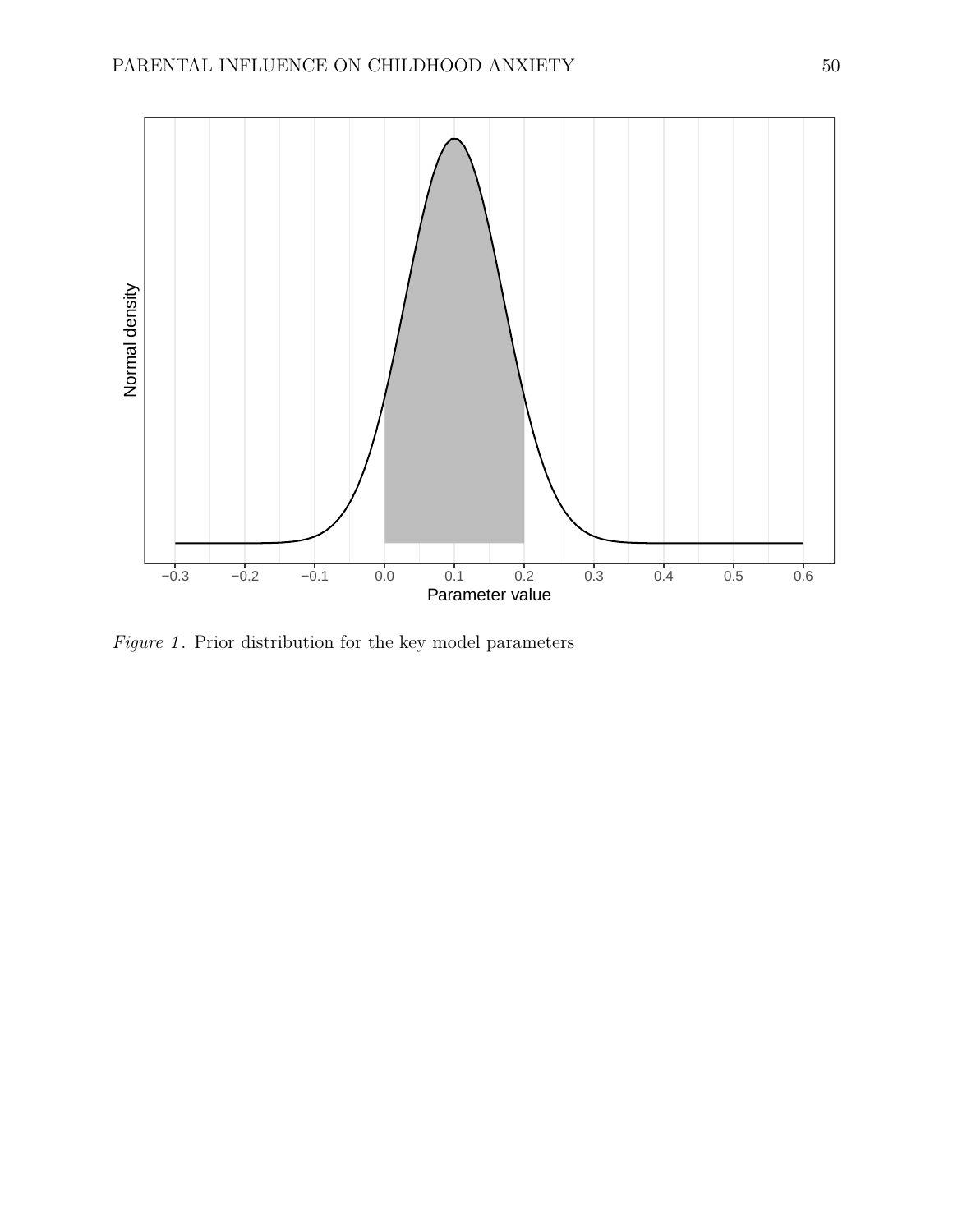Normal density

−0.3 −0.2 −0.1 0.0 0.1 0.2 0.3 0.4 0.5 0.6

Parameter value

*Figure 1*. Prior distribution for the key model parameters